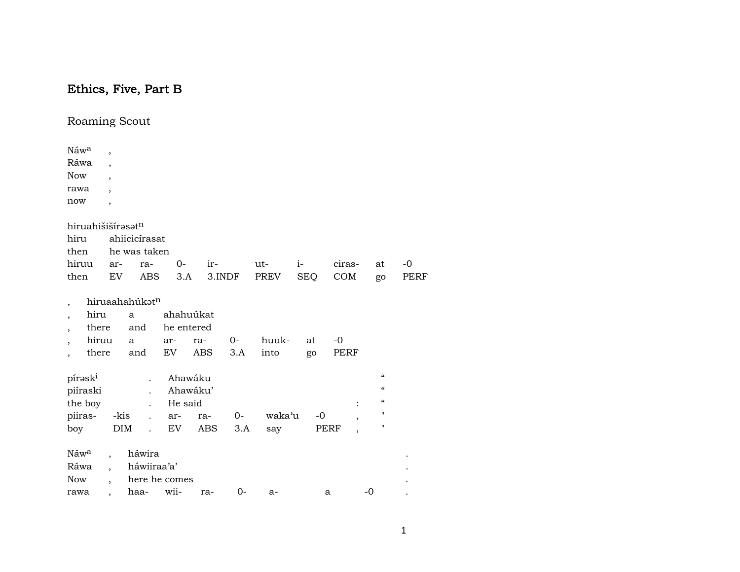# Ethics, Five, Part B

## Roaming Scout

| Náwᵃ | , |
|---|---|
| Ráwa | , |
| Now | , |
| rawa | , |
| now | , |

hiruahišišírəsətⁿ

| hiru | ahiicicírasat | | | | | | | | |
|---|---|---|---|---|---|---|---|---|---|
| then | he was taken | | | | | | | | |
| hiruu | ar- | ra- | 0- | ir- | ut- | i- | ciras- | at | -0 |
| then | EV | ABS | 3.A | 3.INDF | PREV | SEQ | COM | go | PERF |

, hiruaahahúkətⁿ

| , | hiru | a | ahahuúkat | | | | | |
|---|---|---|---|---|---|---|---|---|
| , | there | and | he entered | | | | | |
| , | hiruu | a | ar- | ra- | 0- | huuk- | at | -0 |
| , | there | and | EV | ABS | 3.A | into | go | PERF |

| píraskⁱ | | . | Ahawáku | | | | | | “ |
|---|---|---|---|---|---|---|---|---|---|
| piíraski | | . | Ahawáku’ | | | | | | “ |
| the boy | | . | He said | | | | | : | “ |
| piiras- | -kis | . | ar- | ra- | 0- | waka’u | -0 | , | " |
| boy | DIM | . | EV | ABS | 3.A | say | PERF | , | " |

| Náwᵃ | , | háwira | | | | | | . |
|---|---|---|---|---|---|---|---|---|
| Ráwa | , | háwiiraa’a’ | | | | | | . |
| Now | , | here he comes | | | | | | . |
| rawa | , | haa- | wii- | ra- | 0- | a- | a | -0 | .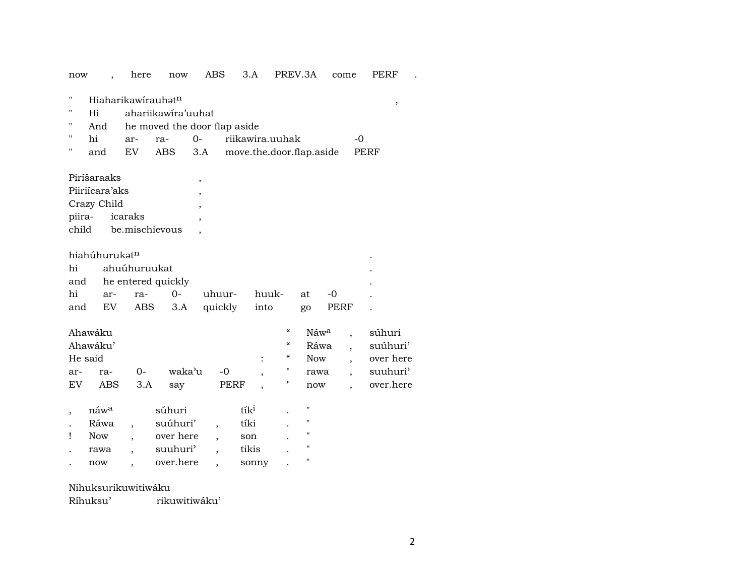| now | , | here | now | ABS | 3.A | PREV.3A | come | PERF | . |
|---|---|---|---|---|---|---|---|---|---|

| " | Hiaharikawírauhətⁿ | | | | | , |
|---|---|---|---|---|---|---|
| " | Hi | ahariikawíra'uuhat | | | | |
| " | And | he moved the door flap aside | | | | |
| " | hi | ar- | ra- | 0- | riikawira.uuhak | -0 |
| " | and | EV | ABS | 3.A | move.the.door.flap.aside | PERF |

| Piríšaraaks | | , |
|---|---|---|
| Piiriícara'aks | | , |
| Crazy Child | | , |
| piira- | icaraks | , |
| child | be.mischievous | , |

| hiahúhurukətⁿ | | | | | | | | . |
|---|---|---|---|---|---|---|---|---|
| hi | ahuúhuruukat | | | | | | | . |
| and | he entered quickly | | | | | | | . |
| hi | ar- | ra- | 0- | uhuur- | huuk- | at | -0 | . |
| and | EV | ABS | 3.A | quickly | into | go | PERF | . |

| Ahawáku | | | | | | " | Náwᵃ | , | súhuri |
|---|---|---|---|---|---|---|---|---|---|
| Ahawáku' | | | | | | " | Ráwa | , | suúhuri' |
| He said | | | | | : | " | Now | , | over here |
| ar- | ra- | 0- | waka'u | -0 | , | " | rawa | , | suuhuri' |
| EV | ABS | 3.A | say | PERF | , | " | now | , | over.here |

| , | náwᵃ | | súhuri | | tíkⁱ | . | " |
|---|---|---|---|---|---|---|---|
| . | Ráwa | , | suúhuri' | , | tíki | . | " |
| ! | Now | , | over here | , | son | . | " |
| . | rawa | , | suuhuri' | , | tikis | . | " |
| . | now | , | over.here | , | sonny | . | " |

Nihuksurikuwitiwáku
Ríhuksu' rikuwitiwáku'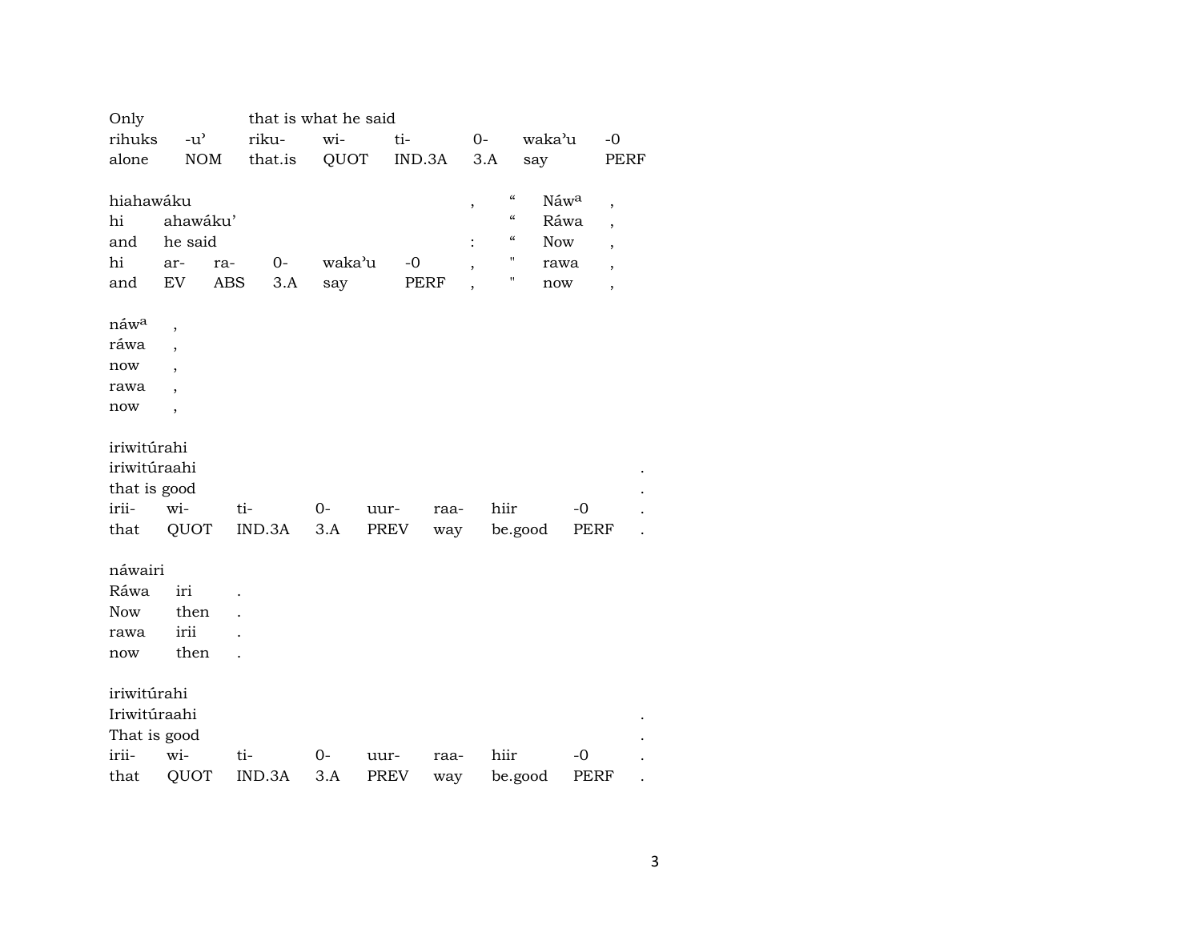| Only | | that is what he said | | | | | |
|---|---|---|---|---|---|---|---|
| rihuks | -u' | riku- | wi- | ti- | 0- | waka'u | -0 |
| alone | NOM | that.is | QUOT | IND.3A | 3.A | say | PERF |

| hiahawáku | | | | | | , | “ | Náwᵃ | , |
|---|---|---|---|---|---|---|---|---|---|
| hi | ahawáku' | | | | | | “ | Ráwa | , |
| and | he said | | | | | : | “ | Now | , |
| hi | ar- | ra- | 0- | waka'u | -0 | , | " | rawa | , |
| and | EV | ABS | 3.A | say | PERF | , | " | now | , |

| náwᵃ | , |
|---|---|
| ráwa | , |
| now | , |
| rawa | , |
| now | , |

| iriwitúrahi | | | | | | | | |
|---|---|---|---|---|---|---|---|---|
| iriwitúraahi | | | | | | | | . |
| that is good | | | | | | | | . |
| irii- | wi- | ti- | 0- | uur- | raa- | hiir | -0 | . |
| that | QUOT | IND.3A | 3.A | PREV | way | be.good | PERF | . |

| náwairi | | |
|---|---|---|
| Ráwa | iri | . |
| Now | then | . |
| rawa | irii | . |
| now | then | . |

| iriwitúrahi | | | | | | | | |
|---|---|---|---|---|---|---|---|---|
| Iriwitúraahi | | | | | | | | . |
| That is good | | | | | | | | . |
| irii- | wi- | ti- | 0- | uur- | raa- | hiir | -0 | . |
| that | QUOT | IND.3A | 3.A | PREV | way | be.good | PERF | . |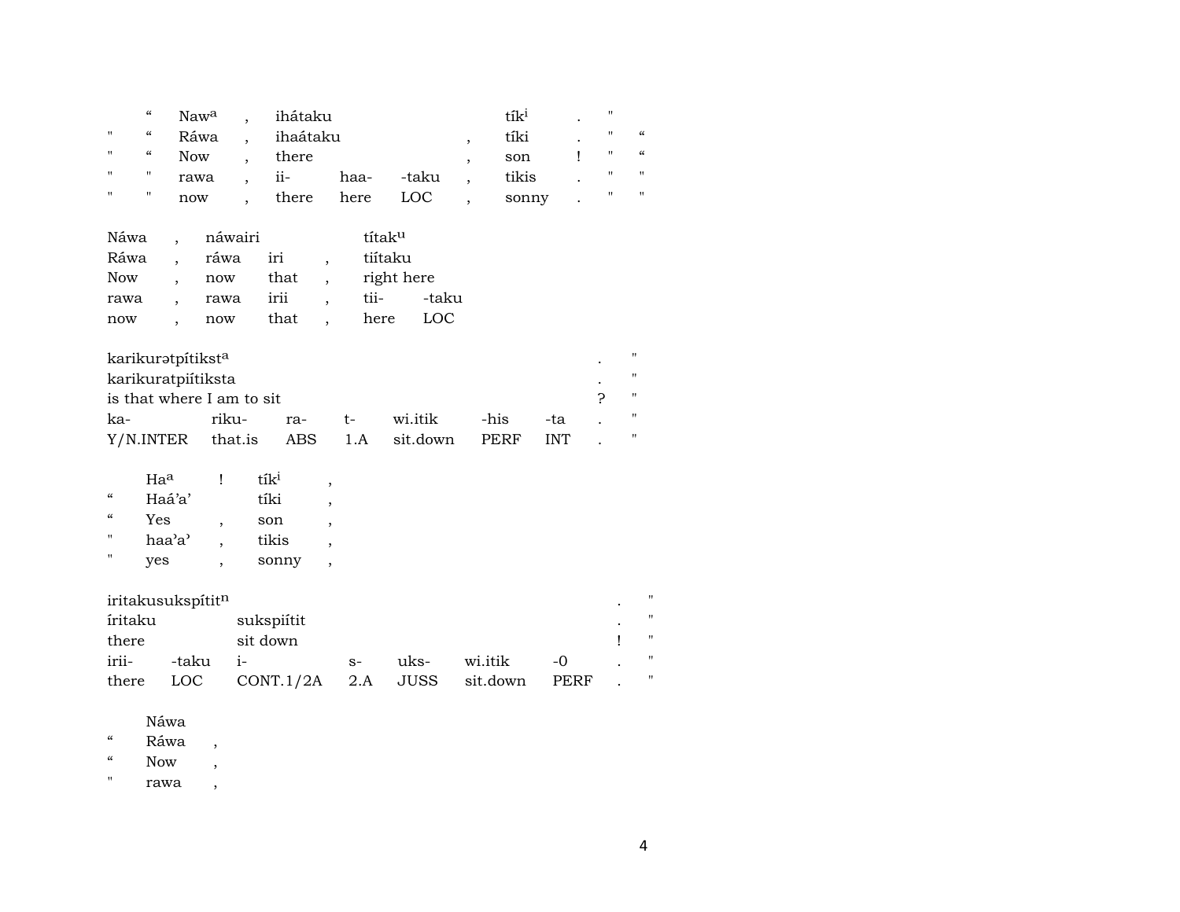| | | | | | | | | | |
|---|---|---|---|---|---|---|---|---|---|
| | “ | Naw[a] | , | ihátaku | | | | tík[i] | . | " |
| " | “ | Ráwa | , | ihaátaku | | | , | tíki | . | " | “ |
| " | “ | Now | , | there | | | , | son | ! | " | “ |
| " | " | rawa | , | ii- | haa- | -taku | , | tikis | . | " | " |
| " | " | now | , | there | here | LOC | , | sonny | . | " | " |

| | | | | | | |
|---|---|---|---|---|---|---|
| Náwa | , | náwairi | | | títak[u] | |
| Ráwa | , | ráwa | iri | , | tiítaku | |
| Now | , | now | that | , | right here | |
| rawa | , | rawa | irii | , | tii- | -taku |
| now | , | now | that | , | here | LOC |

| | | | | | | | | |
|---|---|---|---|---|---|---|---|---|
| karikurətpítikst[a] | | | | | | | . | " |
| karikuratpiítiksta | | | | | | | . | " |
| is that where I am to sit | | | | | | | ? | " |
| ka- | riku- | ra- | t- | wi.itik | -his | -ta | . | " |
| Y/N.INTER | that.is | ABS | 1.A | sit.down | PERF | INT | . | " |

| | | | | |
|---|---|---|---|---|
| | Ha[a] | ! | tík[i] | , |
| “ | Haá’a’ | | tíki | , |
| “ | Yes | , | son | , |
| " | haa’a’ | , | tikis | , |
| " | yes | , | sonny | , |

| | | | | | | | | |
|---|---|---|---|---|---|---|---|---|
| iritakusukspítit[n] | | | | | | | . | " |
| íritaku | | sukspiítit | | | | | . | " |
| there | | sit down | | | | | ! | " |
| irii- | -taku | i- | s- | uks- | wi.itik | -0 | . | " |
| there | LOC | CONT.1/2A | 2.A | JUSS | sit.down | PERF | . | " |

| | | |
|---|---|---|
| | Náwa | |
| “ | Ráwa | , |
| “ | Now | , |
| " | rawa | , |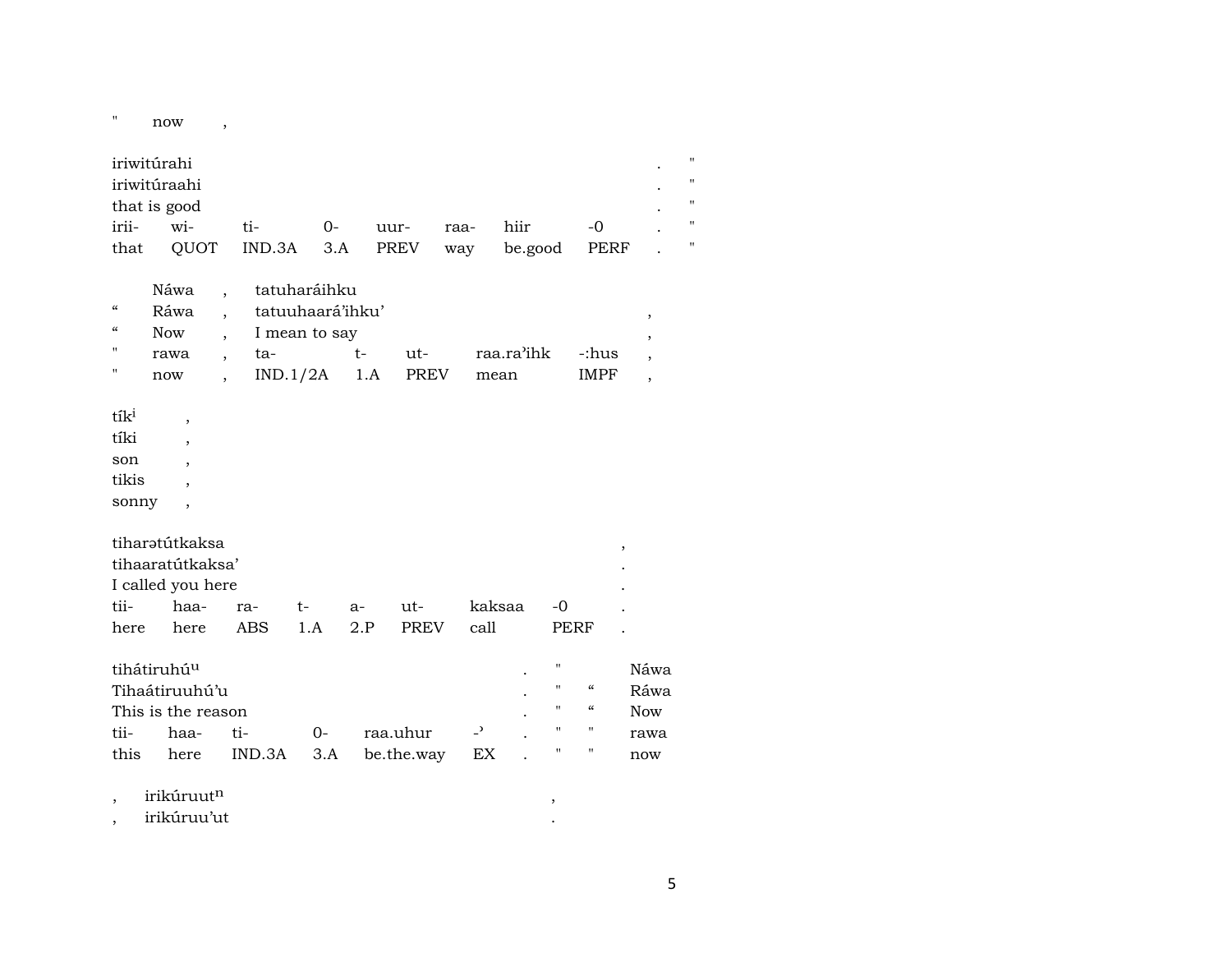" now ,

iriwitúrahi . "
iriwitúraahi . "
that is good . "

| irii- | wi- | ti- | 0- | uur- | raa- | hiir | -0 | . | " |
|---|---|---|---|---|---|---|---|---|---|
| that | QUOT | IND.3A | 3.A | PREV | way | be.good | PERF | . | " |

Náwa , tatuharáihku
“ Ráwa , tatuuhaará’ihku’ ,
“ Now , I mean to say ,

| " | rawa | , | ta- | t- | ut- | raa.ra’ihk | -:hus | , |
|---|---|---|---|---|---|---|---|---|
| " | now | , | IND.1/2A | 1.A | PREV | mean | IMPF | , |

tík$^{i}$ ,
tíki ,
son ,
tikis ,
sonny ,

tiharətútkaksa ,
tihaaratútkaksa’ .
I called you here .

| tii- | haa- | ra- | t- | a- | ut- | kaksaa | -0 | . |
|---|---|---|---|---|---|---|---|---|
| here | here | ABS | 1.A | 2.P | PREV | call | PERF | . |

tihátiruhú$^{u}$ . " Náwa
Tihaátiruuhú’u . " “ Ráwa
This is the reason . " “ Now

| tii- | haa- | ti- | 0- | raa.uhur | -’ | . | " | " | rawa |
|---|---|---|---|---|---|---|---|---|---|
| this | here | IND.3A | 3.A | be.the.way | EX | . | " | " | now |

, irikúruut$^{n}$ ,
, irikúruu’ut .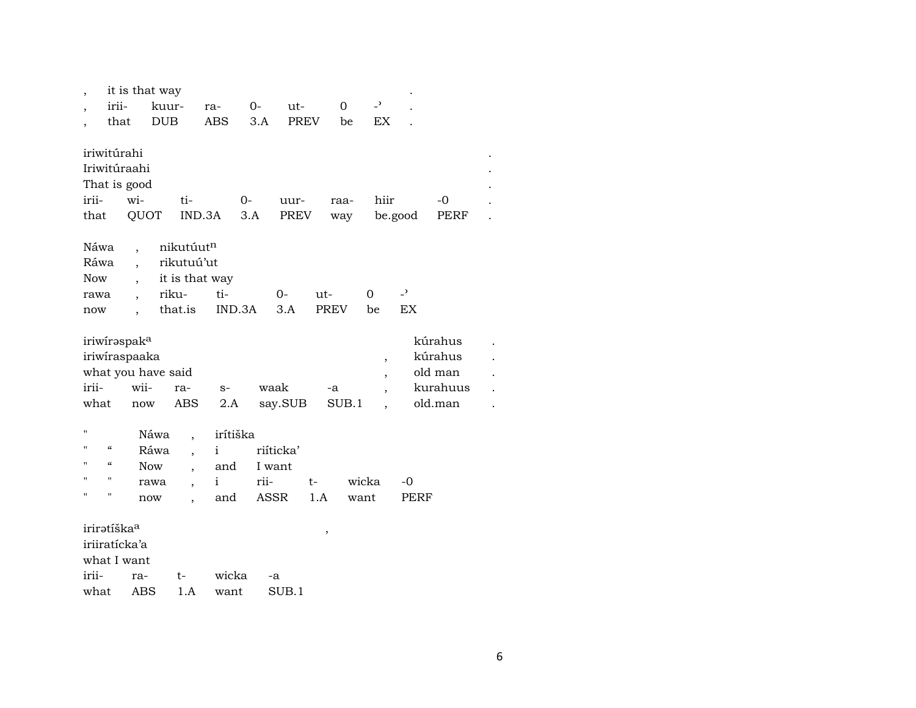| , | it is that way | | | | | | | . |
|---|---|---|---|---|---|---|---|---|
| , | irii- | kuur- | ra- | 0- | ut- | 0 | -ʾ | . |
| , | that | DUB | ABS | 3.A | PREV | be | EX | . |

| iriwitúrahi | | | | | | | | . |
|---|---|---|---|---|---|---|---|---|
| Iriwitúraahi | | | | | | | | . |
| That is good | | | | | | | | . |
| irii- | wi- | ti- | 0- | uur- | raa- | hiir | -0 | . |
| that | QUOT | IND.3A | 3.A | PREV | way | be.good | PERF | . |

| Náwa | , | nikutúut$^{n}$ | | | | | |
|---|---|---|---|---|---|---|---|
| Ráwa | , | rikutuú'ut | | | | | |
| Now | , | it is that way | | | | | |
| rawa | , | riku- | ti- | 0- | ut- | 0 | -ʾ |
| now | , | that.is | IND.3A | 3.A | PREV | be | EX |

| iriwírəspak$^{a}$ | | | | | | | kúrahus | . |
|---|---|---|---|---|---|---|---|---|
| iriwíraspaaka | | | | | | , | kúrahus | . |
| what you have said | | | | | | , | old man | . |
| irii- | wii- | ra- | s- | waak | -a | , | kurahuus | . |
| what | now | ABS | 2.A | say.SUB | SUB.1 | , | old.man | . |

| " | | Náwa | , | irítiška | | | |
|---|---|---|---|---|---|---|---|
| " | " | Ráwa | , | i | riíticka' | | |
| " | " | Now | , | and | I want | | |
| " | " | rawa | , | i | rii- | t- | wicka | -0 |
| " | " | now | , | and | ASSR | 1.A | want | PERF |

| irirətíška$^{a}$ | | | | , |
|---|---|---|---|---|
| iriiratícka'a | | | | |
| what I want | | | | |
| irii- | ra- | t- | wicka | -a |
| what | ABS | 1.A | want | SUB.1 |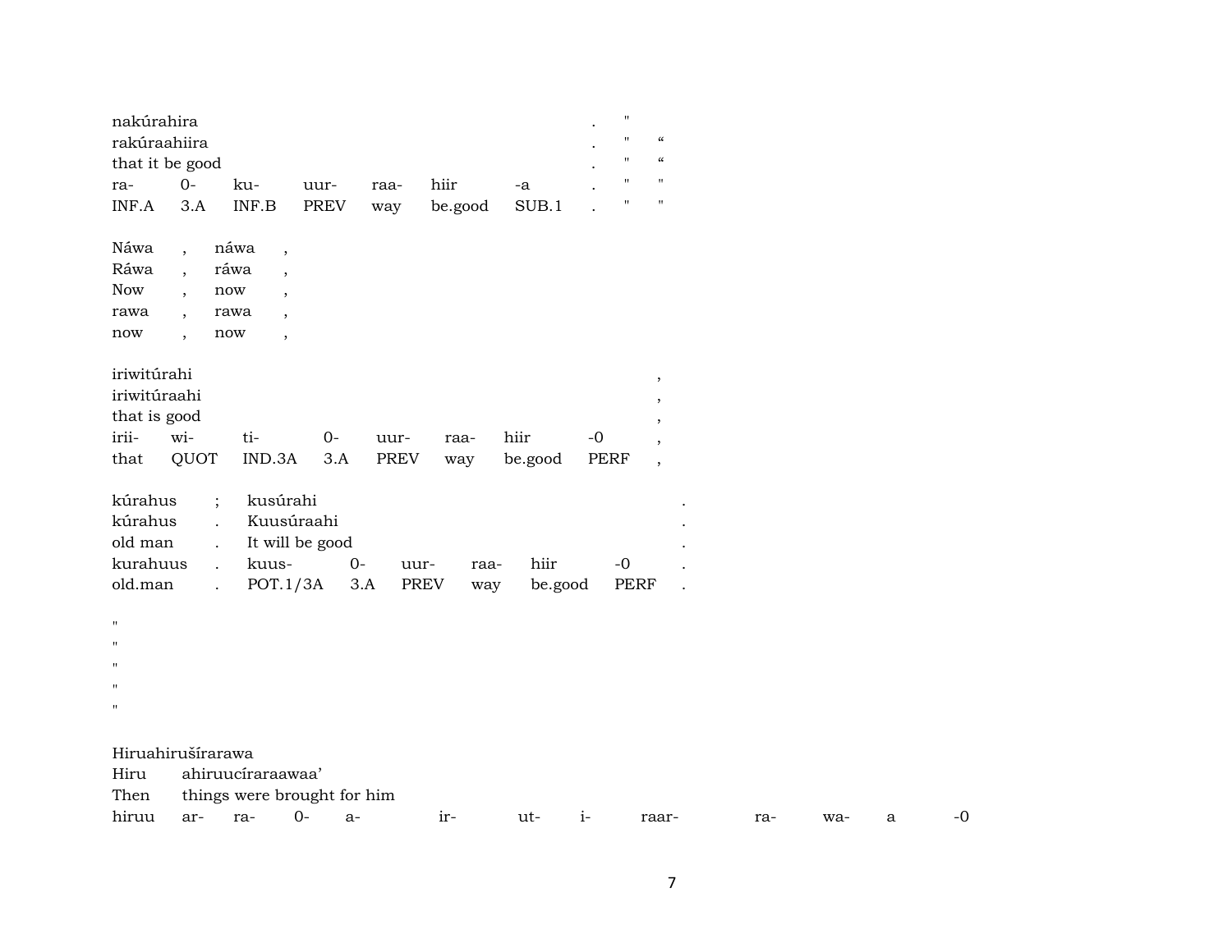nakúrahira . "
rakúraahiira . " "
that it be good . " "

| ra- | 0- | ku- | uur- | raa- | hiir | -a | . | " | " |
|---|---|---|---|---|---|---|---|---|---|
| INF.A | 3.A | INF.B | PREV | way | be.good | SUB.1 | . | " | " |

Náwa , náwa ,
Ráwa , ráwa ,
Now , now ,
rawa , rawa ,
now , now ,

iriwitúrahi ,
iriwitúraahi ,
that is good ,

| irii- | wi- | ti- | 0- | uur- | raa- | hiir | -0 | , |
|---|---|---|---|---|---|---|---|---|
| that | QUOT | IND.3A | 3.A | PREV | way | be.good | PERF | , |

kúrahus ; kusúrahi .
kúrahus . Kuusúraahi .
old man . It will be good .

| kurahuus | . | kuus- | 0- | uur- | raa- | hiir | -0 | . |
|---|---|---|---|---|---|---|---|---|
| old.man | . | POT.1/3A | 3.A | PREV | way | be.good | PERF | . |

"
"
"
"
"

Hiruahirušírarawa
Hiru ahiruucíraraawaa'
Then things were brought for him

| hiruu | ar- | ra- | 0- | a- | ir- | ut- | i- | raar- | ra- | wa- | a | -0 |
|---|---|---|---|---|---|---|---|---|---|---|---|---|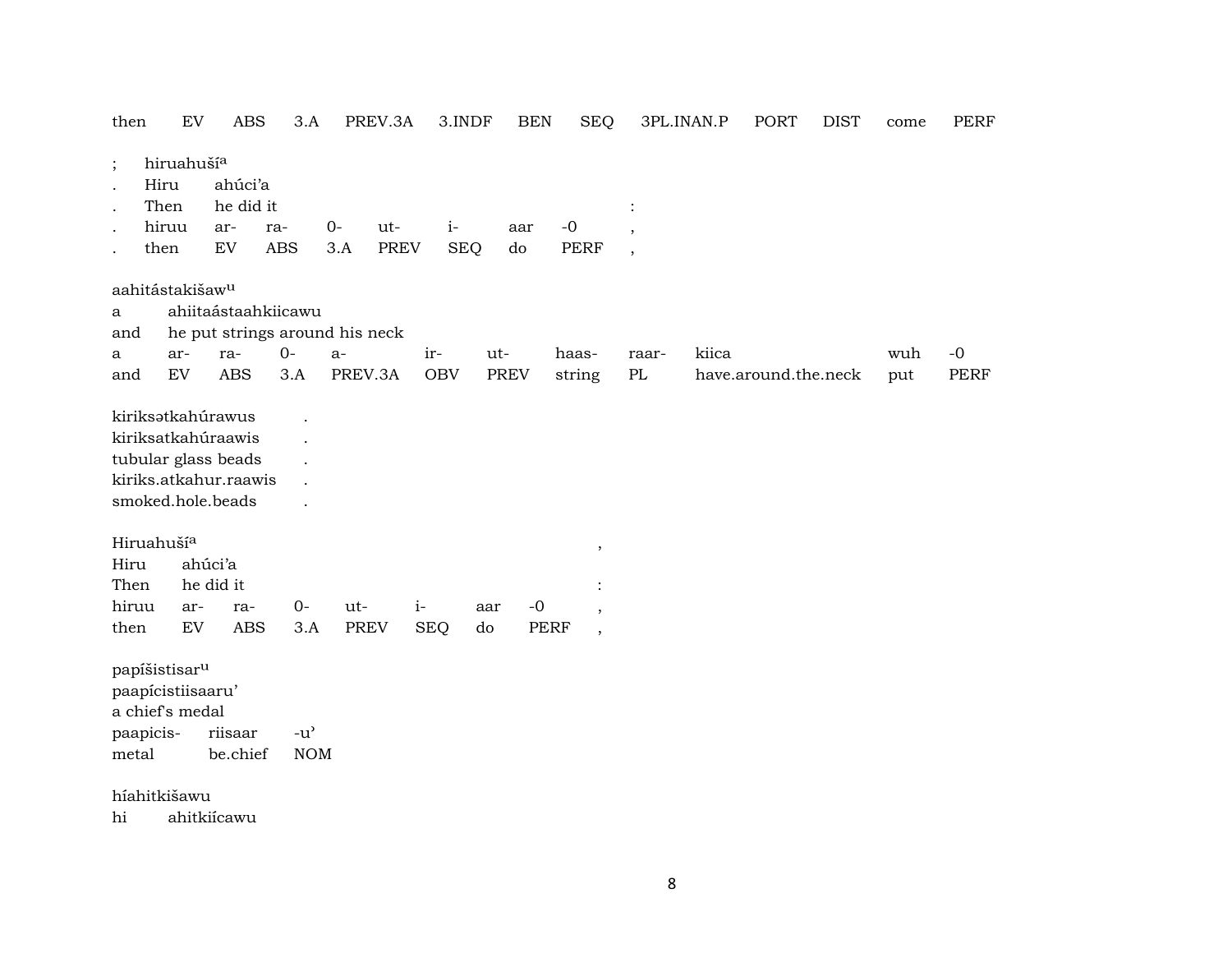then EV ABS 3.A PREV.3A 3.INDF BEN SEQ 3PL.INAN.P PORT DIST come PERF

| ; | hiruahušíᵃ | | | | | | | | |
|---|---|---|---|---|---|---|---|---|---|
| . | Hiru | ahúci'a | | | | | | | |
| . | Then | he did it | | | | | | | : |
| . | hiruu | ar- | ra- | 0- | ut- | i- | aar | -0 | , |
| . | then | EV | ABS | 3.A | PREV | SEQ | do | PERF | , |

aahitástakišawᵘ

| a | ahiitaástaahkiicawu | | | | | | | | | |
|---|---|---|---|---|---|---|---|---|---|---|
| and | he put strings around his neck | | | | | | | | | |
| a | ar- | ra- | 0- | a- | ir- | ut- | haas- | raar- | kiica | wuh | -0 |
| and | EV | ABS | 3.A | PREV.3A | OBV | PREV | string | PL | have.around.the.neck | put | PERF |

kiriksətkahúrawus .
kiriksatkahúraawis .
tubular glass beads .
kiriks.atkahur.raawis .
smoked.hole.beads .

Hiruahušíᵃ ,

| Hiru | ahúci'a | | | | | | | |
|---|---|---|---|---|---|---|---|---|
| Then | he did it | | | | | | | : |
| hiruu | ar- | ra- | 0- | ut- | i- | aar | -0 | , |
| then | EV | ABS | 3.A | PREV | SEQ | do | PERF | , |

papíšistisarᵘ
paapícistiisaaru'
a chief's medal

| paapicis- | riisaar | -u' |
|---|---|---|
| metal | be.chief | NOM |

híahitkišawu
hi ahitkiícawu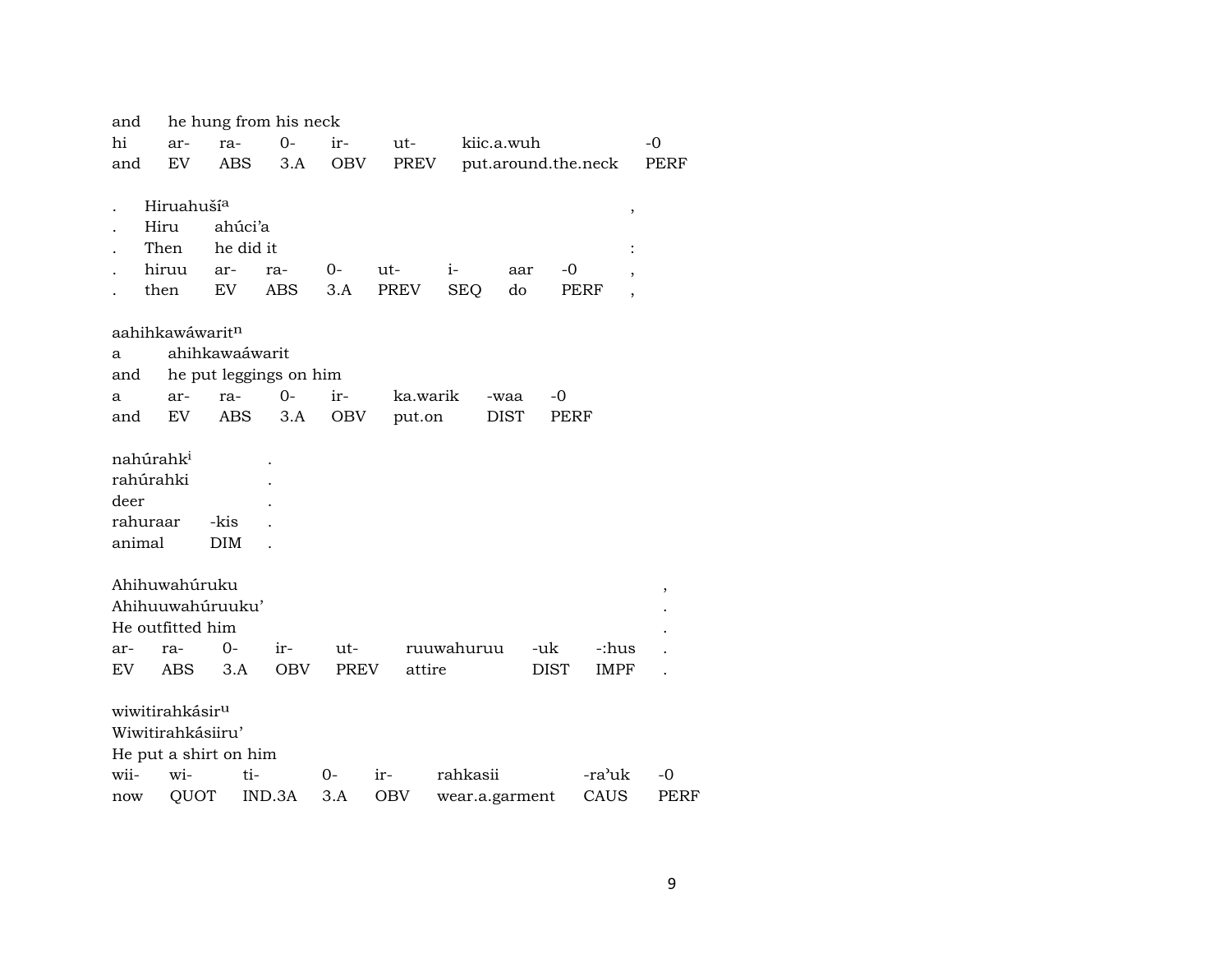| | | | | | | | |
|---|---|---|---|---|---|---|---|
| and | he hung from his neck | | | | | | |
| hi | ar- | ra- | 0- | ir- | ut- | kiic.a.wuh | -0 |
| and | EV | ABS | 3.A | OBV | PREV | put.around.the.neck | PERF |

| | | | | | | | | | |
|---|---|---|---|---|---|---|---|---|---|
| . | Hiruahuší[a] | | | | | | | | , |
| . | Hiru | ahúci'a | | | | | | | |
| . | Then | he did it | | | | | | | : |
| . | hiruu | ar- | ra- | 0- | ut- | i- | aar | -0 | , |
| . | then | EV | ABS | 3.A | PREV | SEQ | do | PERF | , |

| | | | | | | | |
|---|---|---|---|---|---|---|---|
| aahihkawáwarit[n] | | | | | | | |
| a | ahihkawaáwarit | | | | | | |
| and | he put leggings on him | | | | | | |
| a | ar- | ra- | 0- | ir- | ka.warik | -waa | -0 |
| and | EV | ABS | 3.A | OBV | put.on | DIST | PERF |

| | | |
|---|---|---|
| nahúrahk[i] | | . |
| rahúrahki | | . |
| deer | | . |
| rahuraar | -kis | . |
| animal | DIM | . |

| | | | | | | | | |
|---|---|---|---|---|---|---|---|---|
| Ahihuwahúruku | | | | | | | | , |
| Ahihuuwahúruuku' | | | | | | | | . |
| He outfitted him | | | | | | | | . |
| ar- | ra- | 0- | ir- | ut- | ruuwahuruu | -uk | -:hus | . |
| EV | ABS | 3.A | OBV | PREV | attire | DIST | IMPF | . |

| | | | | | | | |
|---|---|---|---|---|---|---|---|
| wiwitirahkásir[u] | | | | | | | |
| Wiwitirahkásiiru' | | | | | | | |
| He put a shirt on him | | | | | | | |
| wii- | wi- | ti- | 0- | ir- | rahkasii | -ra'uk | -0 |
| now | QUOT | IND.3A | 3.A | OBV | wear.a.garment | CAUS | PERF |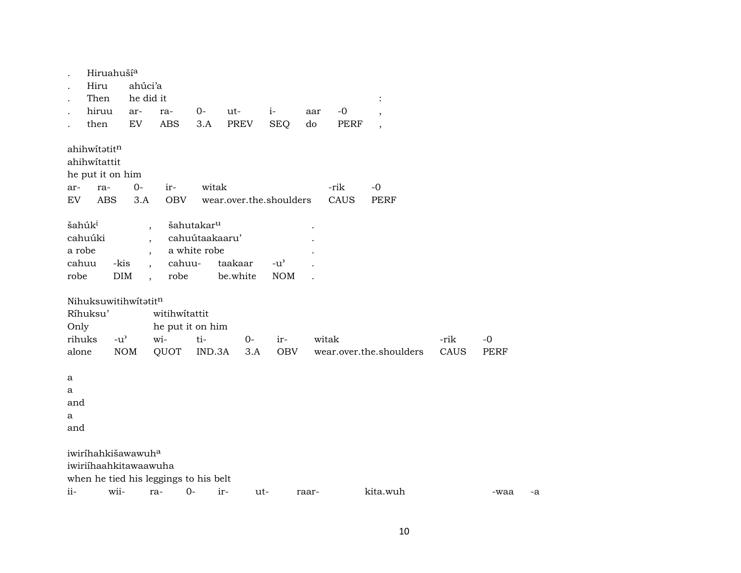. Hiruahušía
. Hiru ahúci'a
. Then he did it :
. hiruu ar- ra- 0- ut- i- aar -0 ,
. then EV ABS 3.A PREV SEQ do PERF ,

ahihwítətitn
ahihwítattit
he put it on him
ar- ra- 0- ir- witak -rik -0
EV ABS 3.A OBV wear.over.the.shoulders CAUS PERF

šahúki , šahutakaru .
cahuúki , cahuútaakaaru' .
a robe , a white robe .
cahuu -kis , cahuu- taakaar -u' .
robe DIM , robe be.white NOM .

Nihuksuwitihwítətitn
Ríhuksu' witihwítattit
Only he put it on him
rihuks -u' wi- ti- 0- ir- witak -rik -0
alone NOM QUOT IND.3A 3.A OBV wear.over.the.shoulders CAUS PERF

a
a
and
a
and

iwiríhahkišawawuha
iwiriíhaahkitawaawuha
when he tied his leggings to his belt
ii- wii- ra- 0- ir- ut- raar- kita.wuh -waa -a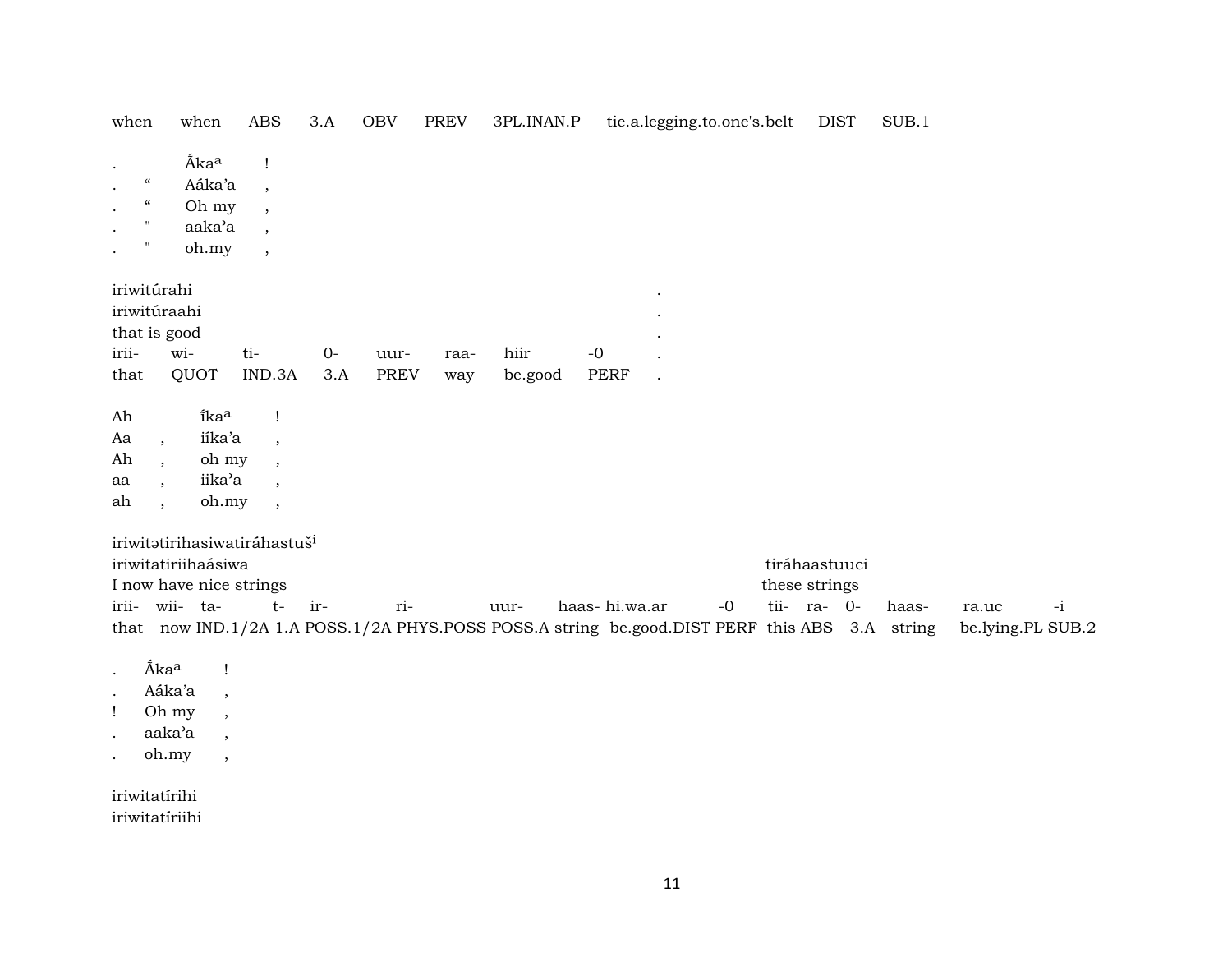when when ABS 3.A OBV PREV 3PL.INAN.P tie.a.legging.to.one's.belt DIST SUB.1

| | | | |
|---|---|---|---|
| . | | Ấkaᵃ | ! |
| . | “ | Aáka’a | , |
| . | “ | Oh my | , |
| . | " | aaka’a | , |
| . | " | oh.my | , |

iriwitúrahi .
iriwitúraahi .
that is good .

| irii- | wi- | ti- | 0- | uur- | raa- | hiir | -0 | . |
|---|---|---|---|---|---|---|---|---|
| that | QUOT | IND.3A | 3.A | PREV | way | be.good | PERF | . |

| | | | |
|---|---|---|---|
| Ah | | íkaᵃ | ! |
| Aa | , | iíka’a | , |
| Ah | , | oh my | , |
| aa | , | iika’a | , |
| ah | , | oh.my | , |

iriwitətirihasiwatiráhastušⁱ
iriwitatiriihaásiwa tiráhaastuuci
I now have nice strings these strings

| irii- | wii- | ta- | t- | ir- | ri- | uur- | haas- | hi.wa.ar | -0 | tii- | ra- | 0- | haas- | ra.uc | -i |
|---|---|---|---|---|---|---|---|---|---|---|---|---|---|---|---|
| that | now | IND.1/2A | 1.A | POSS.1/2A | PHYS.POSS | POSS.A | string | be.good.DIST | PERF | this | ABS | 3.A | string | be.lying.PL | SUB.2 |

| | | |
|---|---|---|
| . | Ấkaᵃ | ! |
| . | Aáka’a | , |
| ! | Oh my | , |
| . | aaka’a | , |
| . | oh.my | , |

iriwitatírihi
iriwitatíriihi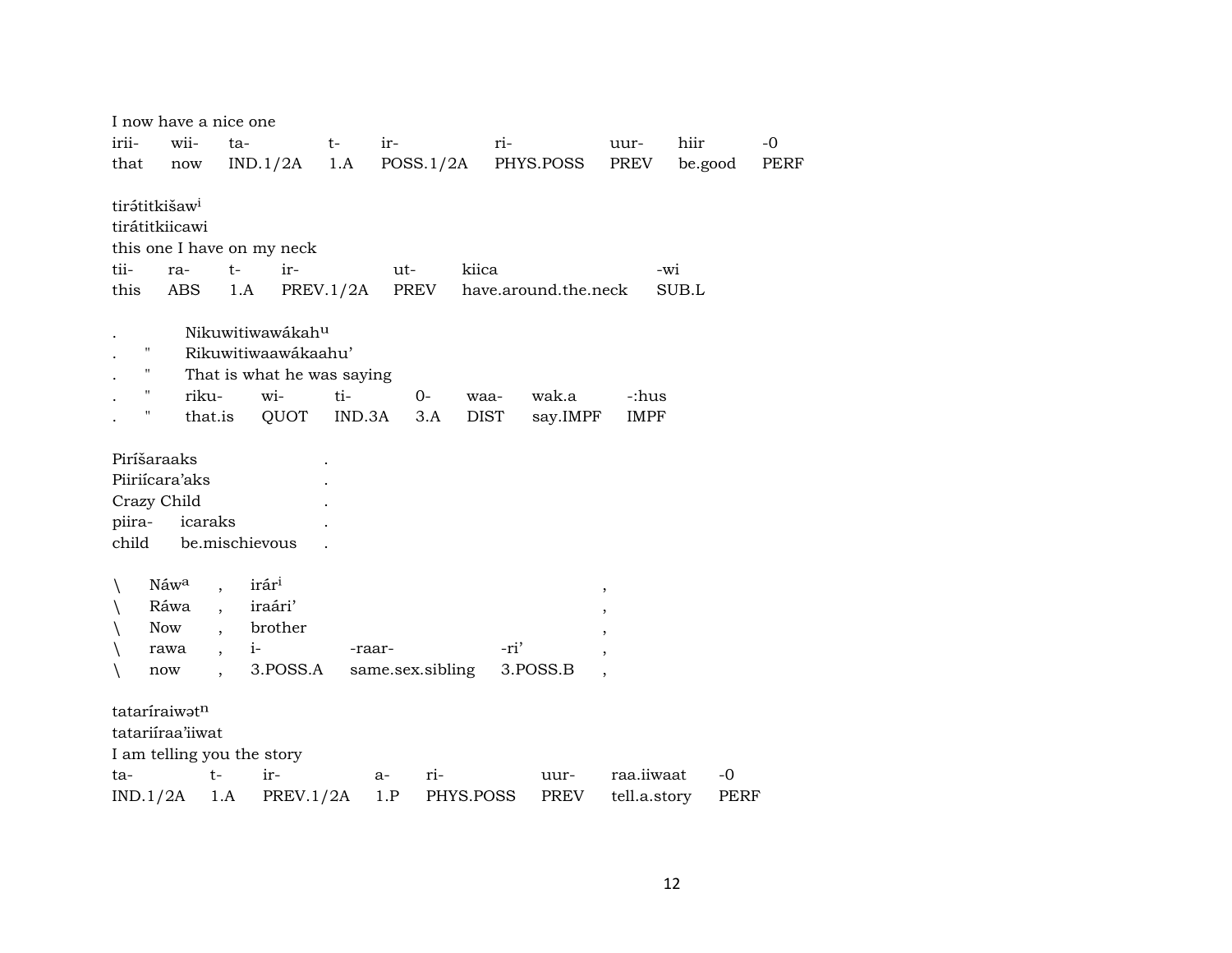I now have a nice one

| irii- | wii- | ta- | t- | ir- | ri- | uur- | hiir | -0 |
|---|---|---|---|---|---|---|---|---|
| that | now | IND.1/2A | 1.A | POSS.1/2A | PHYS.POSS | PREV | be.good | PERF |

tirə́titkišaw[i]
tirátitkiicawi
this one I have on my neck

| tii- | ra- | t- | ir- | ut- | kiica | -wi |
|---|---|---|---|---|---|---|
| this | ABS | 1.A | PREV.1/2A | PREV | have.around.the.neck | SUB.L |

| . | | Nikuwitiwawákah[u] | | | | | | |
|---|---|---|---|---|---|---|---|---|
| . | " | Rikuwitiwaawákaahu’ | | | | | | |
| . | " | That is what he was saying | | | | | | |
| . | " | riku- | wi- | ti- | 0- | waa- | wak.a | -:hus |
| . | " | that.is | QUOT | IND.3A | 3.A | DIST | say.IMPF | IMPF |

| Piríšaraaks | | . |
|---|---|---|
| Piiriícara’aks | | . |
| Crazy Child | | . |
| piira- | icaraks | . |
| child | be.mischievous | . |

| \ | Náw[a] | , | irár[i] | | | , |
|---|---|---|---|---|---|---|
| \ | Ráwa | , | iraári’ | | | , |
| \ | Now | , | brother | | | , |
| \ | rawa | , | i- | -raar- | -ri’ | , |
| \ | now | , | 3.POSS.A | same.sex.sibling | 3.POSS.B | , |

tataríraiwət[n]
tatariíraa’iiwat
I am telling you the story

| ta- | t- | ir- | a- | ri- | uur- | raa.iiwaat | -0 |
|---|---|---|---|---|---|---|---|
| IND.1/2A | 1.A | PREV.1/2A | 1.P | PHYS.POSS | PREV | tell.a.story | PERF |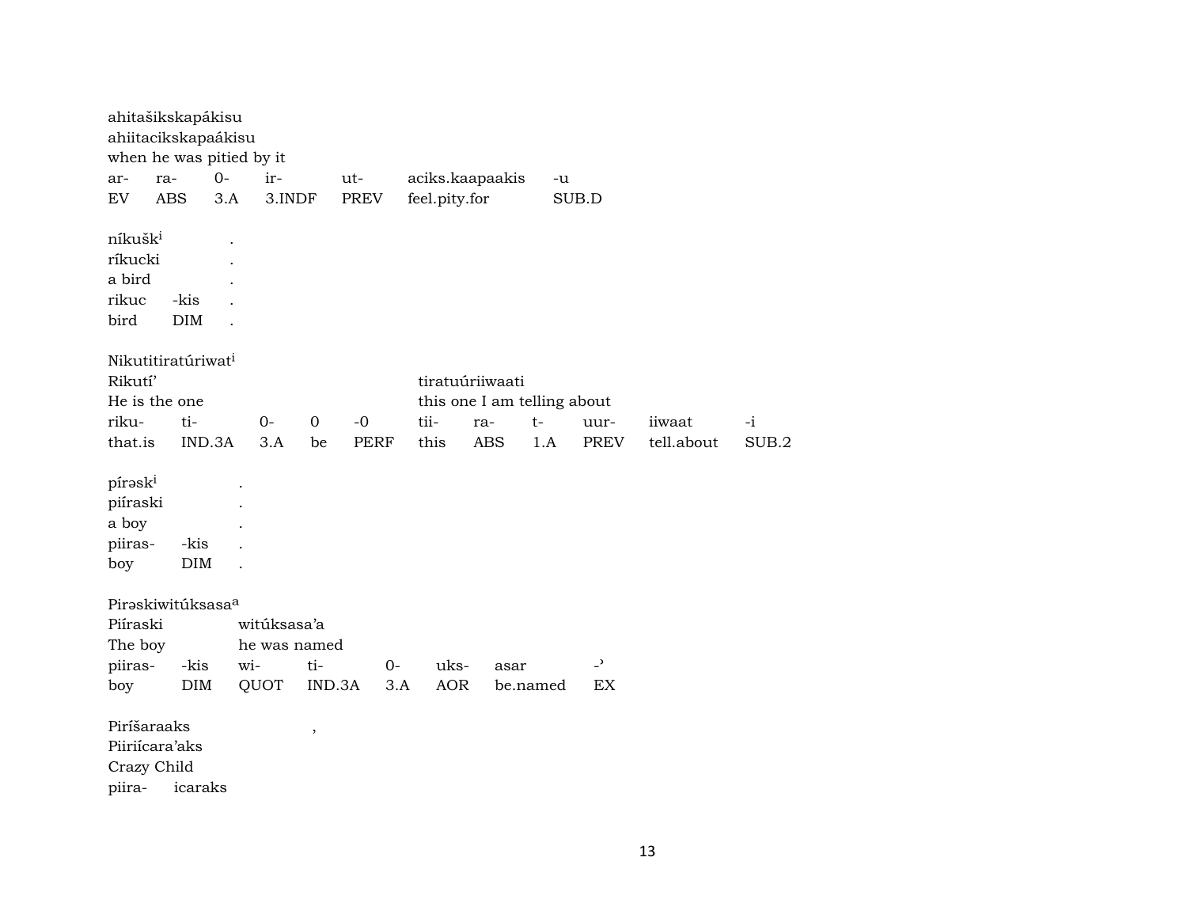ahitašikskapákisu
ahiitacikskapaákisu
when he was pitied by it

| ar- | ra- | 0- | ir- | ut- | aciks.kaapaakis | -u |
|---|---|---|---|---|---|---|
| EV | ABS | 3.A | 3.INDF | PREV | feel.pity.for | SUB.D |

níkušk[i] .
ríkucki .
a bird .

| rikuc | -kis | . |
|---|---|---|
| bird | DIM | . |

Nikutitiratúriwat[i]
Rikutí’ tiratuúriiwaati
He is the one this one I am telling about

| riku- | ti- | 0- | 0 | -0 | tii- | ra- | t- | uur- | iiwaat | -i |
|---|---|---|---|---|---|---|---|---|---|---|
| that.is | IND.3A | 3.A | be | PERF | this | ABS | 1.A | PREV | tell.about | SUB.2 |

pírəsk[i] .
piíraski .
a boy .

| piiras- | -kis | . |
|---|---|---|
| boy | DIM | . |

Pirəskiwitúksasa[a]
Piíraski witúksasa’a
The boy he was named

| piiras- | -kis | wi- | ti- | 0- | uks- | asar | -ʾ |
|---|---|---|---|---|---|---|---|
| boy | DIM | QUOT | IND.3A | 3.A | AOR | be.named | EX |

Piríšaraaks ,
Piiriícara’aks
Crazy Child
piira- icaraks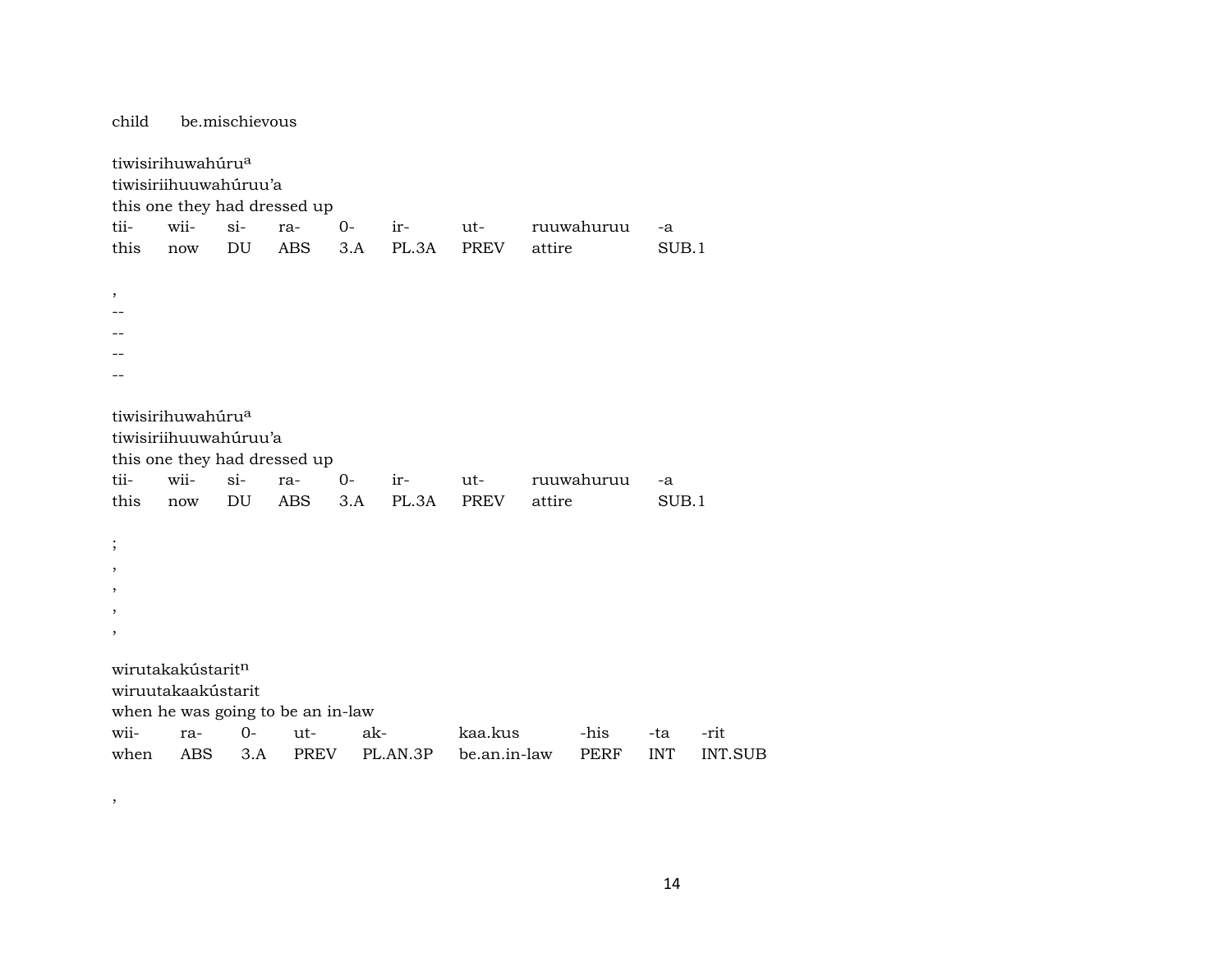child be.mischievous

tiwisirihuwahúru[a]
tiwisiriihuuwahúruu'a
this one they had dressed up

| tii- | wii- | si- | ra- | 0- | ir- | ut- | ruuwahuruu | -a |
|---|---|---|---|---|---|---|---|---|
| this | now | DU | ABS | 3.A | PL.3A | PREV | attire | SUB.1 |

,
--
--
--
--

tiwisirihuwahúru[a]
tiwisiriihuuwahúruu'a
this one they had dressed up

| tii- | wii- | si- | ra- | 0- | ir- | ut- | ruuwahuruu | -a |
|---|---|---|---|---|---|---|---|---|
| this | now | DU | ABS | 3.A | PL.3A | PREV | attire | SUB.1 |

;
,
,
,
,

wirutakakústarit[n]
wiruutakaakústarit
when he was going to be an in-law

| wii- | ra- | 0- | ut- | ak- | kaa.kus | -his | -ta | -rit |
|---|---|---|---|---|---|---|---|---|
| when | ABS | 3.A | PREV | PL.AN.3P | be.an.in-law | PERF | INT | INT.SUB |

,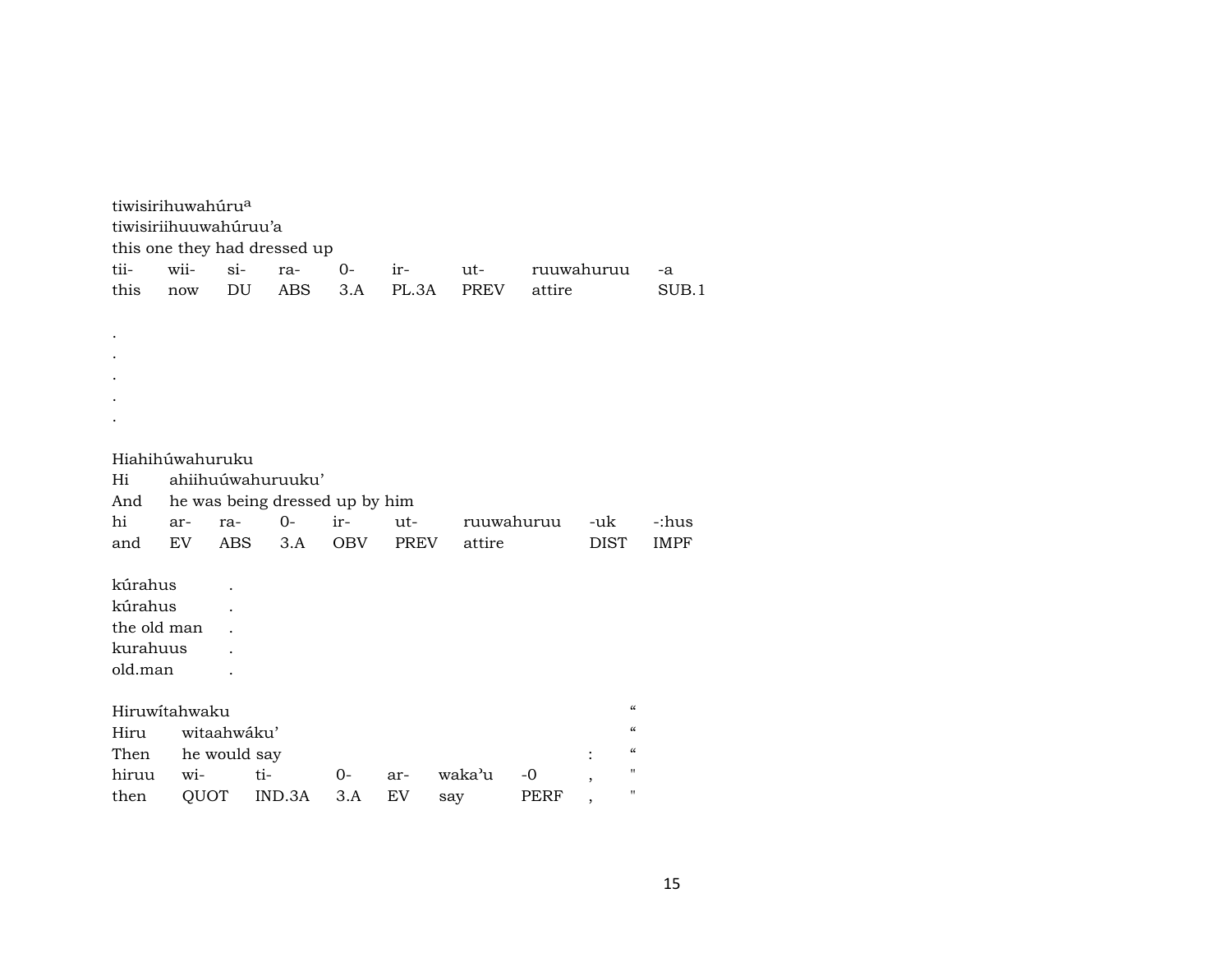tiwisirihuwahúru^a
tiwisiriihuuwahúruu'a
this one they had dressed up

| tii- | wii- | si- | ra- | 0- | ir- | ut- | ruuwahuruu | -a |
|---|---|---|---|---|---|---|---|---|
| this | now | DU | ABS | 3.A | PL.3A | PREV | attire | SUB.1 |

.
.
.
.
.

Hiahihúwahuruku
Hi ahiihuúwahuruuku'
And he was being dressed up by him

| hi | ar- | ra- | 0- | ir- | ut- | ruuwahuruu | -uk | -:hus |
|---|---|---|---|---|---|---|---|---|
| and | EV | ABS | 3.A | OBV | PREV | attire | DIST | IMPF |

kúrahus .
kúrahus .
the old man .
kurahuus .
old.man .

Hiruwítahwaku "
Hiru witaahwáku' "
Then he would say : "

| hiruu | wi- | ti- | 0- | ar- | waka'u | -0 | , | " |
|---|---|---|---|---|---|---|---|---|
| then | QUOT | IND.3A | 3.A | EV | say | PERF | , | " |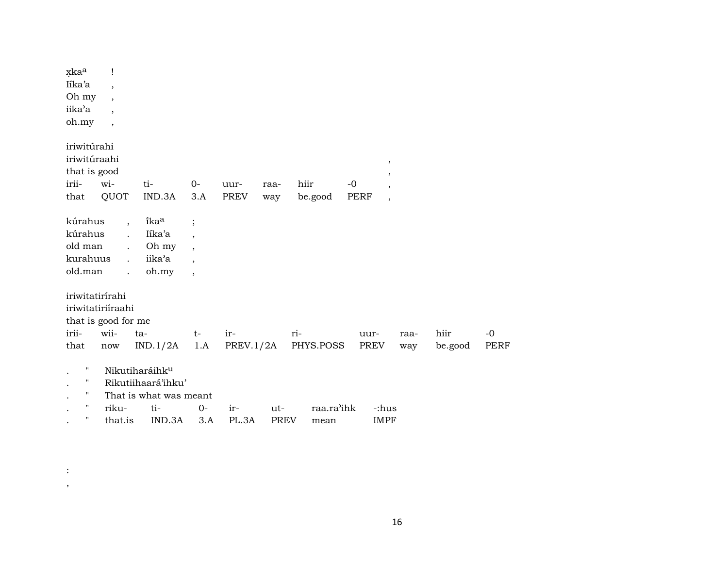x̣kaᵃ !
Iíka'a ,
Oh my ,
iika'a ,
oh.my ,

iriwitúrahi
iriwitúraahi ,
that is good ,

| irii- | wi- | ti- | 0- | uur- | raa- | hiir | -0 | , |
|---|---|---|---|---|---|---|---|---|
| that | QUOT | IND.3A | 3.A | PREV | way | be.good | PERF | , |

kúrahus , íkaᵃ ;
kúrahus . Iíka'a ,
old man . Oh my ,
kurahuus . iika'a ,
old.man . oh.my ,

iriwitatirírahi
iriwitatiriíraahi
that is good for me

| irii- | wii- | ta- | t- | ir- | ri- | uur- | raa- | hiir | -0 |
|---|---|---|---|---|---|---|---|---|---|
| that | now | IND.1/2A | 1.A | PREV.1/2A | PHYS.POSS | PREV | way | be.good | PERF |

. " Nikutiharáihkᵘ
. " Rikutiihaará'ihku'
. " That is what was meant

| . | " | riku- | ti- | 0- | ir- | ut- | raa.ra'ihk | -:hus |
|---|---|---|---|---|---|---|---|---|
| . | " | that.is | IND.3A | 3.A | PL.3A | PREV | mean | IMPF |

:
,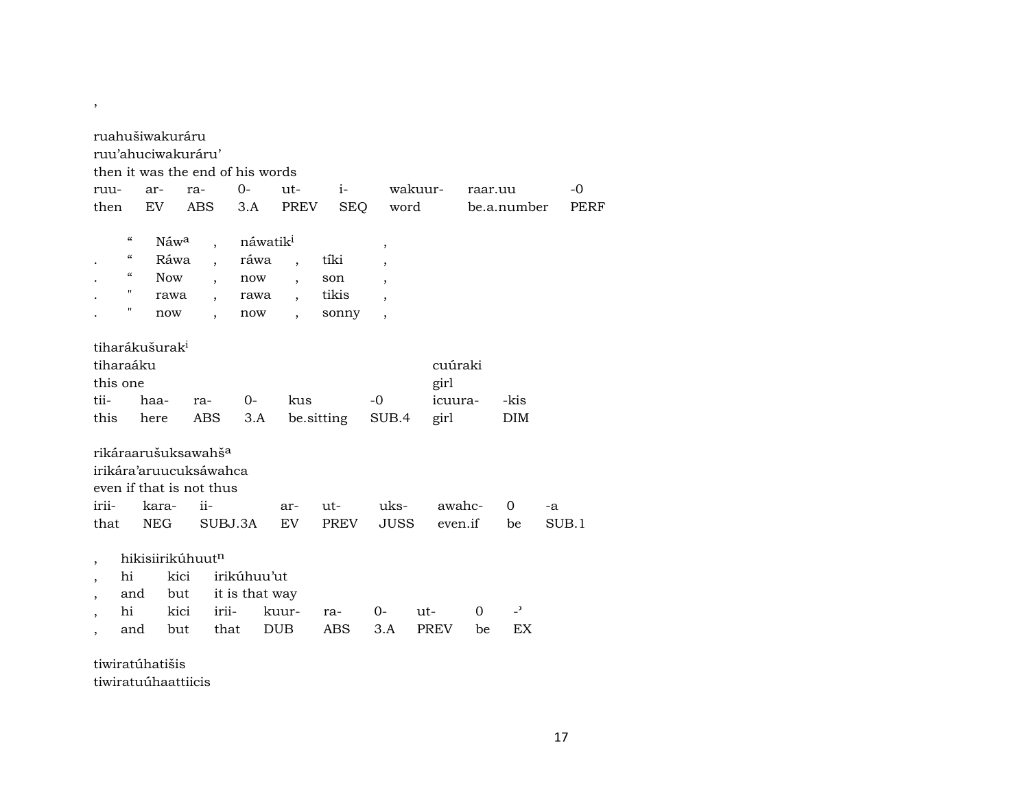,

ruahušiwakuráru
ruu'ahuciwakuráru'
then it was the end of his words

| ruu- | ar- | ra- | 0- | ut- | i- | wakuur- | raar.uu | -0 |
|---|---|---|---|---|---|---|---|---|
| then | EV | ABS | 3.A | PREV | SEQ | word | be.a.number | PERF |

| | | | | | | | |
|---|---|---|---|---|---|---|---|
| | " | Náw[a] | , | náwatik[i] | | | , |
| . | " | Ráwa | , | ráwa | , | tíki | , |
| . | " | Now | , | now | , | son | , |
| . | " | rawa | , | rawa | , | tikis | , |
| . | " | now | , | now | , | sonny | , |

tiharákušurak[i]

| tiharaáku | | | | | | cuúraki | |
|---|---|---|---|---|---|---|---|
| this one | | | | | | girl | |
| tii- | haa- | ra- | 0- | kus | -0 | icuura- | -kis |
| this | here | ABS | 3.A | be.sitting | SUB.4 | girl | DIM |

rikáraarušuksawahš[a]
irikára'aruucuksáwahca
even if that is not thus

| irii- | kara- | ii- | ar- | ut- | uks- | awahc- | 0 | -a |
|---|---|---|---|---|---|---|---|---|
| that | NEG | SUBJ.3A | EV | PREV | JUSS | even.if | be | SUB.1 |

| | | | | | | | | | |
|---|---|---|---|---|---|---|---|---|---|
| , | hikisiirikúhuut[n] | | | | | | | | |
| , | hi | kici | irikúhuu'ut | | | | | | |
| , | and | but | it is that way | | | | | | |
| , | hi | kici | irii- | kuur- | ra- | 0- | ut- | 0 | -' |
| , | and | but | that | DUB | ABS | 3.A | PREV | be | EX |

tiwiratúhatišis
tiwiratuúhaattiicis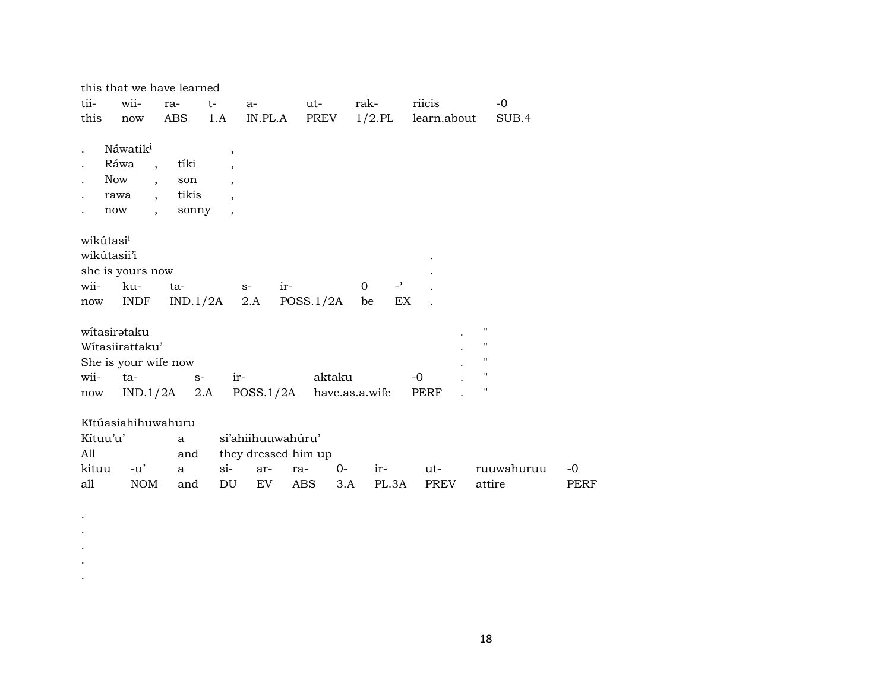this that we have learned

| tii- | wii- | ra- | t- | a- | ut- | rak- | riicis | -0 |
|---|---|---|---|---|---|---|---|---|
| this | now | ABS | 1.A | IN.PL.A | PREV | 1/2.PL | learn.about | SUB.4 |

| | | | |
|---|---|---|---|
| . | Náwatik[i] | | , |
| . | Ráwa | , | tíki | , |
| . | Now | , | son | , |
| . | rawa | , | tikis | , |
| . | now | , | sonny | , |

wikútasi[i]

wikútasii'i .

she is yours now .

| wii- | ku- | ta- | s- | ir- | 0 | -ʾ | . |
|---|---|---|---|---|---|---|---|
| now | INDF | IND.1/2A | 2.A | POSS.1/2A | be | EX | . |

wítasirətaku . "

Wítasiirattaku' . "

She is your wife now . "

| wii- | ta- | s- | ir- | aktaku | -0 | . | " |
|---|---|---|---|---|---|---|---|
| now | IND.1/2A | 2.A | POSS.1/2A | have.as.a.wife | PERF | . | " |

Kītúasiahihuwahuru

Kítuu'u' a si'ahiihuuwahúru'

All and they dressed him up

| kituu | -u' | a | si- | ar- | ra- | 0- | ir- | ut- | ruuwahuruu | -0 |
|---|---|---|---|---|---|---|---|---|---|---|
| all | NOM | and | DU | EV | ABS | 3.A | PL.3A | PREV | attire | PERF |

.
.
.
.
.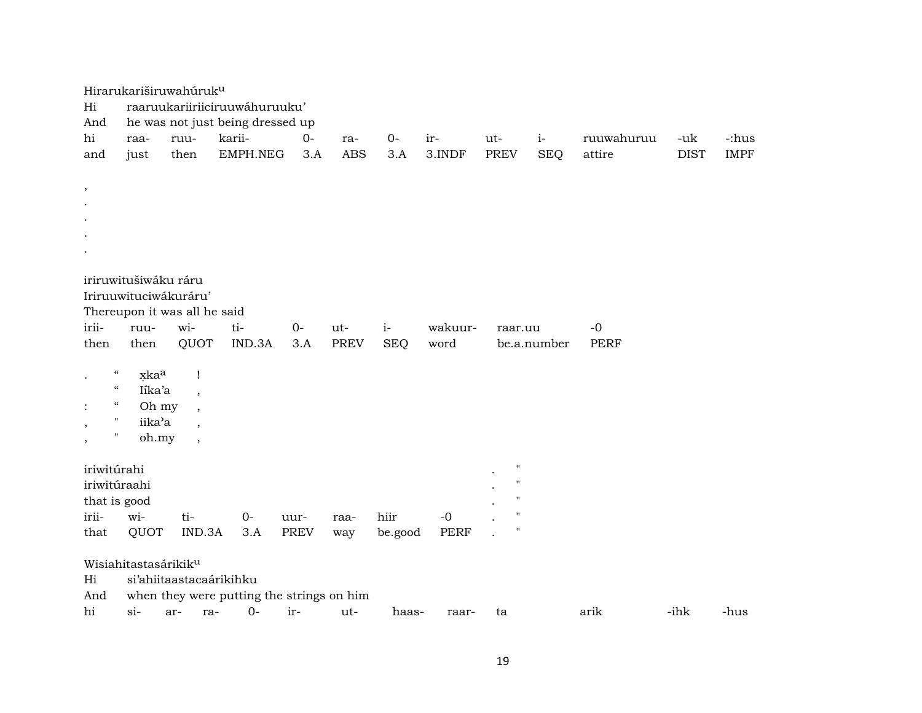Hirarukariširuwahúruk[u]
Hi raaruukariiriiciruuwáhuruuku'
And he was not just being dressed up

| hi | raa- | ruu- | karii- | 0- | ra- | 0- | ir- | ut- | i- | ruuwahuruu | -uk | -:hus |
|---|---|---|---|---|---|---|---|---|---|---|---|---|
| and | just | then | EMPH.NEG | 3.A | ABS | 3.A | 3.INDF | PREV | SEQ | attire | DIST | IMPF |

,
.
.
.
.

iriruwitušiwáku ráru
Iriruuwituciwákuráru'
Thereupon it was all he said

| irii- | ruu- | wi- | ti- | 0- | ut- | i- | wakuur- | raar.uu | -0 |
|---|---|---|---|---|---|---|---|---|---|
| then | then | QUOT | IND.3A | 3.A | PREV | SEQ | word | be.a.number | PERF |

| . | " | x̣ka[a] | ! |
|---|---|---|---|
| | " | Iíka'a | , |
| : | " | Oh my | , |
| , | " | iika'a | , |
| , | " | oh.my | , |

| iriwitúrahi | | | | | | | | . | " |
|---|---|---|---|---|---|---|---|---|---|
| iriwitúraahi | | | | | | | | . | " |
| that is good | | | | | | | | . | " |
| irii- | wi- | ti- | 0- | uur- | raa- | hiir | -0 | . | " |
| that | QUOT | IND.3A | 3.A | PREV | way | be.good | PERF | . | " |

Wisiahitastasárikik[u]
Hi si'ahiitaastacaárikihku
And when they were putting the strings on him

| hi | si- | ar- | ra- | 0- | ir- | ut- | haas- | raar- | ta | arik | -ihk | -hus |
|---|---|---|---|---|---|---|---|---|---|---|---|---|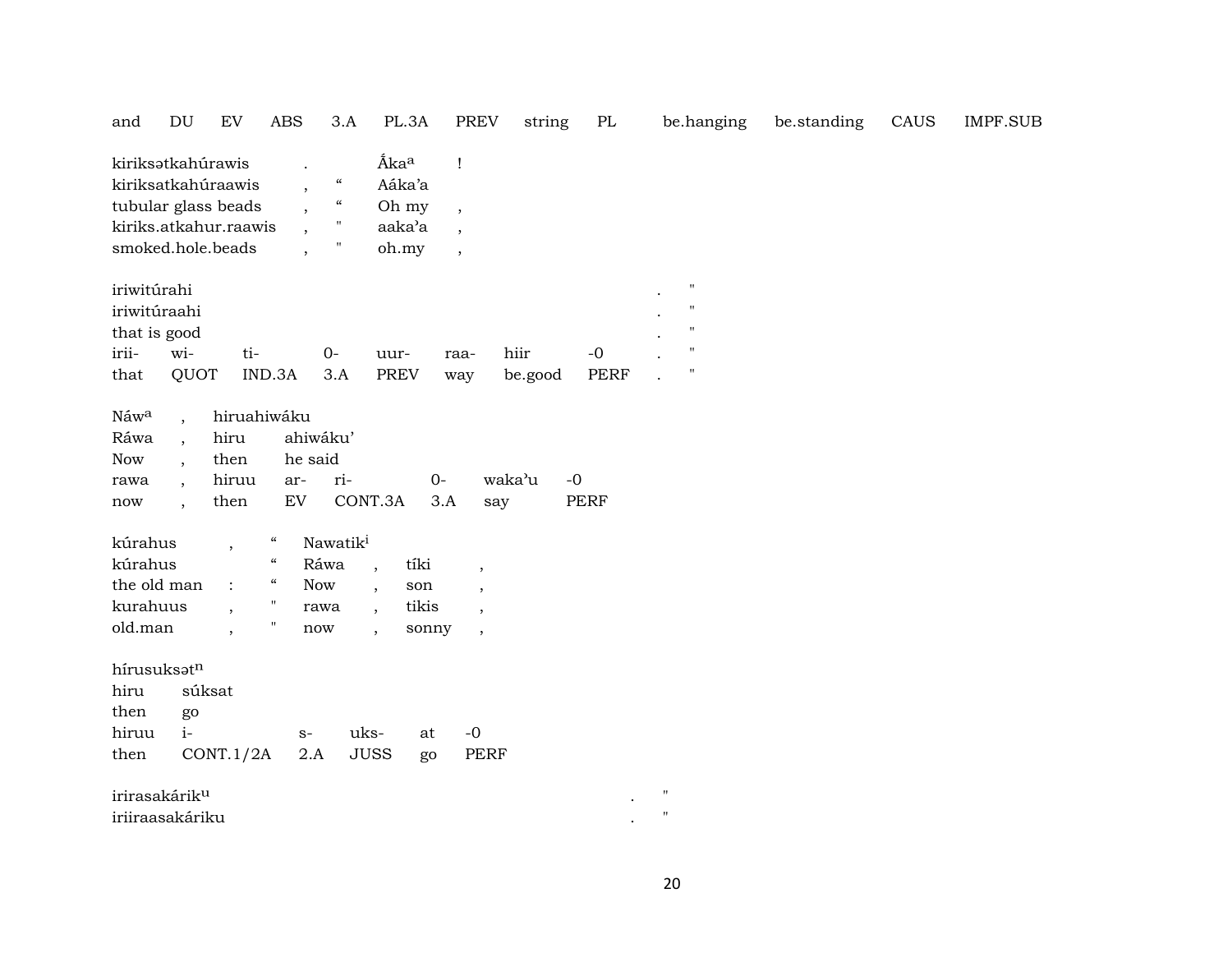| and | DU | EV | ABS | 3.A | PL.3A | PREV | string | PL | be.hanging | be.standing | CAUS | IMPF.SUB |
|---|---|---|---|---|---|---|---|---|---|---|---|---|

| | | | |
|---|---|---|---|
| kiriksətkahúrawis | . | | Ákaᵃ ! |
| kiriksatkahúraawis | , | “ | Aáka’a |
| tubular glass beads | , | “ | Oh my , |
| kiriks.atkahur.raawis | , | " | aaka’a , |
| smoked.hole.beads | , | " | oh.my , |

| | | | | | | | | | |
|---|---|---|---|---|---|---|---|---|---|
| iriwitúrahi | | | | | | | | . | " |
| iriwitúraahi | | | | | | | | . | " |
| that is good | | | | | | | | . | " |
| irii- | wi- | ti- | 0- | uur- | raa- | hiir | -0 | . | " |
| that | QUOT | IND.3A | 3.A | PREV | way | be.good | PERF | . | " |

| | | | | | | | |
|---|---|---|---|---|---|---|---|
| Náwᵃ | , | hiruahiwáku | | | | | |
| Ráwa | , | hiru | ahiwáku’ | | | | |
| Now | , | then | he said | | | | |
| rawa | , | hiruu | ar- | ri- | 0- | waka’u | -0 |
| now | , | then | EV | CONT.3A | 3.A | say | PERF |

| | | | | | | |
|---|---|---|---|---|---|---|
| kúrahus | , | “ | Nawatikⁱ | | | |
| kúrahus | | “ | Ráwa | , | tíki | , |
| the old man | : | “ | Now | , | son | , |
| kurahuus | , | " | rawa | , | tikis | , |
| old.man | , | " | now | , | sonny | , |

| | | | | | |
|---|---|---|---|---|---|
| hírusuksətⁿ | | | | | |
| hiru | súksat | | | | |
| then | go | | | | |
| hiruu | i- | s- | uks- | at | -0 |
| then | CONT.1/2A | 2.A | JUSS | go | PERF |

| | | |
|---|---|---|
| irirasakárikᵘ | . | " |
| iriiraasakáriku | . | " |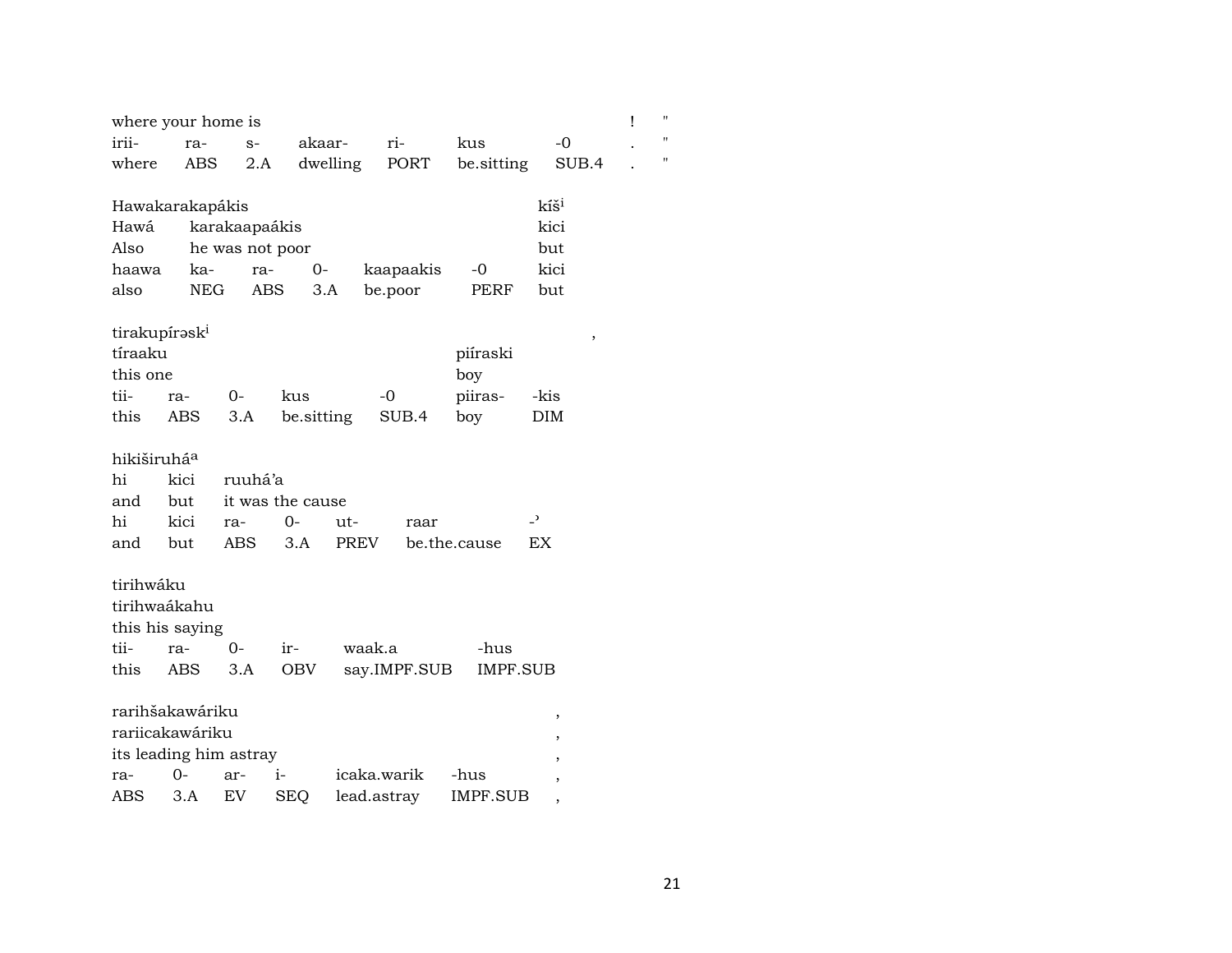| where your home is | | | | | | | ! | " |
|---|---|---|---|---|---|---|---|---|
| irii- | ra- | s- | akaar- | ri- | kus | -0 | . | " |
| where | ABS | 2.A | dwelling | PORT | be.sitting | SUB.4 | . | " |

| Hawakarakapákis | | | | | | kíš[i] |
|---|---|---|---|---|---|---|
| Hawá | karakaapaákis | | | | | kici |
| Also | he was not poor | | | | | but |
| haawa | ka- | ra- | 0- | kaapaakis | -0 | kici |
| also | NEG | ABS | 3.A | be.poor | PERF | but |

| tirakupírəsk[i] | | | | | | | , |
|---|---|---|---|---|---|---|---|
| tíraaku | | | | | piíraski | | |
| this one | | | | | boy | | |
| tii- | ra- | 0- | kus | -0 | piiras- | -kis | |
| this | ABS | 3.A | be.sitting | SUB.4 | boy | DIM | |

| hikiširuhá[a] | | | | | | |
|---|---|---|---|---|---|---|
| hi | kici | ruuhá'a | | | | |
| and | but | it was the cause | | | | |
| hi | kici | ra- | 0- | ut- | raar | -ʾ |
| and | but | ABS | 3.A | PREV | be.the.cause | EX |

| tirihwáku | | | | | |
|---|---|---|---|---|---|
| tirihwaákahu | | | | | |
| this his saying | | | | | |
| tii- | ra- | 0- | ir- | waak.a | -hus |
| this | ABS | 3.A | OBV | say.IMPF.SUB | IMPF.SUB |

| rarihšakawáriku | | | | | | , |
|---|---|---|---|---|---|---|
| rariicakawáriku | | | | | | , |
| its leading him astray | | | | | | , |
| ra- | 0- | ar- | i- | icaka.warik | -hus | , |
| ABS | 3.A | EV | SEQ | lead.astray | IMPF.SUB | , |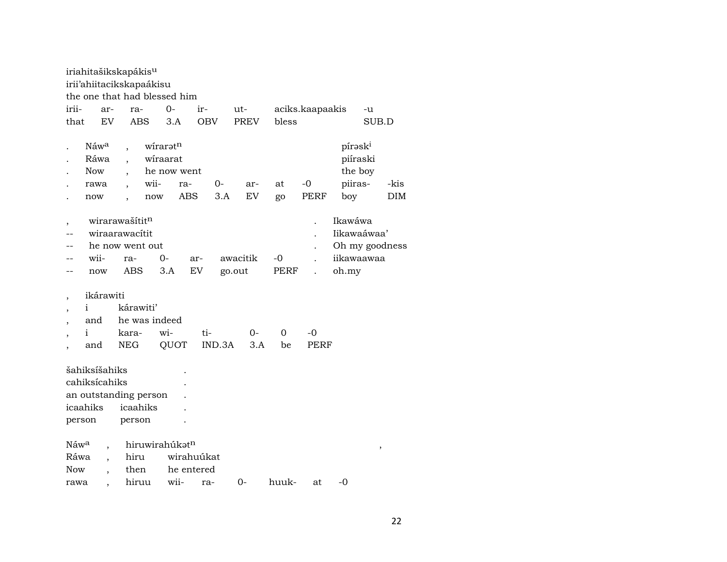iriahitašikskapákis^u
irii'ahiitacikskapaákisu
the one that had blessed him

| irii- | ar- | ra- | 0- | ir- | ut- | aciks.kaapaakis | -u |
|---|---|---|---|---|---|---|---|
| that | EV | ABS | 3.A | OBV | PREV | bless | SUB.D |

| . | Náw^a | , | wírarət^n | | | | | | píršk^i | |
|---|---|---|---|---|---|---|---|---|---|---|
| . | Ráwa | , | wíraarat | | | | | | piíraski | |
| . | Now | , | he now went | | | | | | the boy | |
| . | rawa | , | wii- | ra- | 0- | ar- | at | -0 | piiras- | -kis |
| . | now | , | now | ABS | 3.A | EV | go | PERF | boy | DIM |

| , | wirarawašítit^n | | | | | | . | Ikawáwa |
|---|---|---|---|---|---|---|---|---|
| -- | wiraarawacítit | | | | | | . | Iikawaáwaa' |
| -- | he now went out | | | | | | . | Oh my goodness |
| -- | wii- | ra- | 0- | ar- | awacitik | -0 | . | iikawaawaa |
| -- | now | ABS | 3.A | EV | go.out | PERF | . | oh.my |

| , | ikárawiti | | | | | |
|---|---|---|---|---|---|---|
| , | i | kárawiti' | | | | |
| , | and | he was indeed | | | | |
| , | i | kara- | wi- | ti- | 0- | 0 | -0 |
| , | and | NEG | QUOT | IND.3A | 3.A | be | PERF |

| šahiksíšahiks | | . |
|---|---|---|
| cahiksícahiks | | . |
| an outstanding person | | . |
| icaahiks | icaahiks | . |
| person | person | . |

| Náw^a | , | hiruwirahúkət^n | | | | | | ,|
|---|---|---|---|---|---|---|---|---|
| Ráwa | , | hiru | wirahuúkat | | | | | |
| Now | , | then | he entered | | | | | |
| rawa | , | hiruu | wii- | ra- | 0- | huuk- | at | -0 |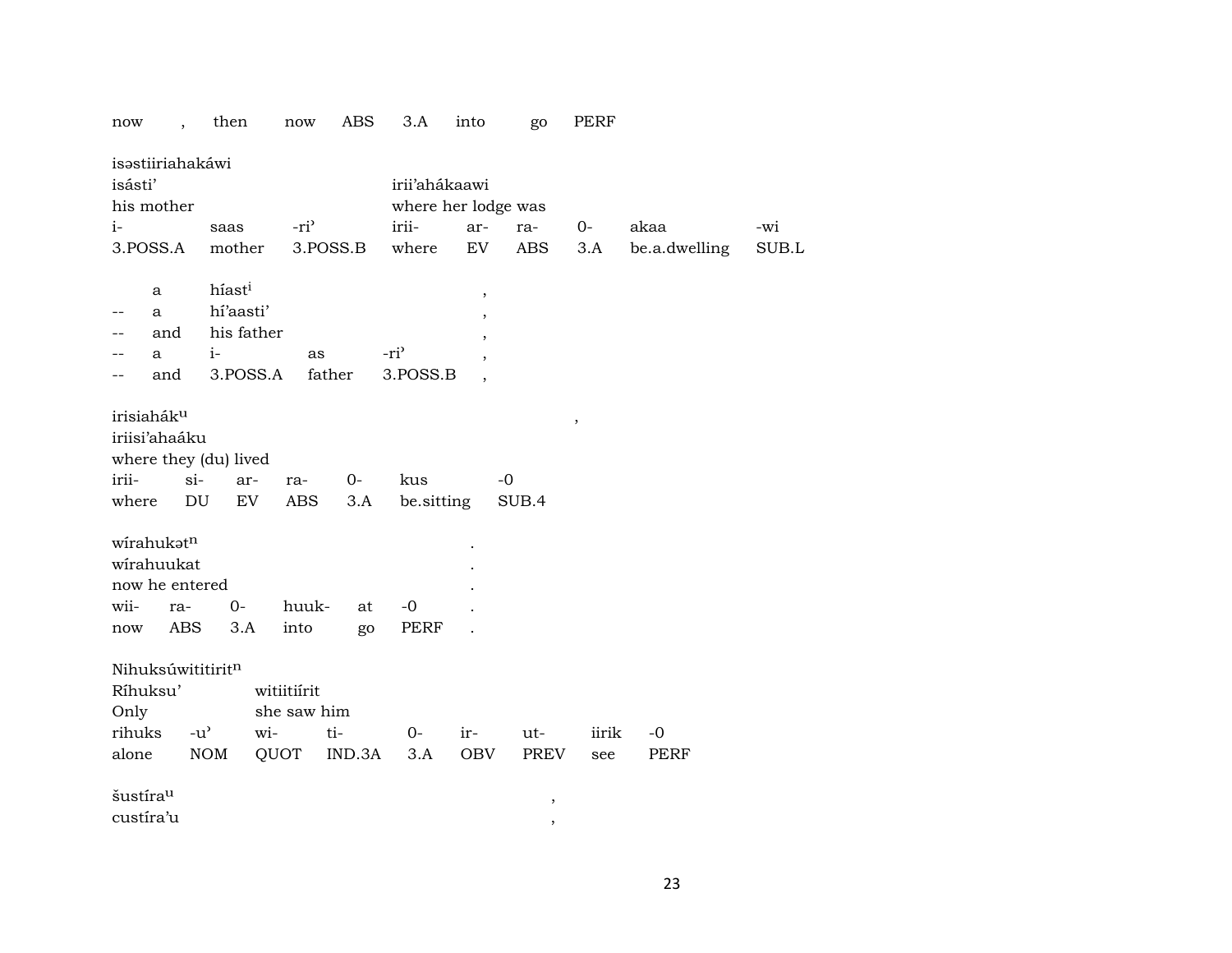| now | , | then | now | ABS | 3.A | into | go | PERF |
|---|---|---|---|---|---|---|---|---|

isəstiiriahakáwi

| isásti’ | | | irii’ahákaawi | | | | | |
|---|---|---|---|---|---|---|---|---|
| his mother | | | where her lodge was | | | | | |
| i- | saas | -ri’ | irii- | ar- | ra- | 0- | akaa | -wi |
| 3.POSS.A | mother | 3.POSS.B | where | EV | ABS | 3.A | be.a.dwelling | SUB.L |

| | a | híast^i | | | , |
|---|---|---|---|---|---|
| -- | a | hí’aasti’ | | | , |
| -- | and | his father | | | , |
| -- | a | i- | as | -ri’ | , |
| -- | and | 3.POSS.A | father | 3.POSS.B | , |

irisiahák^u ,

| iriisi’ahaáku | | | | | | |
|---|---|---|---|---|---|---|
| where they (du) lived | | | | | | |
| irii- | si- | ar- | ra- | 0- | kus | -0 |
| where | DU | EV | ABS | 3.A | be.sitting | SUB.4 |

wírahukət^n .

| wírahuukat | | | | | | . |
|---|---|---|---|---|---|---|
| now he entered | | | | | | . |
| wii- | ra- | 0- | huuk- | at | -0 | . |
| now | ABS | 3.A | into | go | PERF | . |

Nihuksúwitititirit^n

| Ríhuksu’ | | witiitiírit | | | | | | |
|---|---|---|---|---|---|---|---|---|
| Only | | she saw him | | | | | | |
| rihuks | -u’ | wi- | ti- | 0- | ir- | ut- | iirik | -0 |
| alone | NOM | QUOT | IND.3A | 3.A | OBV | PREV | see | PERF |

šustíra^u ,

custíra’u ,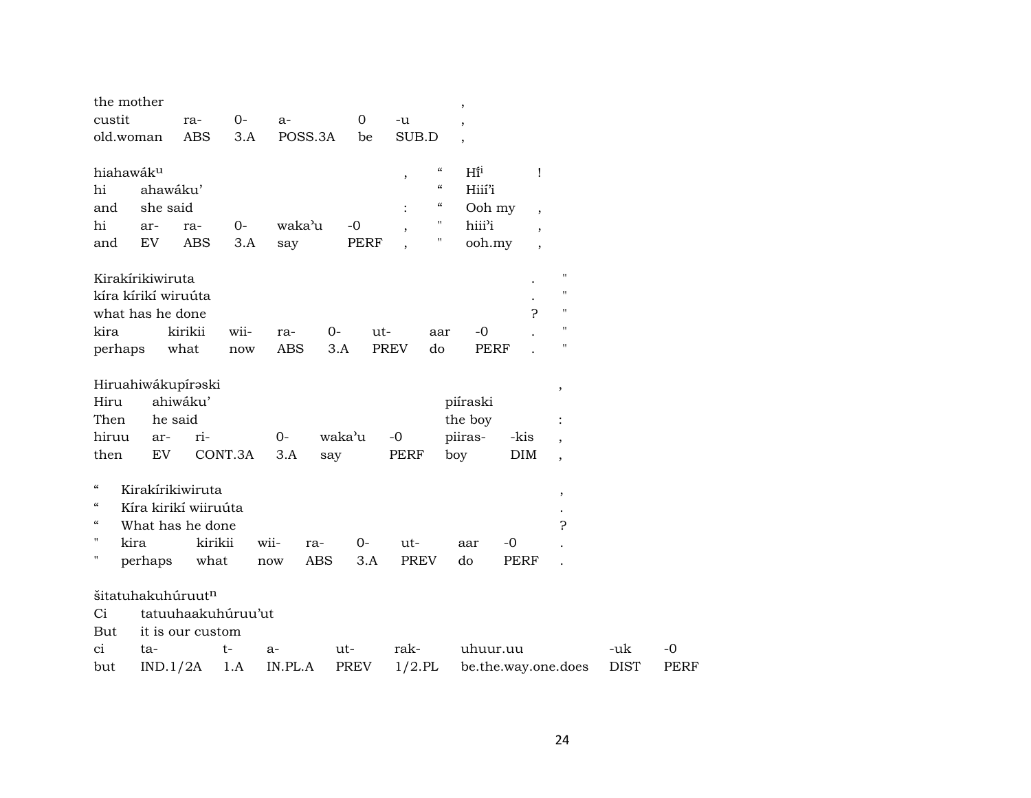| the mother | | | | | | , |
|---|---|---|---|---|---|---|
| custit | ra- | 0- | a- | 0 | -u | , |
| old.woman | ABS | 3.A | POSS.3A | be | SUB.D | , |

| hiahawák^u | | | | | | , | “ | Hi^i | ! |
|---|---|---|---|---|---|---|---|---|---|
| hi | ahawáku’ | | | | | | “ | Hiií’i | |
| and | she said | | | | | : | “ | Ooh my | , |
| hi | ar- | ra- | 0- | waka’u | -0 | , | " | hiii’i | , |
| and | EV | ABS | 3.A | say | PERF | , | " | ooh.my | , |

| Kirakírikiwiruta | | | | | | | | . | " |
|---|---|---|---|---|---|---|---|---|---|
| kíra kírikí wiruúta | | | | | | | | . | " |
| what has he done | | | | | | | | ? | " |
| kira | kirikii | wii- | ra- | 0- | ut- | aar | -0 | . | " |
| perhaps | what | now | ABS | 3.A | PREV | do | PERF | . | " |

| Hiruahiwákupírəski | | | | | | | , |
|---|---|---|---|---|---|---|---|
| Hiru | ahiwáku’ | | | | piíraski | | |
| Then | he said | | | | the boy | | : |
| hiruu | ar- | ri- | 0- | waka’u | -0 | piiras- | -kis | , |
| then | EV | CONT.3A | 3.A | say | PERF | boy | DIM | , |

| “ | Kirakírikiwiruta | | | | | | | , |
|---|---|---|---|---|---|---|---|---|
| “ | Kíra kirikí wiiruúta | | | | | | | . |
| “ | What has he done | | | | | | | ? |
| " | kira | kirikii | wii- | ra- | 0- | ut- | aar | -0 | . |
| " | perhaps | what | now | ABS | 3.A | PREV | do | PERF | . |

| šitatuhakuhúruut^n | | | | | | | | |
|---|---|---|---|---|---|---|---|---|
| Ci | tatuuhaakuhúruu’ut | | | | | | | |
| But | it is our custom | | | | | | | |
| ci | ta- | t- | a- | ut- | rak- | uhuur.uu | -uk | -0 |
| but | IND.1/2A | 1.A | IN.PL.A | PREV | 1/2.PL | be.the.way.one.does | DIST | PERF |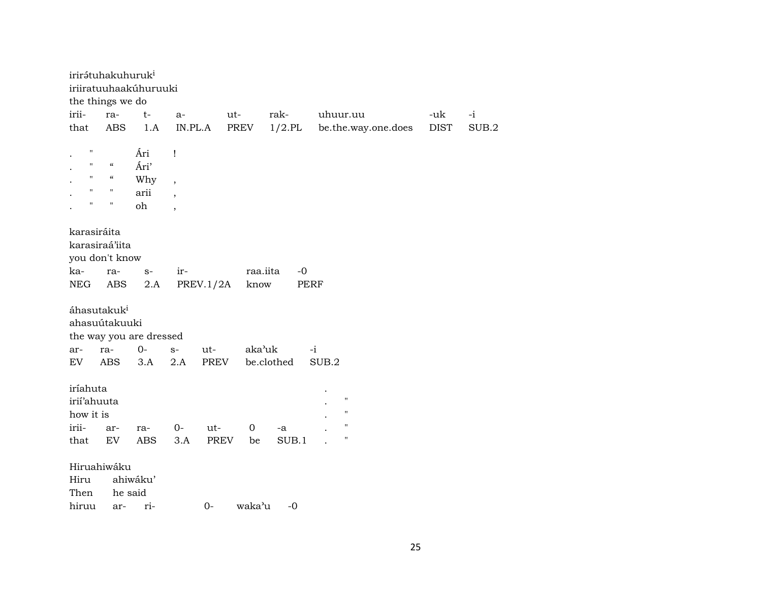irirətuhakuhuruk[i]
iriiratuuhaakúhuruuki
the things we do

| irii- | ra- | t- | a- | ut- | rak- | uhuur.uu | -uk | -i |
|---|---|---|---|---|---|---|---|---|
| that | ABS | 1.A | IN.PL.A | PREV | 1/2.PL | be.the.way.one.does | DIST | SUB.2 |

| . | " | | Ári | ! |
|---|---|---|---|---|
| . | " | “ | Ári’ | |
| . | " | “ | Why | , |
| . | " | " | arii | , |
| . | " | " | oh | , |

karasiráita
karasiraá’iita
you don't know

| ka- | ra- | s- | ir- | raa.iita | -0 |
|---|---|---|---|---|---|
| NEG | ABS | 2.A | PREV.1/2A | know | PERF |

áhasutakuk[i]
ahasuútakuuki
the way you are dressed

| ar- | ra- | 0- | s- | ut- | aka’uk | -i |
|---|---|---|---|---|---|---|
| EV | ABS | 3.A | 2.A | PREV | be.clothed | SUB.2 |

iríahuta .
irií’ahuuta . "
how it is . "

| irii- | ar- | ra- | 0- | ut- | 0 | -a | . | " |
|---|---|---|---|---|---|---|---|---|
| that | EV | ABS | 3.A | PREV | be | SUB.1 | . | " |

Hiruahiwáku
Hiru ahiwáku’
Then he said

| hiruu | ar- | ri- | 0- | waka’u | -0 |
|---|---|---|---|---|---|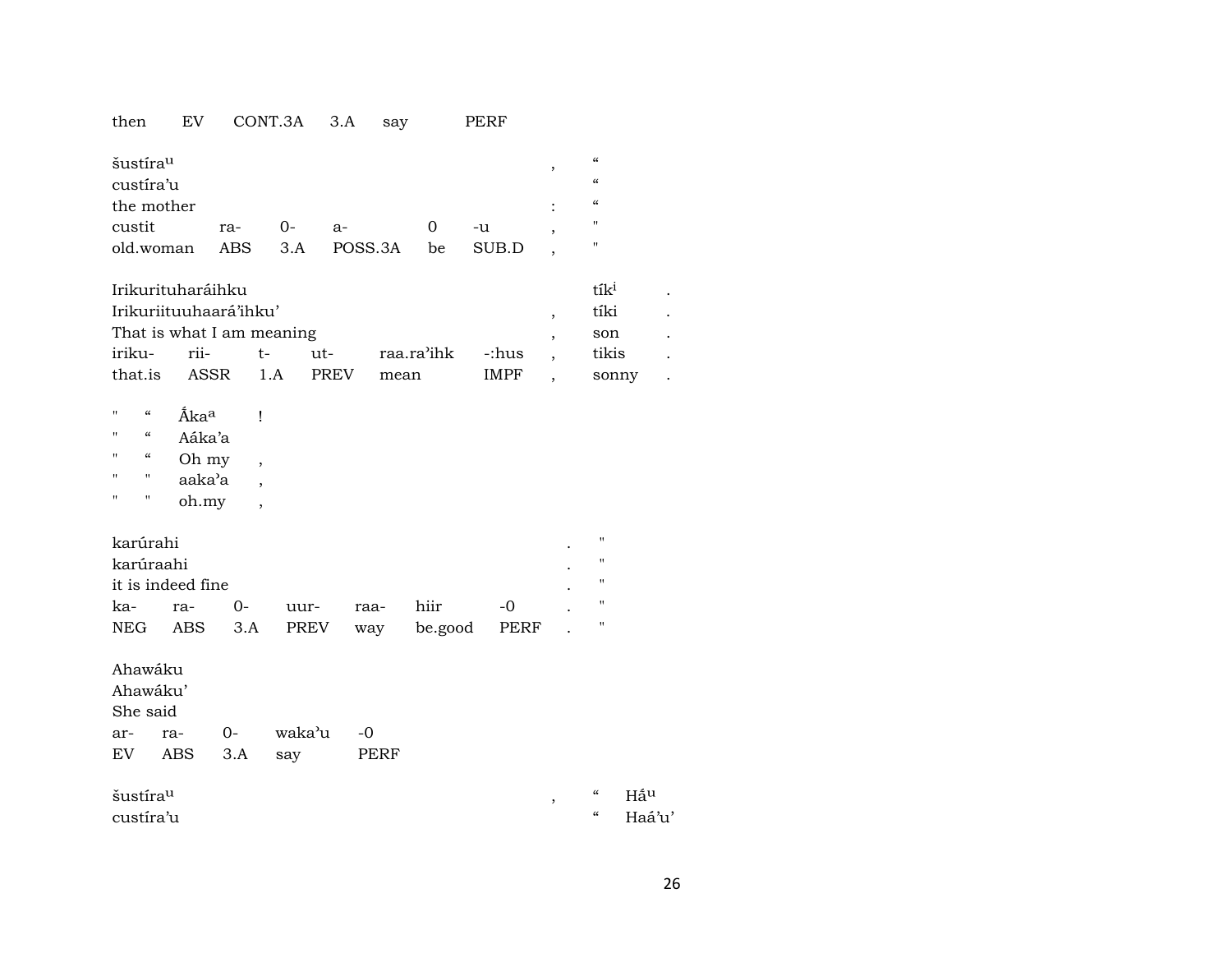then  EV  CONT.3A  3.A  say  PERF

| šustíra[u] | | | | | | , | “ |
|---|---|---|---|---|---|---|---|
| custíra’u | | | | | | | “ |
| the mother | | | | | | : | “ |
| custit | ra- | 0- | a- | 0 | -u | , | " |
| old.woman | ABS | 3.A | POSS.3A | be | SUB.D | , | " |

| Irikurituharáihku | | | | | | | tík[i] | . |
|---|---|---|---|---|---|---|---|---|
| Irikuriituuhaará’ihku’ | | | | | | , | tíki | . |
| That is what I am meaning | | | | | | , | son | . |
| iriku- | rii- | t- | ut- | raa.ra’ihk | -:hus | , | tikis | . |
| that.is | ASSR | 1.A | PREV | mean | IMPF | , | sonny | . |

| " | “ | Ấka[a] | ! |
|---|---|---|---|
| " | “ | Aáka’a | |
| " | “ | Oh my | , |
| " | " | aaka’a | , |
| " | " | oh.my | , |

| karúrahi | | | | | | | . | " |
|---|---|---|---|---|---|---|---|---|
| karúraahi | | | | | | | . | " |
| it is indeed fine | | | | | | | . | " |
| ka- | ra- | 0- | uur- | raa- | hiir | -0 | . | " |
| NEG | ABS | 3.A | PREV | way | be.good | PERF | . | " |

| Ahawáku | | | | |
|---|---|---|---|---|
| Ahawáku’ | | | | |
| She said | | | | |
| ar- | ra- | 0- | waka’u | -0 |
| EV | ABS | 3.A | say | PERF |

| šustíra[u] | , | “ | Hấ[u] |
|---|---|---|---|
| custíra’u | | “ | Haá’u’ |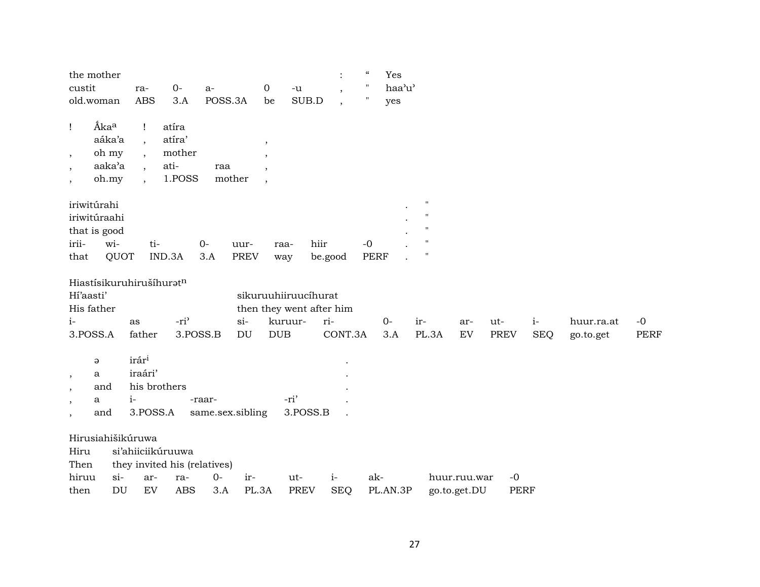| the mother | | | | | | : | " | Yes |
|---|---|---|---|---|---|---|---|---|
| custit | ra- | 0- | a- | 0 | -u | , | " | haa'u' |
| old.woman | ABS | 3.A | POSS.3A | be | SUB.D | , | " | yes |

| ! | Ákaᵃ | ! | atíra | | |
|---|---|---|---|---|---|
| | aáka'a | , | atíra' | | , |
| , | oh my | , | mother | | , |
| , | aaka'a | , | ati- | raa | , |
| , | oh.my | , | 1.POSS | mother | , |

| iriwitúrahi | | | | | | | | . | " |
|---|---|---|---|---|---|---|---|---|---|
| iriwitúraahi | | | | | | | | . | " |
| that is good | | | | | | | | . | " |
| irii- | wi- | ti- | 0- | uur- | raa- | hiir | -0 | . | " |
| that | QUOT | IND.3A | 3.A | PREV | way | be.good | PERF | . | " |

| Hiastísikuruhirušíhurətⁿ | | | | | | | | | | | | | |
|---|---|---|---|---|---|---|---|---|---|---|---|---|---|
| Hí'aasti' | | | sikuruuhiiruucíhurat | | | | | | | | | | |
| His father | | | then they went after him | | | | | | | | | | |
| i- | as | -ri' | si- | kuruur- | ri- | 0- | ir- | ar- | ut- | i- | huur.ra.at | -0 |
| 3.POSS.A | father | 3.POSS.B | DU | DUB | CONT.3A | 3.A | PL.3A | EV | PREV | SEQ | go.to.get | PERF |

| | ə | irárⁱ | | | . |
|---|---|---|---|---|---|
| , | a | iraári' | | | . |
| , | and | his brothers | | | . |
| , | a | i- | -raar- | -ri' | . |
| , | and | 3.POSS.A | same.sex.sibling | 3.POSS.B | . |

| Hirusiahišikúruwa | | | | | | | | | | |
|---|---|---|---|---|---|---|---|---|---|---|
| Hiru | si'ahiiciikúruuwa | | | | | | | | | |
| Then | they invited his (relatives) | | | | | | | | | |
| hiruu | si- | ar- | ra- | 0- | ir- | ut- | i- | ak- | huur.ruu.war | -0 |
| then | DU | EV | ABS | 3.A | PL.3A | PREV | SEQ | PL.AN.3P | go.to.get.DU | PERF |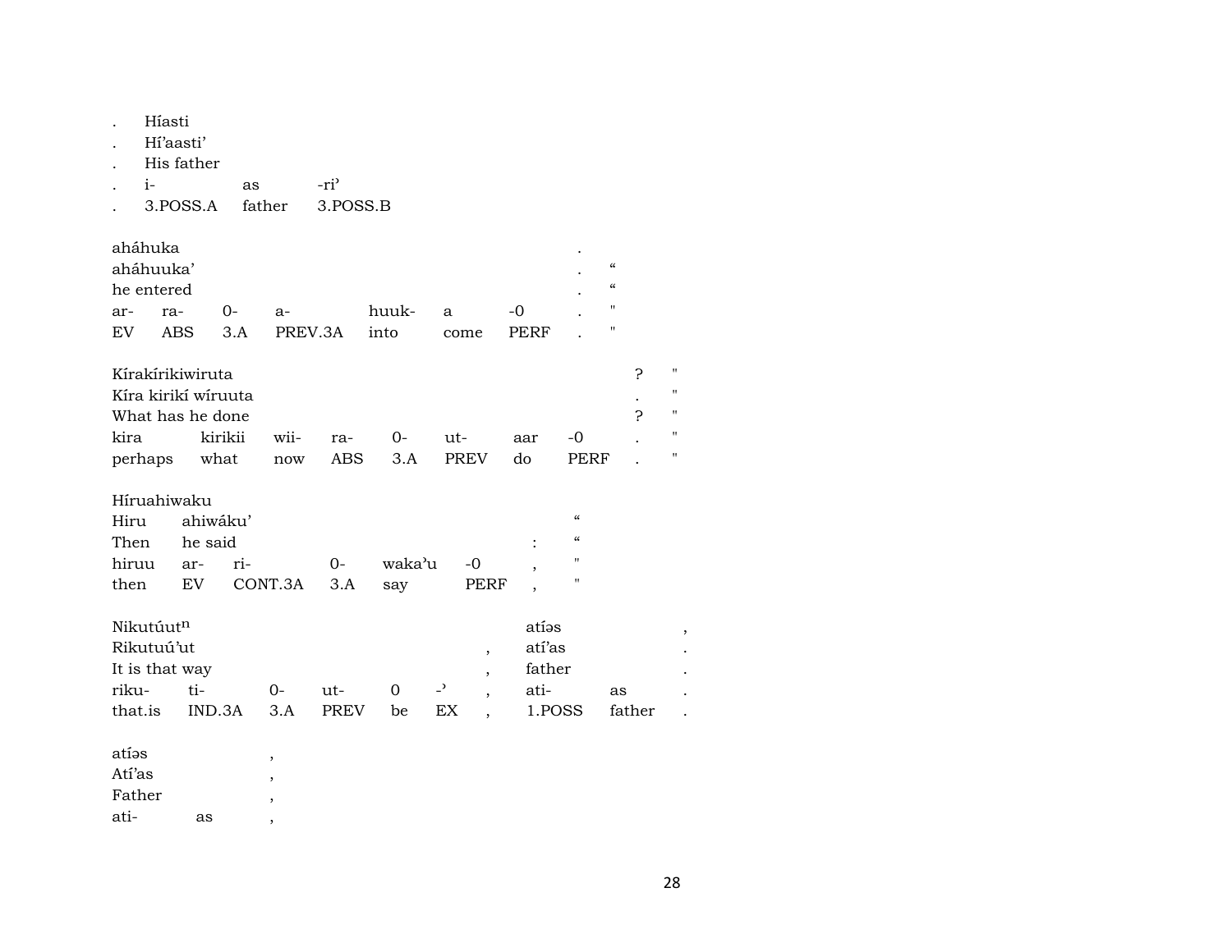. Híasti
. Hí'aasti'
. His father
. i- as -ri'
. 3.POSS.A father 3.POSS.B

| aháhuka | | | | | | | . | |
|---|---|---|---|---|---|---|---|---|
| aháhuuka' | | | | | | | . | " |
| he entered | | | | | | | . | " |
| ar- | ra- | 0- | a- | huuk- | a | -0 | . | " |
| EV | ABS | 3.A | PREV.3A | into | come | PERF | . | " |

| Kírakírikiwiruta | | | | | | | | ? | " |
|---|---|---|---|---|---|---|---|---|---|
| Kíra kirikí wíruuta | | | | | | | | . | " |
| What has he done | | | | | | | | ? | " |
| kira | kirikii | wii- | ra- | 0- | ut- | aar | -0 | . | " |
| perhaps | what | now | ABS | 3.A | PREV | do | PERF | . | " |

| Híruahiwaku | | | | | | | |
|---|---|---|---|---|---|---|---|
| Hiru | ahiwáku' | | | | | | " |
| Then | he said | | | | | : | " |
| hiruu | ar- | ri- | 0- | waka'u | -0 | , | " |
| then | EV | CONT.3A | 3.A | say | PERF | , | " |

| Nikutúut$^{n}$ | | | | | | | atíəs | | , |
|---|---|---|---|---|---|---|---|---|---|
| Rikutuú'ut | | | | | | , | atí'as | | . |
| It is that way | | | | | | , | father | | . |
| riku- | ti- | 0- | ut- | 0 | -' | , | ati- | as | . |
| that.is | IND.3A | 3.A | PREV | be | EX | , | 1.POSS | father | . |

| atíəs | | , |
|---|---|---|
| Atí'as | | , |
| Father | | , |
| ati- | as | , |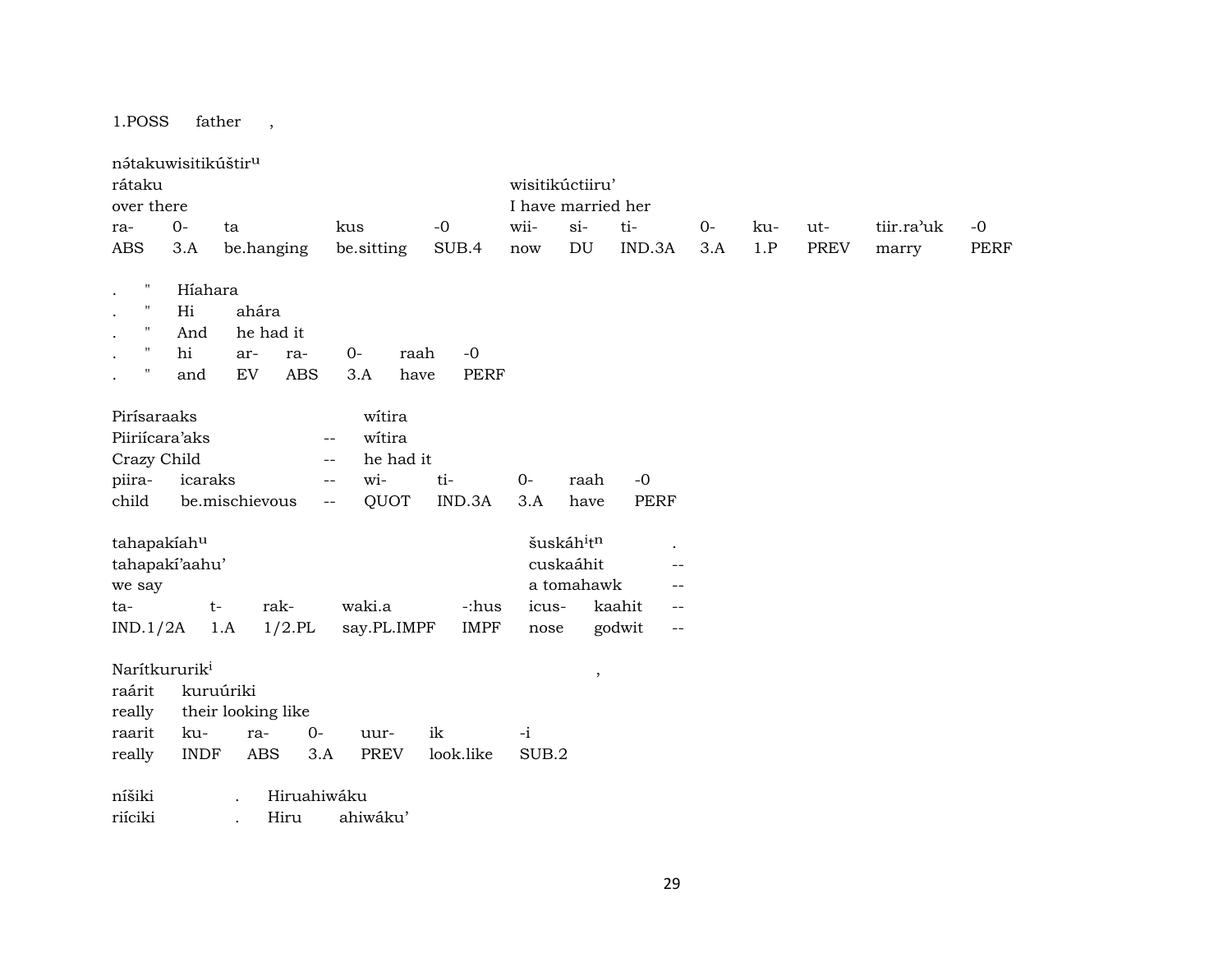| 1.POSS | father | , |
|---|---|---|

nə́takuwisitikúštir[u]

| rátaku | | | | | wisitikúctiiru’ | | | | | | | |
|---|---|---|---|---|---|---|---|---|---|---|---|---|
| over there | | | | | I have married her | | | | | | | |
| ra- | 0- | ta | kus | -0 | wii- | si- | ti- | 0- | ku- | ut- | tiir.ra’uk | -0 |
| ABS | 3.A | be.hanging | be.sitting | SUB.4 | now | DU | IND.3A | 3.A | 1.P | PREV | marry | PERF |

| . | " | Híahara | | | | | |
|---|---|---|---|---|---|---|---|
| . | " | Hi | ahára | | | | |
| . | " | And | he had it | | | | |
| . | " | hi | ar- | ra- | 0- | raah | -0 |
| . | " | and | EV | ABS | 3.A | have | PERF |

| Pirísaraaks | | | wítira | | | | |
|---|---|---|---|---|---|---|---|
| Piiriícara’aks | | -- | wítira | | | | |
| Crazy Child | | -- | he had it | | | | |
| piira- | icaraks | -- | wi- | ti- | 0- | raah | -0 |
| child | be.mischievous | -- | QUOT | IND.3A | 3.A | have | PERF |

| tahapakíah[u] | | | | | šuskáh[i]t[n] | | . |
|---|---|---|---|---|---|---|---|
| tahapakí’aahu’ | | | | | cuskaáhit | | -- |
| we say | | | | | a tomahawk | | -- |
| ta- | t- | rak- | waki.a | -:hus | icus- | kaahit | -- |
| IND.1/2A | 1.A | 1/2.PL | say.PL.IMPF | IMPF | nose | godwit | -- |

| Narítkururik[i] | | | | | | | , |
|---|---|---|---|---|---|---|---|
| raárit | kuruúriki | | | | | | |
| really | their looking like | | | | | | |
| raarit | ku- | ra- | 0- | uur- | ik | -i | |
| really | INDF | ABS | 3.A | PREV | look.like | SUB.2 | |

| níšiki | . | Hiruahiwáku | |
|---|---|---|---|
| riíciki | . | Hiru | ahiwáku’ |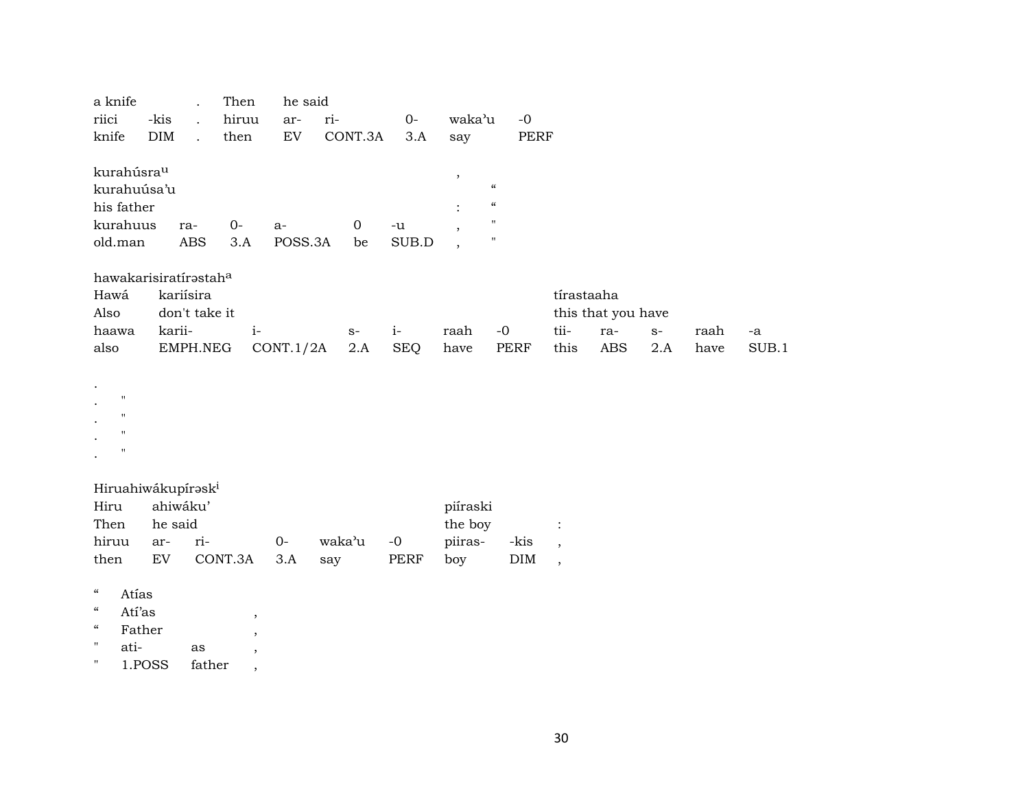| a knife | | . | Then | he said | | | | |
|---|---|---|---|---|---|---|---|---|
| riici | -kis | . | hiruu | ar- | ri- | 0- | waka'u | -0 |
| knife | DIM | . | then | EV | CONT.3A | 3.A | say | PERF |

| kurahúsra^u | | | | | | , | |
|---|---|---|---|---|---|---|---|
| kurahuúsa'u | | | | | | | “ |
| his father | | | | | | : | “ |
| kurahuus | ra- | 0- | a- | 0 | -u | , | " |
| old.man | ABS | 3.A | POSS.3A | be | SUB.D | , | " |

| hawakarisiratírəstah^a | | | | | | | | | | | |
|---|---|---|---|---|---|---|---|---|---|---|---|
| Hawá | kariísira | | | | | | tírastaaha | | | | |
| Also | don't take it | | | | | | this that you have | | | | |
| haawa | karii- | i- | s- | i- | raah | -0 | tii- | ra- | s- | raah | -a |
| also | EMPH.NEG | CONT.1/2A | 2.A | SEQ | have | PERF | this | ABS | 2.A | have | SUB.1 |

| . | |
|---|---|
| . | " |
| . | " |
| . | " |
| . | " |

| Hiruahiwákupírəsk^i | | | | | | | | |
|---|---|---|---|---|---|---|---|---|
| Hiru | ahiwáku' | | | | | piíraski | | |
| Then | he said | | | | | the boy | | : |
| hiruu | ar- | ri- | 0- | waka'u | -0 | piiras- | -kis | , |
| then | EV | CONT.3A | 3.A | say | PERF | boy | DIM | , |

| “ | Atías | | |
|---|---|---|---|
| “ | Atí'as | | , |
| “ | Father | | , |
| " | ati- | as | , |
| " | 1.POSS | father | , |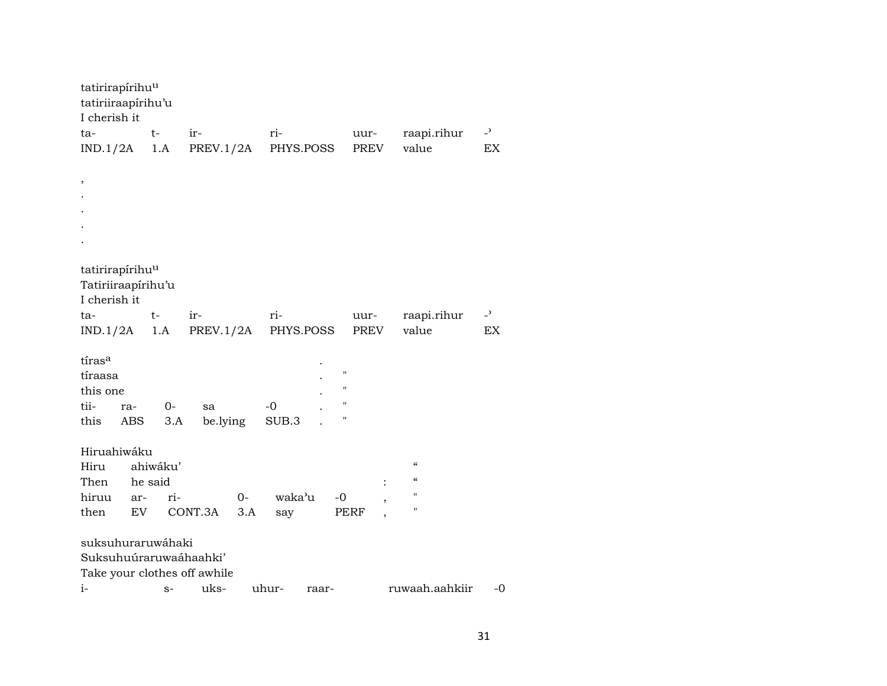tatirirapírihu[u]
tatiriiraapírihu'u
I cherish it

| ta- | t- | ir- | ri- | uur- | raapi.rihur | -' |
|---|---|---|---|---|---|---|
| IND.1/2A | 1.A | PREV.1/2A | PHYS.POSS | PREV | value | EX |

,
.
.
.
.

tatirirapírihu[u]
Tatiriiraapírihu'u
I cherish it

| ta- | t- | ir- | ri- | uur- | raapi.rihur | -' |
|---|---|---|---|---|---|---|
| IND.1/2A | 1.A | PREV.1/2A | PHYS.POSS | PREV | value | EX |

tíras[a] .
tíraasa . "
this one . "

| tii- | ra- | 0- | sa | -0 | . | " |
|---|---|---|---|---|---|---|
| this | ABS | 3.A | be.lying | SUB.3 | . | " |

Hiruahiwáku

| Hiru | ahiwáku' | | | | | | " |
|---|---|---|---|---|---|---|---|
| Then | he said | | | | | : | " |
| hiruu | ar- | ri- | 0- | waka'u | -0 | , | " |
| then | EV | CONT.3A | 3.A | say | PERF | , | " |

suksuhuraruwáhaki
Suksuhuúraruwaáhaahki'
Take your clothes off awhile

| i- | s- | uks- | uhur- | raar- | ruwaah.aahkiir | -0 |
|---|---|---|---|---|---|---|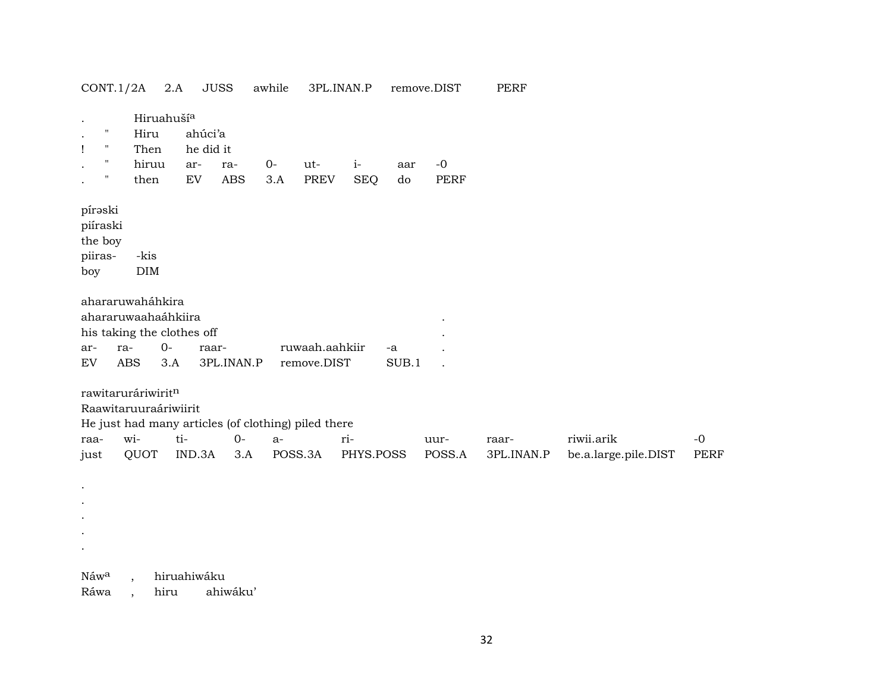CONT.1/2A 2.A JUSS awhile 3PL.INAN.P remove.DIST PERF

| | | | | | | | | | |
|---|---|---|---|---|---|---|---|---|---|
| . | | Hiruahuší[a] | | | | | | | |
| . | " | Hiru | ahúci'a | | | | | | |
| ! | " | Then | he did it | | | | | | |
| . | " | hiruu | ar- | ra- | 0- | ut- | i- | aar | -0 |
| . | " | then | EV | ABS | 3.A | PREV | SEQ | do | PERF |

píraski
piíraski
the boy

| | |
|---|---|
| piiras- | -kis |
| boy | DIM |

ahararuwaháhkira
ahararuwaahaáhkiira .
his taking the clothes off .

| | | | | | | |
|---|---|---|---|---|---|---|
| ar- | ra- | 0- | raar- | ruwaah.aahkiir | -a | . |
| EV | ABS | 3.A | 3PL.INAN.P | remove.DIST | SUB.1 | . |

rawitarurári wirit[n]
Raawitaruuraáriwiirit
He just had many articles (of clothing) piled there

| | | | | | | | | | |
|---|---|---|---|---|---|---|---|---|---|
| raa- | wi- | ti- | 0- | a- | ri- | uur- | raar- | riwii.arik | -0 |
| just | QUOT | IND.3A | 3.A | POSS.3A | PHYS.POSS | POSS.A | 3PL.INAN.P | be.a.large.pile.DIST | PERF |

.
.
.
.
.

Náw[a] , hiruahiwáku
Ráwa , hiru ahiwáku'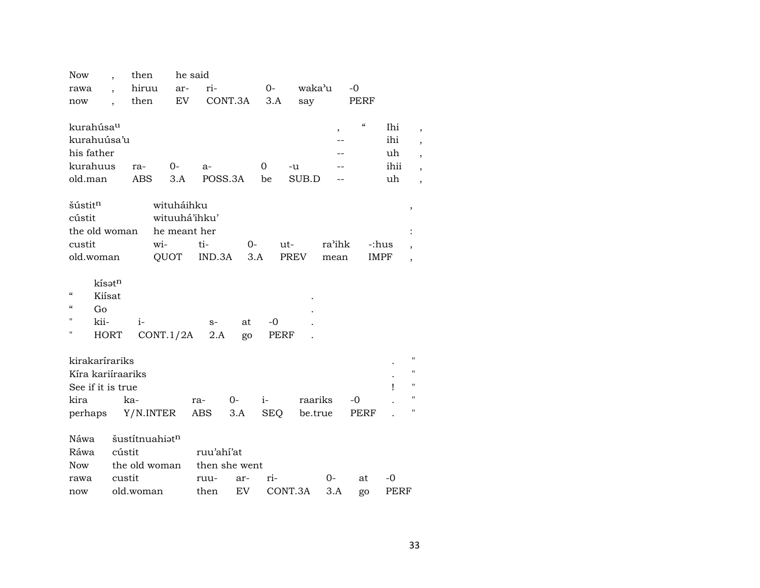| Now | , | then | he said | | | | |
|---|---|---|---|---|---|---|---|
| rawa | , | hiruu | ar- | ri- | 0- | waka'u | -0 |
| now | , | then | EV | CONT.3A | 3.A | say | PERF |

| kurahúsa$^{u}$ | | | | | | , | " | Ihi | , |
|---|---|---|---|---|---|---|---|---|---|
| kurahuúsa'u | | | | | | -- | | ihi | , |
| his father | | | | | | -- | | uh | , |
| kurahuus | ra- | 0- | a- | 0 | -u | -- | | ihii | , |
| old.man | ABS | 3.A | POSS.3A | be | SUB.D | -- | | uh | , |

| šústit$^{n}$ | wituháihku | | | | | | , |
|---|---|---|---|---|---|---|---|
| cústit | wituuhá'ihku' | | | | | | |
| the old woman | he meant her | | | | | | : |
| custit | wi- | ti- | 0- | ut- | ra'ihk | -:hus | , |
| old.woman | QUOT | IND.3A | 3.A | PREV | mean | IMPF | , |

| | kísət$^{n}$ | | | | | |
|---|---|---|---|---|---|---|
| " | Kiísat | | | | | . |
| " | Go | | | | | . |
| " | kii- | i- | s- | at | -0 | . |
| " | HORT | CONT.1/2A | 2.A | go | PERF | . |

| kirakaríraríks | | | | | | | . | " |
|---|---|---|---|---|---|---|---|---|
| Kíra kariíraariks | | | | | | | . | " |
| See if it is true | | | | | | | ! | " |
| kira | ka- | ra- | 0- | i- | raariks | -0 | . | " |
| perhaps | Y/N.INTER | ABS | 3.A | SEQ | be.true | PERF | . | " |

| Náwa | šustítnuahiət$^{n}$ | | | | | | |
|---|---|---|---|---|---|---|---|
| Ráwa | cústit | ruu'ahí'at | | | | | |
| Now | the old woman | then she went | | | | | |
| rawa | custit | ruu- | ar- | ri- | 0- | at | -0 |
| now | old.woman | then | EV | CONT.3A | 3.A | go | PERF |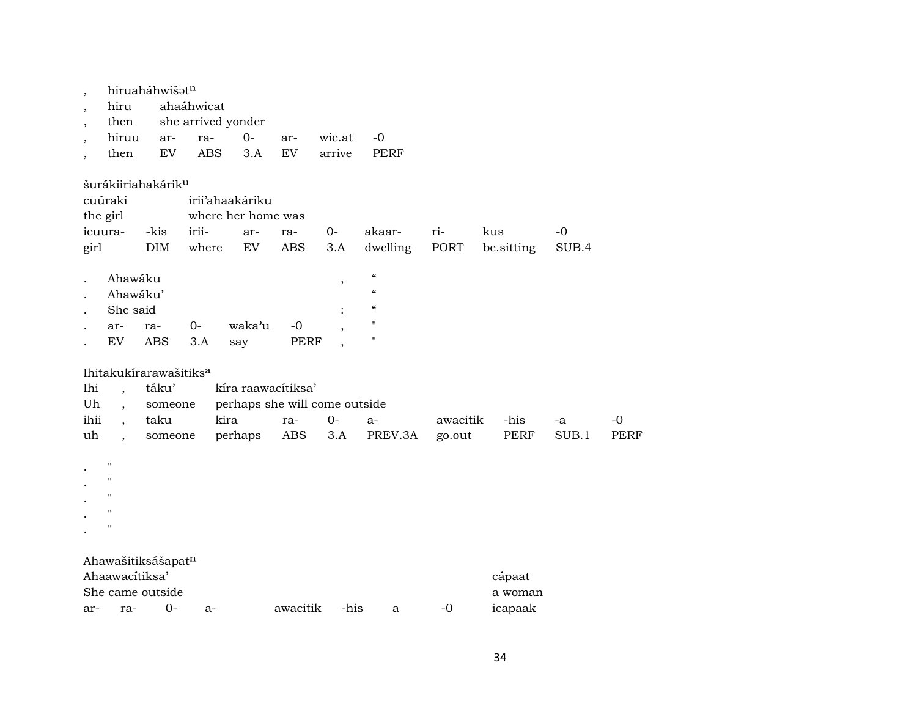, hiruaháhwišətⁿ
, hiru ahaáhwicat
, then she arrived yonder
, hiruu ar- ra- 0- ar- wic.at -0
, then EV ABS 3.A EV arrive PERF

šurákiiriahakárikᵘ

| cuúraki | | irii'ahaakáriku | | | | | | | |
|---|---|---|---|---|---|---|---|---|---|
| the girl | | where her home was | | | | | | | |
| icuura- | -kis | irii- | ar- | ra- | 0- | akaar- | ri- | kus | -0 |
| girl | DIM | where | EV | ABS | 3.A | dwelling | PORT | be.sitting | SUB.4 |

| . | Ahawáku | | | | | , | " |
|---|---|---|---|---|---|---|---|
| . | Ahawáku' | | | | | | " |
| . | She said | | | | | : | " |
| . | ar- | ra- | 0- | waka'u | -0 | , | " |
| . | EV | ABS | 3.A | say | PERF | , | " |

Ihitakukírarawašitiksᵃ

| Ihi | , | táku' | kíra raawacítiksa' | | | | | | |
|---|---|---|---|---|---|---|---|---|---|
| Uh | , | someone | perhaps she will come outside | | | | | | |
| ihii | , | taku | kira | ra- | 0- | a- | awacitik | -his | -a | -0 |
| uh | , | someone | perhaps | ABS | 3.A | PREV.3A | go.out | PERF | SUB.1 | PERF |

. "
. "
. "
. "
. "

Ahawašitiksášapatⁿ

| Ahaawacítiksa' | | | | | | | | cápaat |
|---|---|---|---|---|---|---|---|---|
| She came outside | | | | | | | | a woman |
| ar- | ra- | 0- | a- | awacitik | -his | a | -0 | icapaak |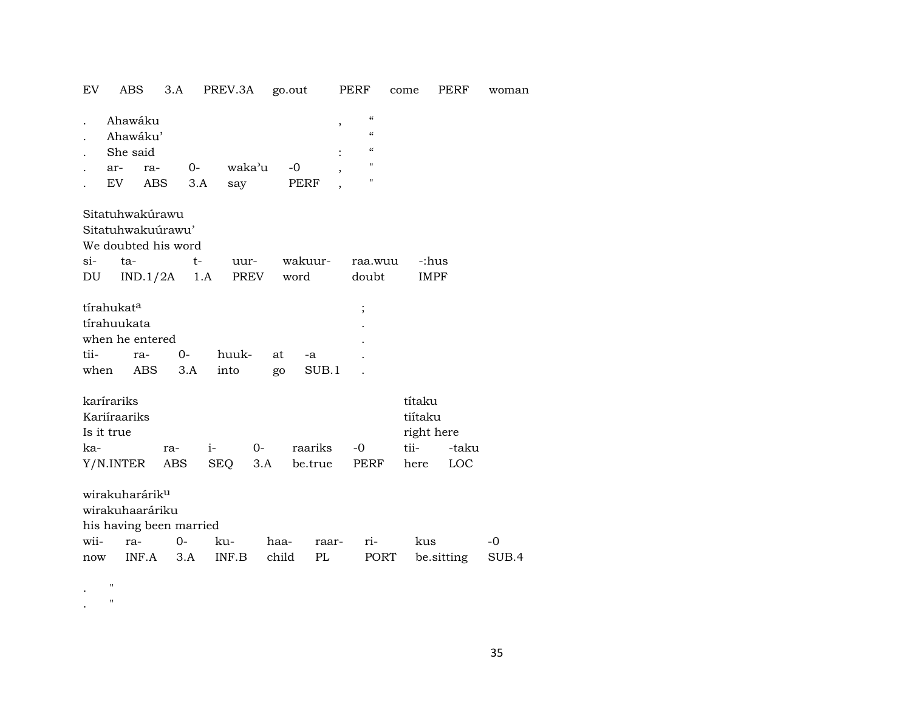EV ABS 3.A PREV.3A go.out PERF come PERF woman

| . | Ahawáku | | | | , | “ |
|---|---|---|---|---|---|---|
| . | Ahawáku’ | | | | | “ |
| . | She said | | | | : | “ |
| . | ar- | ra- | 0- | waka’u -0 | , | " |
| . | EV | ABS | 3.A | say PERF | , | " |

Sitatuhwakúrawu
Sitatuhwakuúrawu’
We doubted his word

| si- | ta- | t- | uur- | wakuur- | raa.wuu | -:hus |
|---|---|---|---|---|---|---|
| DU | IND.1/2A | 1.A | PREV | word | doubt | IMPF |

tírahukat[a] ;
tírahuukata .
when he entered .

| tii- | ra- | 0- | huuk- | at | -a | . |
|---|---|---|---|---|---|---|
| when | ABS | 3.A | into | go | SUB.1 | . |

| karírariks | | | | | | títaku | |
|---|---|---|---|---|---|---|---|
| Kariíraariks | | | | | | tiítaku | |
| Is it true | | | | | | right here | |
| ka- | ra- | i- | 0- | raariks | -0 | tii- | -taku |
| Y/N.INTER | ABS | SEQ | 3.A | be.true | PERF | here | LOC |

wirakuharárik[u]
wirakuhaaráriku
his having been married

| wii- | ra- | 0- | ku- | haa- | raar- | ri- | kus | -0 |
|---|---|---|---|---|---|---|---|---|
| now | INF.A | 3.A | INF.B | child | PL | PORT | be.sitting | SUB.4 |

. "
. "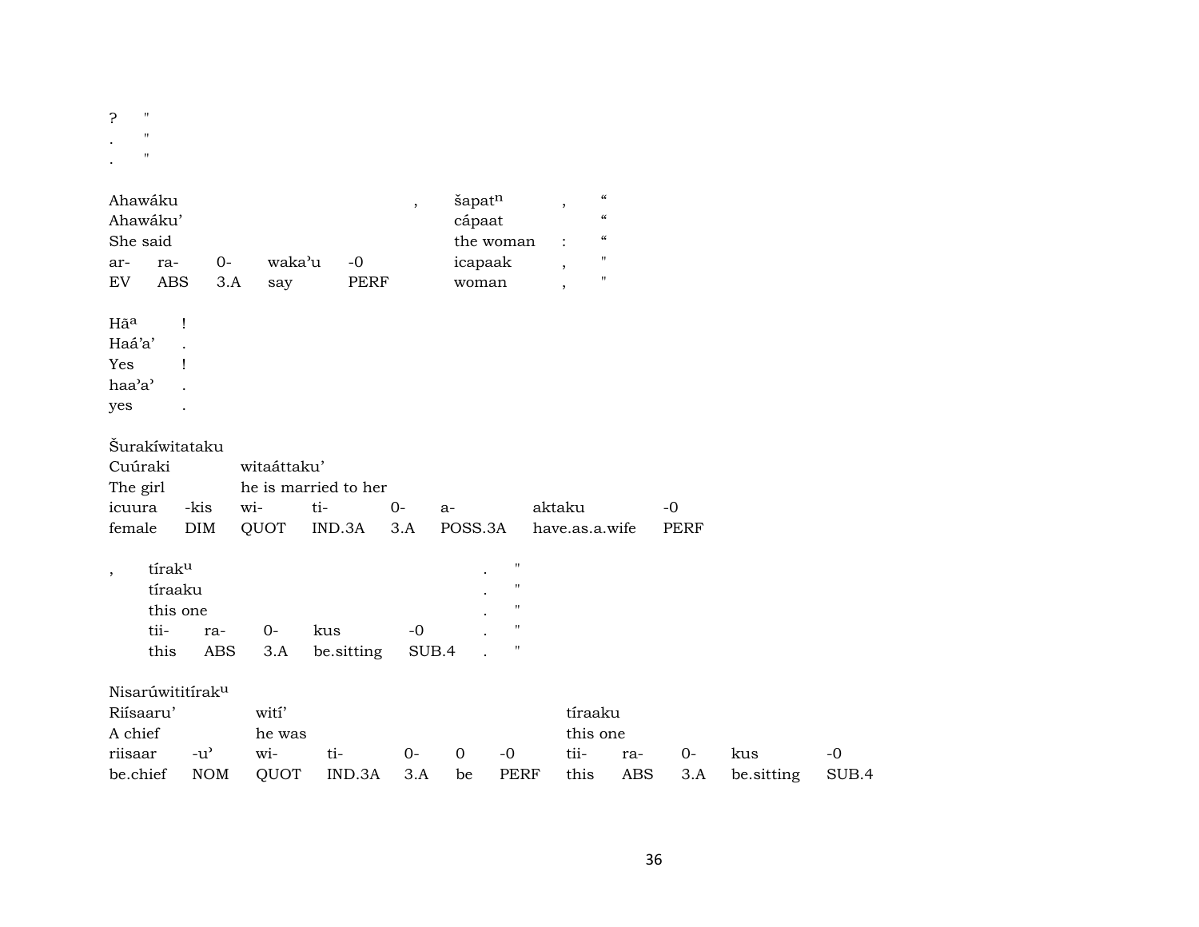?  "
.  "
.  "

| Ahawáku | | | | | , | šapat$^{n}$ | , | “ |
|---|---|---|---|---|---|---|---|---|
| Ahawáku’ | | | | | | cápaat | | “ |
| She said | | | | | | the woman | : | “ |
| ar- | ra- | 0- | wakaʾu | -0 | | icapaak | , | " |
| EV | ABS | 3.A | say | PERF | | woman | , | " |

| Hā$^{a}$ | ! |
|---|---|
| Haá’a’ | . |
| Yes | ! |
| haaʾaʾ | . |
| yes | . |

| Šurakíwitataku | | | | | | | |
|---|---|---|---|---|---|---|---|
| Cuúraki | | witaáttaku’ | | | | | |
| The girl | | he is married to her | | | | | |
| icuura | -kis | wi- | ti- | 0- | a- | aktaku | -0 |
| female | DIM | QUOT | IND.3A | 3.A | POSS.3A | have.as.a.wife | PERF |

| , | tírak$^{u}$ | | | | | . | " |
|---|---|---|---|---|---|---|---|
| | tíraaku | | | | | . | " |
| | this one | | | | | . | " |
| | tii- | ra- | 0- | kus | -0 | . | " |
| | this | ABS | 3.A | be.sitting | SUB.4 | . | " |

| Nisarúwititírak$^{u}$ | | | | | | | | | | | |
|---|---|---|---|---|---|---|---|---|---|---|---|
| Riísaaru’ | | wití’ | | | | | tíraaku | | | | |
| A chief | | he was | | | | | this one | | | | |
| riisaar | -uʾ | wi- | ti- | 0- | 0 | -0 | tii- | ra- | 0- | kus | -0 |
| be.chief | NOM | QUOT | IND.3A | 3.A | be | PERF | this | ABS | 3.A | be.sitting | SUB.4 |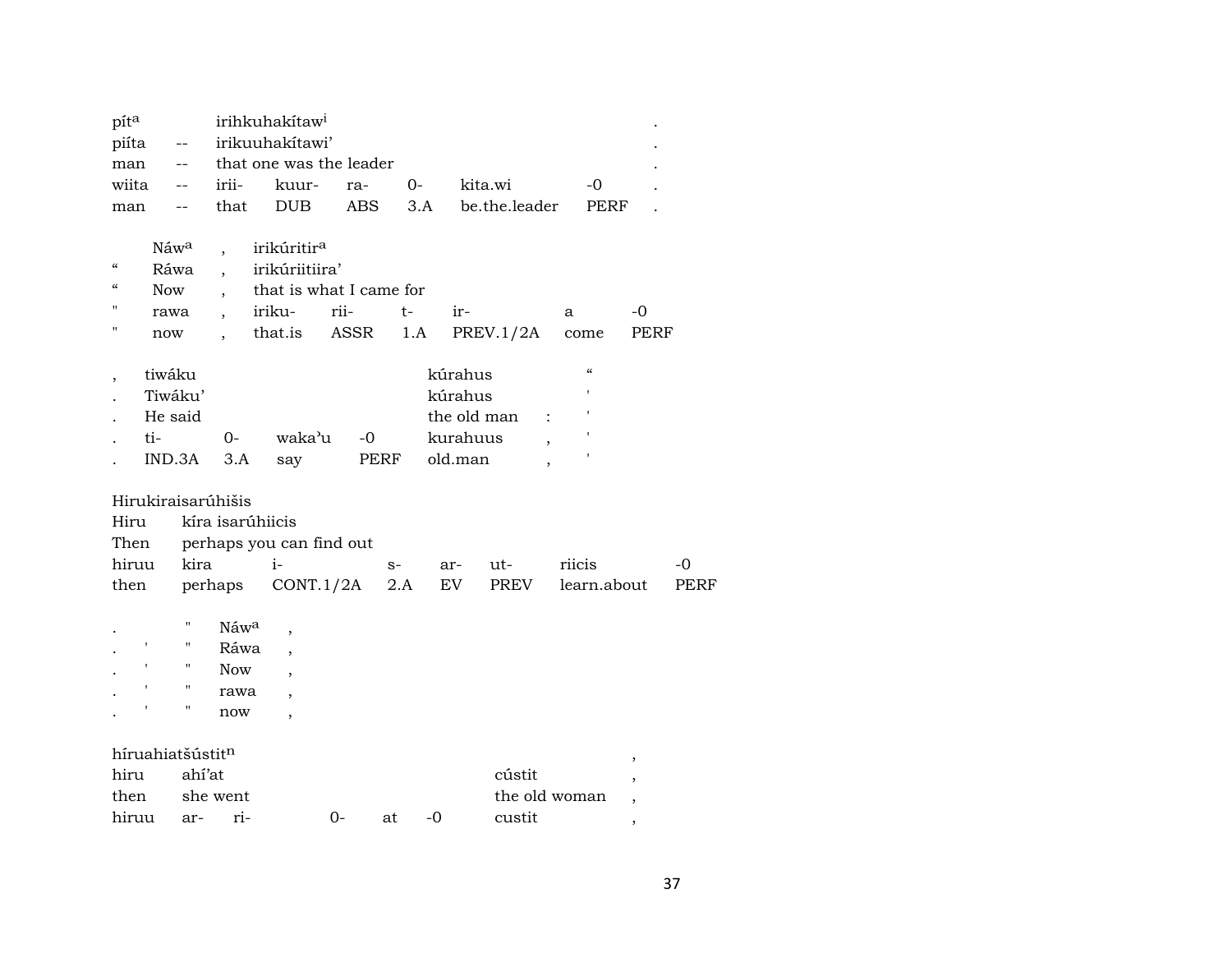| pít^a | | irihkuhakítaw^i | | | | | | . |
|---|---|---|---|---|---|---|---|---|
| piíta | -- | irikuuhakítawi’ | | | | | | . |
| man | -- | that one was the leader | | | | | | . |
| wiita | -- | irii- | kuur- | ra- | 0- | kita.wi | -0 | . |
| man | -- | that | DUB | ABS | 3.A | be.the.leader | PERF | . |

| | Náw^a | , | irikúritir^a | | | | | |
|---|---|---|---|---|---|---|---|---|
| “ | Ráwa | , | irikúriitiira’ | | | | | |
| “ | Now | , | that is what I came for | | | | | |
| " | rawa | , | iriku- | rii- | t- | ir- | a | -0 |
| " | now | , | that.is | ASSR | 1.A | PREV.1/2A | come | PERF |

| , | tiwáku | | | | kúrahus | | “ |
|---|---|---|---|---|---|---|---|
| . | Tiwáku’ | | | | kúrahus | | ' |
| . | He said | | | | the old man | : | ' |
| . | ti- | 0- | waka’u | -0 | kurahuus | , | ' |
| . | IND.3A | 3.A | say | PERF | old.man | , | ' |

| Hirukiraisarúhišis | | | | | | | |
|---|---|---|---|---|---|---|---|
| Hiru | kíra isarúhiicis | | | | | | |
| Then | perhaps you can find out | | | | | | |
| hiruu | kira | i- | s- | ar- | ut- | riicis | -0 |
| then | perhaps | CONT.1/2A | 2.A | EV | PREV | learn.about | PERF |

| . | | " | Náw^a | , |
|---|---|---|---|---|
| . | ' | " | Ráwa | , |
| . | ' | " | Now | , |
| . | ' | " | rawa | , |
| . | ' | " | now | , |

| híruahiatšústit^n | | | | | | | , |
|---|---|---|---|---|---|---|---|
| hiru | ahí’at | | | | | cústit | , |
| then | she went | | | | | the old woman | , |
| hiruu | ar- | ri- | 0- | at | -0 | custit | , |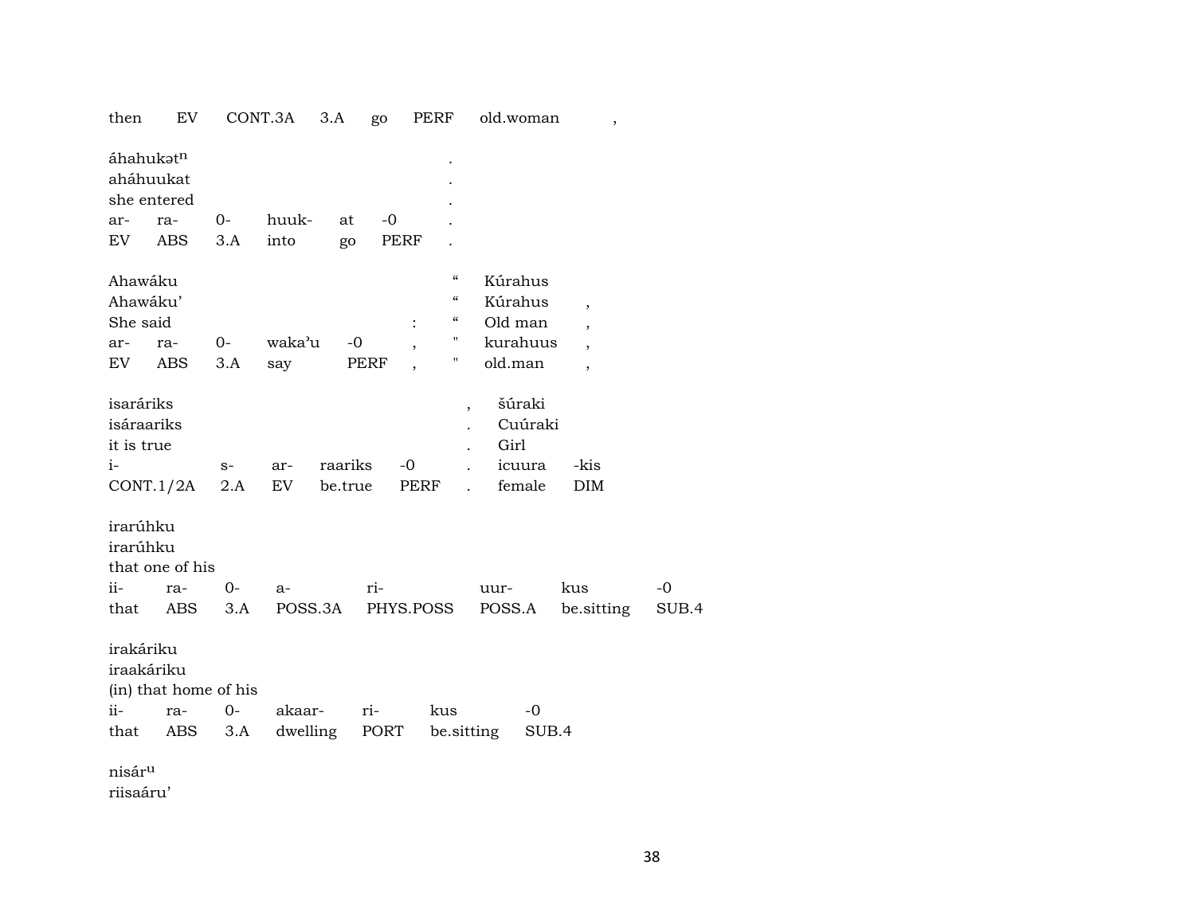then EV CONT.3A 3.A go PERF old.woman ,

áhahukətⁿ .
aháhuukat .
she entered .
ar- ra- 0- huuk- at -0 .
EV ABS 3.A into go PERF .

| Ahawáku | | | | | | " | Kúrahus | |
|---|---|---|---|---|---|---|---|---|
| Ahawáku' | | | | | | " | Kúrahus | , |
| She said | | | | | : | " | Old man | , |
| ar- | ra- | 0- | waka'u | -0 | , | " | kurahuus | , |
| EV | ABS | 3.A | say | PERF | , | " | old.man | , |

| isaráriks | | | | | , | šúraki | |
|---|---|---|---|---|---|---|---|
| isáraariks | | | | | . | Cuúraki | |
| it is true | | | | | . | Girl | |
| i- | s- | ar- | raariks | -0 | . | icuura | -kis |
| CONT.1/2A | 2.A | EV | be.true | PERF | . | female | DIM |

irarúhku
irarúhku
that one of his

| ii- | ra- | 0- | a- | ri- | uur- | kus | -0 |
|---|---|---|---|---|---|---|---|
| that | ABS | 3.A | POSS.3A | PHYS.POSS | POSS.A | be.sitting | SUB.4 |

irakáriku
iraakáriku
(in) that home of his

| ii- | ra- | 0- | akaar- | ri- | kus | -0 |
|---|---|---|---|---|---|---|
| that | ABS | 3.A | dwelling | PORT | be.sitting | SUB.4 |

nisárᵘ
riisaáru'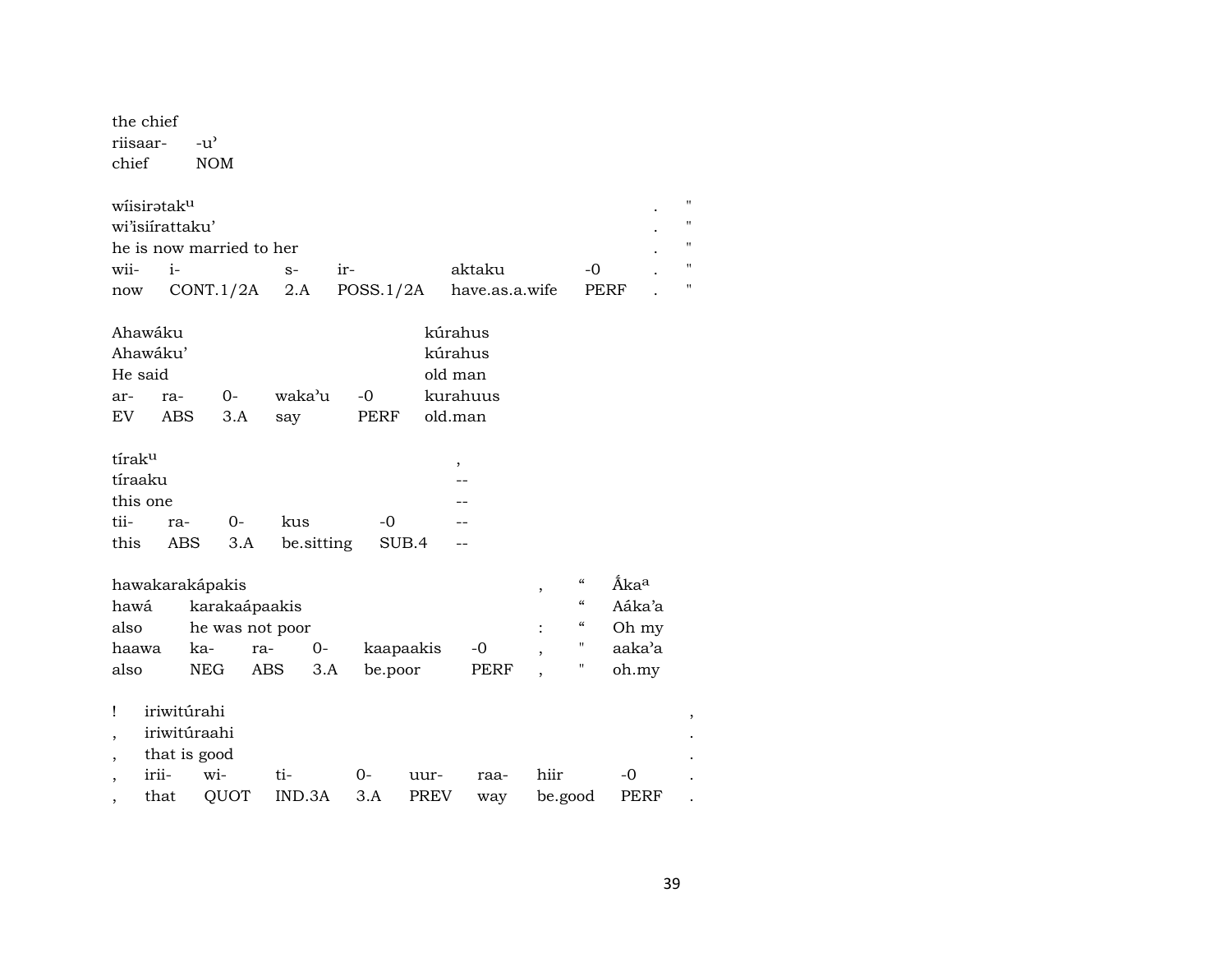the chief
riisaar- -u'
chief NOM

| wíisirətak$^{u}$ | | | | | | . | " |
|---|---|---|---|---|---|---|---|
| wi'isiírattaku' | | | | | | . | " |
| he is now married to her | | | | | | . | " |
| wii- | i- | s- | ir- | aktaku | -0 | . | " |
| now | CONT.1/2A | 2.A | POSS.1/2A | have.as.a.wife | PERF | . | " |

| Ahawáku | | | | | kúrahus |
|---|---|---|---|---|---|
| Ahawáku' | | | | | kúrahus |
| He said | | | | | old man |
| ar- | ra- | 0- | waka'u | -0 | kurahuus |
| EV | ABS | 3.A | say | PERF | old.man |

| tírak$^{u}$ | | | | | , |
|---|---|---|---|---|---|
| tíraaku | | | | | -- |
| this one | | | | | -- |
| tii- | ra- | 0- | kus | -0 | -- |
| this | ABS | 3.A | be.sitting | SUB.4 | -- |

| hawakarakápakis | | | | | | , | " | Áka$^{a}$ |
|---|---|---|---|---|---|---|---|---|
| hawá | karakaápaakis | | | | | | " | Aáka'a |
| also | he was not poor | | | | | : | " | Oh my |
| haawa | ka- | ra- | 0- | kaapaakis | -0 | , | " | aaka'a |
| also | NEG | ABS | 3.A | be.poor | PERF | , | " | oh.my |

| ! | iriwitúrahi | | | | | | | | , |
|---|---|---|---|---|---|---|---|---|---|
| , | iriwitúraahi | | | | | | | | . |
| , | that is good | | | | | | | | . |
| , | irii- | wi- | ti- | 0- | uur- | raa- | hiir | -0 | . |
| , | that | QUOT | IND.3A | 3.A | PREV | way | be.good | PERF | . |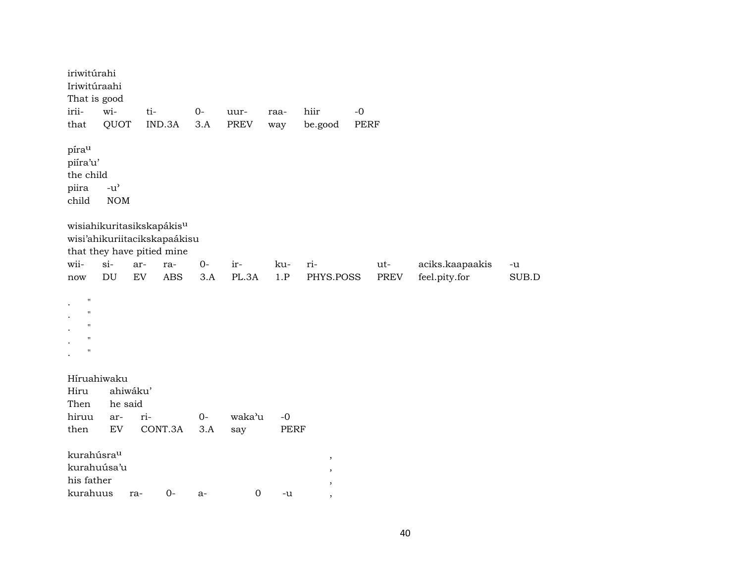iriwitúrahi
Iriwitúraahi
That is good

| irii- | wi- | ti- | 0- | uur- | raa- | hiir | -0 |
|---|---|---|---|---|---|---|---|
| that | QUOT | IND.3A | 3.A | PREV | way | be.good | PERF |

pírau
piíra'u'
the child

| piira | -u' |
|---|---|
| child | NOM |

wisiahikuritasikskapákisu
wisi'ahikuriitacikskapaákisu
that they have pitied mine

| wii- | si- | ar- | ra- | 0- | ir- | ku- | ri- | ut- | aciks.kaapaakis | -u |
|---|---|---|---|---|---|---|---|---|---|---|
| now | DU | EV | ABS | 3.A | PL.3A | 1.P | PHYS.POSS | PREV | feel.pity.for | SUB.D |

. "
. "
. "
. "
. "

Híruahiwaku
Hiru ahiwáku'
Then he said

| hiruu | ar- | ri- | 0- | waka'u | -0 |
|---|---|---|---|---|---|
| then | EV | CONT.3A | 3.A | say | PERF |

kurahúsrau ,
kurahuúsa'u ,
his father ,

| kurahuus | ra- | 0- | a- | 0 | -u | , |
|---|---|---|---|---|---|---|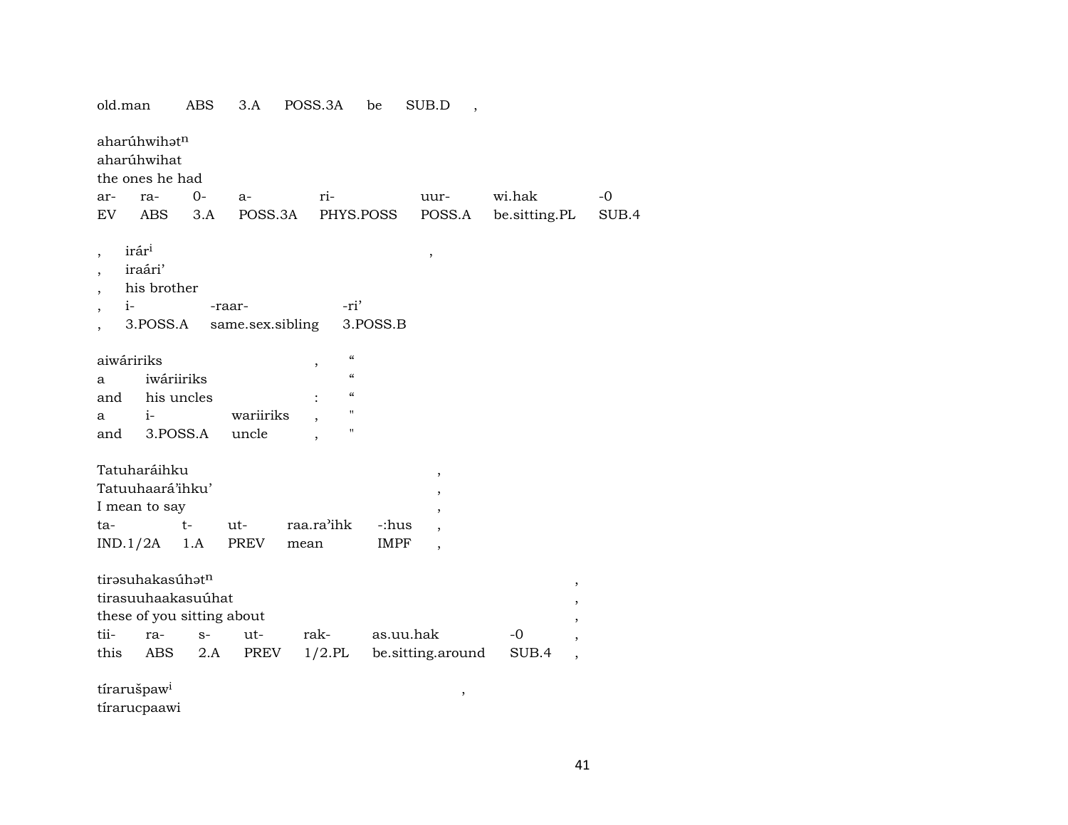old.man ABS 3.A POSS.3A be SUB.D ,

aharúhwihətⁿ
aharúhwihat
the ones he had

| ar- | ra- | 0- | a- | ri- | uur- | wi.hak | -0 |
|---|---|---|---|---|---|---|---|
| EV | ABS | 3.A | POSS.3A | PHYS.POSS | POSS.A | be.sitting.PL | SUB.4 |

, irárⁱ ,
, iraári’
, his brother

| , | i- | -raar- | -ri’ |
|---|---|---|---|
| , | 3.POSS.A | same.sex.sibling | 3.POSS.B |

aiwáririks , “
a iwáriiriks “
and his uncles : “

| a | i- | wariiriks | , | " |
|---|---|---|---|---|
| and | 3.POSS.A | uncle | , | " |

Tatuharáihku ,
Tatuuhaará’ihku’ ,
I mean to say ,

| ta- | t- | ut- | raa.ra’ihk | -:hus | , |
|---|---|---|---|---|---|
| IND.1/2A | 1.A | PREV | mean | IMPF | , |

tirəsuhakasúhətⁿ ,
tirasuuhaakasuúhat ,
these of you sitting about ,

| tii- | ra- | s- | ut- | rak- | as.uu.hak | -0 | , |
|---|---|---|---|---|---|---|---|
| this | ABS | 2.A | PREV | 1/2.PL | be.sitting.around | SUB.4 | , |

tíraruš̌pawⁱ ,
tírarucpaawi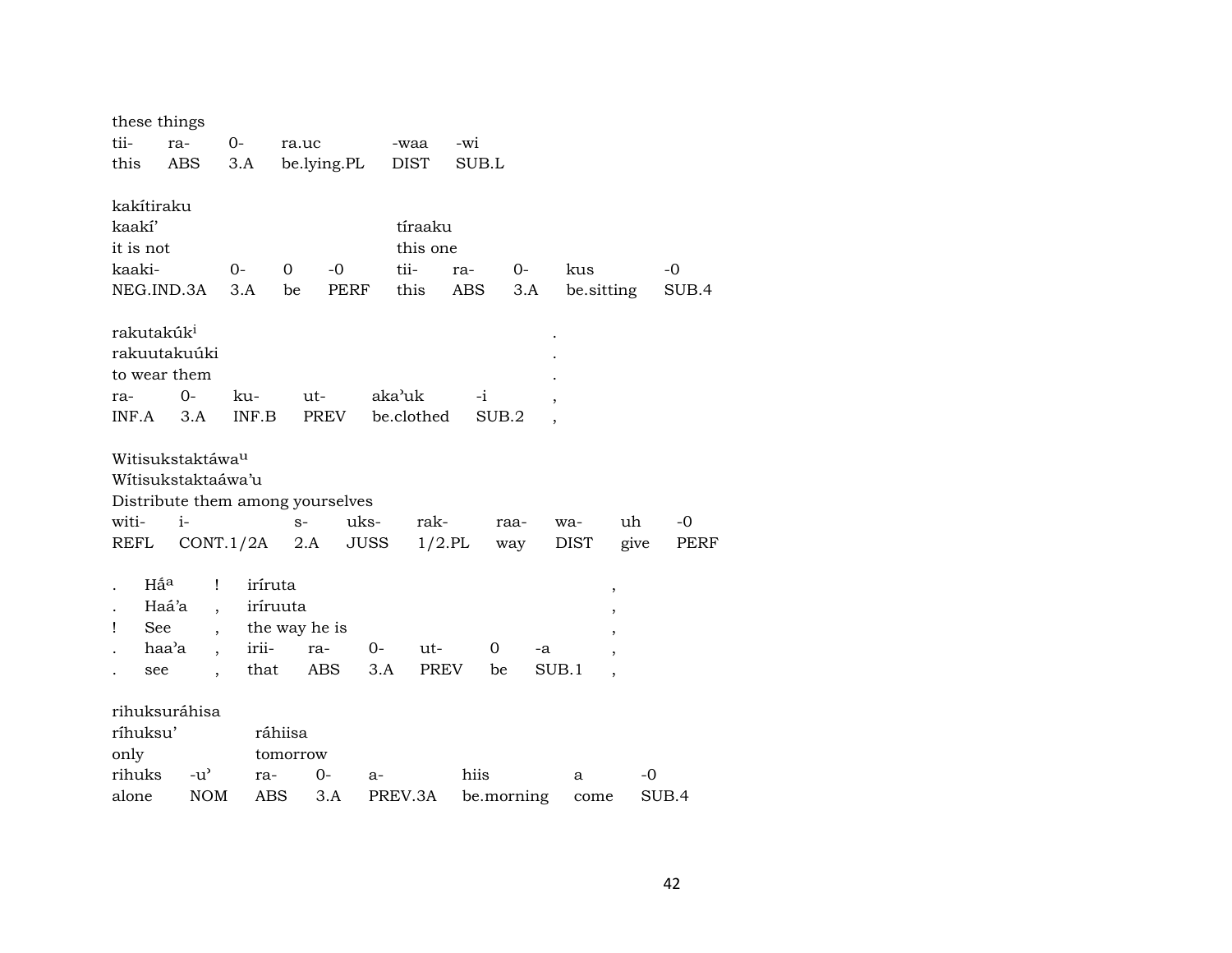these things

| tii- | ra- | 0- | ra.uc | -waa | -wi |
|---|---|---|---|---|---|
| this | ABS | 3.A | be.lying.PL | DIST | SUB.L |

kakítiraku

| kaakí’ | | | | tíraaku | | | | |
|---|---|---|---|---|---|---|---|---|
| it is not | | | | this one | | | | |
| kaaki- | 0- | 0 | -0 | tii- | ra- | 0- | kus | -0 |
| NEG.IND.3A | 3.A | be | PERF | this | ABS | 3.A | be.sitting | SUB.4 |

| rakutakúk[i] | | | | | | . |
|---|---|---|---|---|---|---|
| rakuutakuúki | | | | | | . |
| to wear them | | | | | | . |
| ra- | 0- | ku- | ut- | aka’uk | -i | , |
| INF.A | 3.A | INF.B | PREV | be.clothed | SUB.2 | , |

Witisukstaktáwa[u]

Wítisukstaktaáwa’u

Distribute them among yourselves

| witi- | i- | s- | uks- | rak- | raa- | wa- | uh | -0 |
|---|---|---|---|---|---|---|---|---|
| REFL | CONT.1/2A | 2.A | JUSS | 1/2.PL | way | DIST | give | PERF |

| . | Há̃[a] | ! | iríruta | | | | | , |
|---|---|---|---|---|---|---|---|---|
| . | Haá’a | , | iríruuta | | | | | , |
| ! | See | , | the way he is | | | | | , |
| . | haa’a | , | irii- | ra- | 0- | ut- | 0 | -a | ,
| . | see | , | that | ABS | 3.A | PREV | be | SUB.1 | ,

rihuksuráhisa

| ríhuksu’ | | ráhiisa | | | | | |
|---|---|---|---|---|---|---|---|
| only | | tomorrow | | | | | |
| rihuks | -u’ | ra- | 0- | a- | hiis | a | -0 |
| alone | NOM | ABS | 3.A | PREV.3A | be.morning | come | SUB.4 |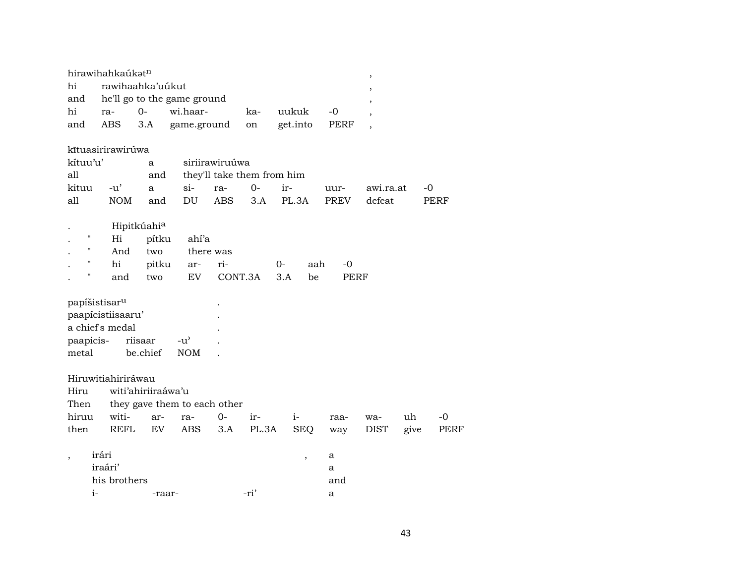hirawihahkaúkətⁿ ,
hi rawihaahka'uúkut ,
and he'll go to the game ground ,

| hi | ra- | 0- | wi.haar- | ka- | uukuk | -0 | , |
|---|---|---|---|---|---|---|---|
| and | ABS | 3.A | game.ground | on | get.into | PERF | , |

kītuasirirawirúwa
kítuu'u' a siriirawiruúwa
all and they'll take them from him

| kituu | -u' | a | si- | ra- | 0- | ir- | uur- | awi.ra.at | -0 |
|---|---|---|---|---|---|---|---|---|---|
| all | NOM | and | DU | ABS | 3.A | PL.3A | PREV | defeat | PERF |

. Hipitkúahi[a]
. " Hi pítku ahí'a
. " And two there was

| . | " | hi | pitku | ar- | ri- | 0- | aah | -0 |
|---|---|---|---|---|---|---|---|---|
| . | " | and | two | EV | CONT.3A | 3.A | be | PERF |

papíšistisar[u] .
paapícistiisaaru' .
a chief's medal .

| paapicis- | riisaar | -u' | . |
|---|---|---|---|
| metal | be.chief | NOM | . |

Hiruwitiahirirávau
Hiru witi'ahiriiraáwa'u
Then they gave them to each other

| hiruu | witi- | ar- | ra- | 0- | ir- | i- | raa- | wa- | uh | -0 |
|---|---|---|---|---|---|---|---|---|---|---|
| then | REFL | EV | ABS | 3.A | PL.3A | SEQ | way | DIST | give | PERF |

, irári , a
iraári' a
his brothers and

| i- | -raar- | -ri' | a |
|---|---|---|---|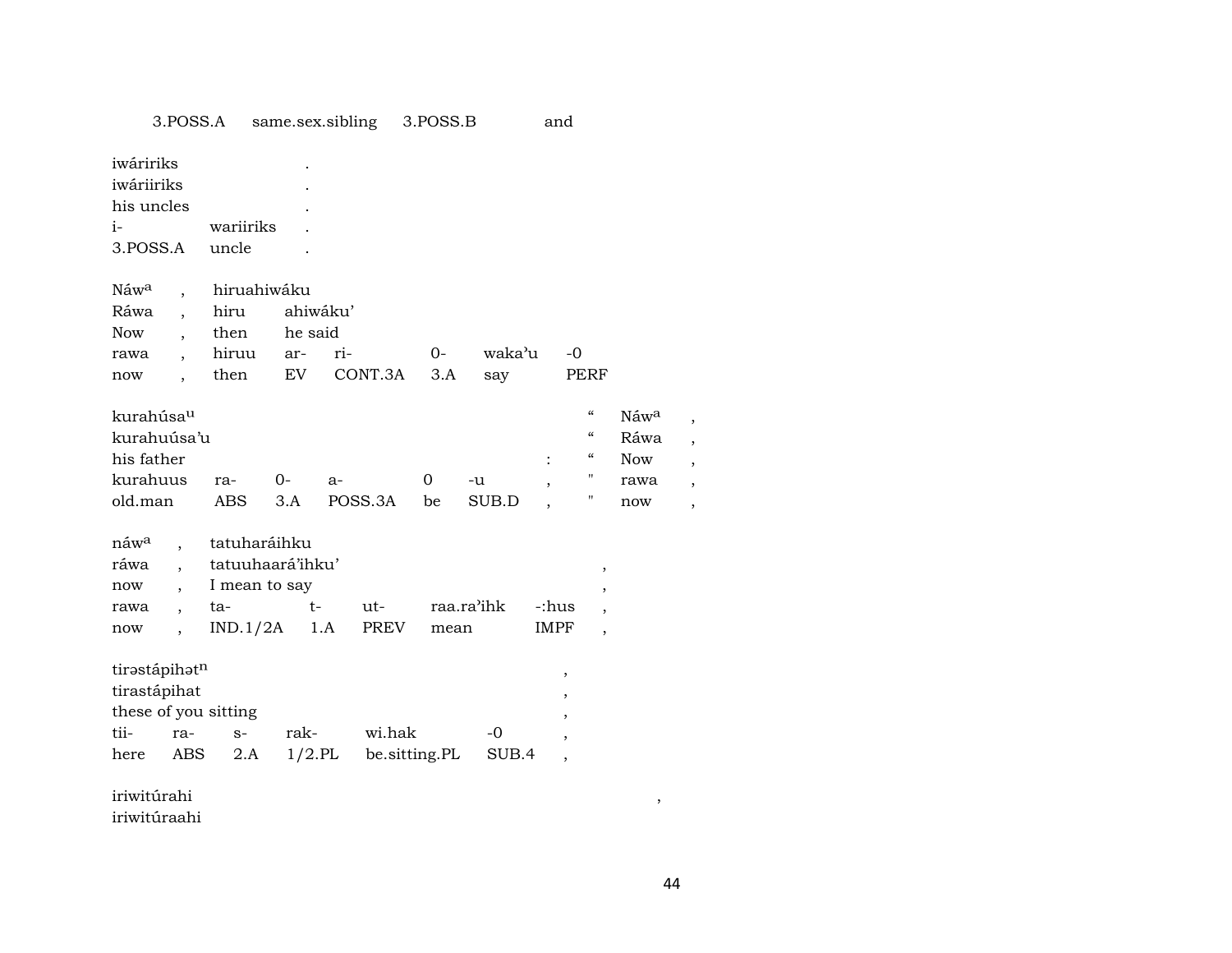| 3.POSS.A | same.sex.sibling | 3.POSS.B | and |
|---|---|---|---|

| iwáririks | | . |
|---|---|---|
| iwáriiriks | | . |
| his uncles | | . |
| i- | wariiriks | . |
| 3.POSS.A | uncle | . |

| Náwa | , | hiruahiwáku | | | | | |
|---|---|---|---|---|---|---|---|
| Ráwa | , | hiru | ahiwáku' | | | | |
| Now | , | then | he said | | | | |
| rawa | , | hiruu | ar- | ri- | 0- | waka'u | -0 |
| now | , | then | EV | CONT.3A | 3.A | say | PERF |

| kurahúsau | | | | | | | “ | Náwa | , |
|---|---|---|---|---|---|---|---|---|---|
| kurahuúsa'u | | | | | | | “ | Ráwa | , |
| his father | | | | | | : | “ | Now | , |
| kurahuus | ra- | 0- | a- | 0 | -u | , | " | rawa | , |
| old.man | ABS | 3.A | POSS.3A | be | SUB.D | , | " | now | , |

| náwa | , | tatuharáihku | | | | | |
|---|---|---|---|---|---|---|---|
| ráwa | , | tatuuhaará'ihku' | | | | | , |
| now | , | I mean to say | | | | | , |
| rawa | , | ta- | t- | ut- | raa.ra'ihk | -:hus | , |
| now | , | IND.1/2A | 1.A | PREV | mean | IMPF | , |

| tirəstápihətn | | | | | | , |
|---|---|---|---|---|---|---|
| tirastápihat | | | | | | , |
| these of you sitting | | | | | | , |
| tii- | ra- | s- | rak- | wi.hak | -0 | , |
| here | ABS | 2.A | 1/2.PL | be.sitting.PL | SUB.4 | , |

| iriwitúrahi | , |
|---|---|
| iriwitúraahi | |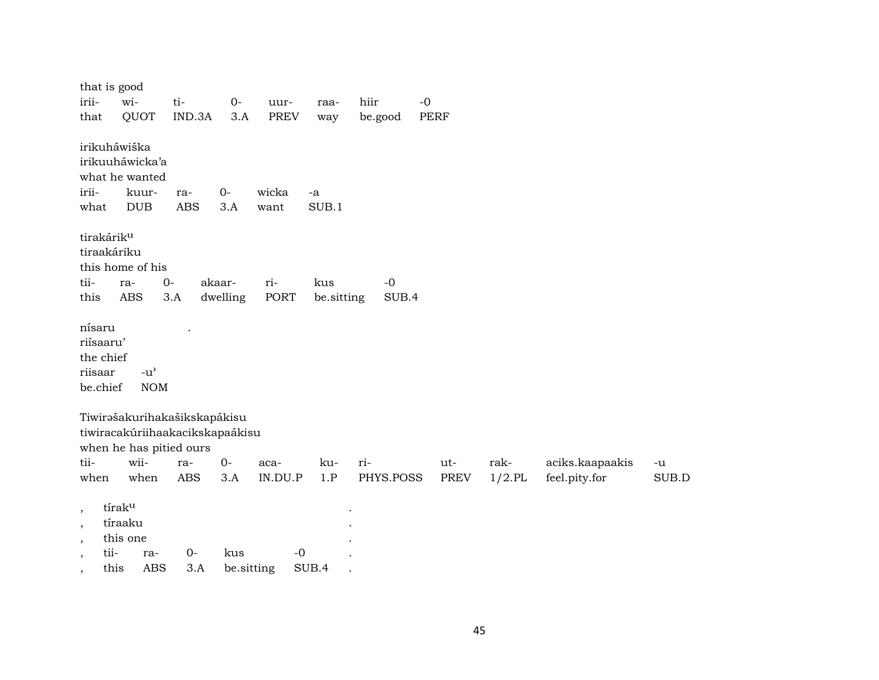that is good

| irii- | wi- | ti- | 0- | uur- | raa- | hiir | -0 |
|---|---|---|---|---|---|---|---|
| that | QUOT | IND.3A | 3.A | PREV | way | be.good | PERF |

irikuháwiška
irikuuháwicka'a
what he wanted

| irii- | kuur- | ra- | 0- | wicka | -a |
|---|---|---|---|---|---|
| what | DUB | ABS | 3.A | want | SUB.1 |

tirakárik^u
tiraakáriku
this home of his

| tii- | ra- | 0- | akaar- | ri- | kus | -0 |
|---|---|---|---|---|---|---|
| this | ABS | 3.A | dwelling | PORT | be.sitting | SUB.4 |

nísaru .
riísaaru'
the chief

| riisaar | -u' |
|---|---|
| be.chief | NOM |

Tiwirəšakurihakašikskapákisu
tiwiracakúriihaakacikskapaákisu
when he has pitied ours

| tii- | wii- | ra- | 0- | aca- | ku- | ri- | ut- | rak- | aciks.kaapaakis | -u |
|---|---|---|---|---|---|---|---|---|---|---|
| when | when | ABS | 3.A | IN.DU.P | 1.P | PHYS.POSS | PREV | 1/2.PL | feel.pity.for | SUB.D |

, tírak^u .
, tíraaku .
, this one .

| , | tii- | ra- | 0- | kus | -0 | . |
|---|---|---|---|---|---|---|
| , | this | ABS | 3.A | be.sitting | SUB.4 | . |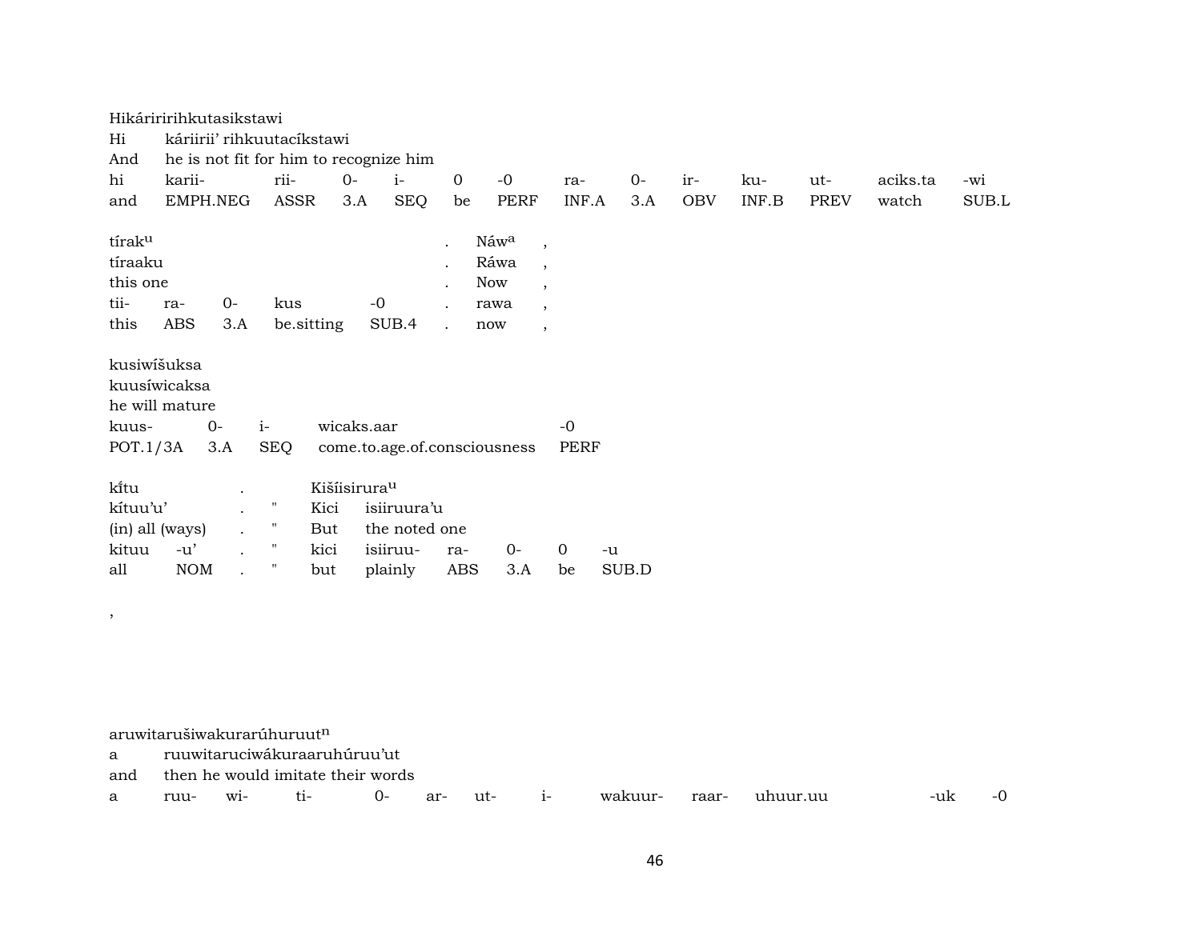Hikáriririhkutasikstawi
Hi káriirii' rihkuutacíkstawi
And he is not fit for him to recognize him

| hi | karii- | rii- | 0- | i- | 0 | -0 | ra- | 0- | ir- | ku- | ut- | aciks.ta | -wi |
|---|---|---|---|---|---|---|---|---|---|---|---|---|---|
| and | EMPH.NEG | ASSR | 3.A | SEQ | be | PERF | INF.A | 3.A | OBV | INF.B | PREV | watch | SUB.L |

tíraku
tíraaku
this one

| tii- | ra- | 0- | kus | -0 | . | rawa | , |
|---|---|---|---|---|---|---|---|
| this | ABS | 3.A | be.sitting | SUB.4 | . | now | , |

. Náwa ,
. Ráwa ,
. Now ,

kusiwíšuksa
kuusíwicaksa
he will mature

| kuus- | 0- | i- | wicaks.aar | -0 |
|---|---|---|---|---|
| POT.1/3A | 3.A | SEQ | come.to.age.of.consciousness | PERF |

kı̃tu . Kišíisirura
kítuu'u' . " Kici isiiruura'u
(in) all (ways) . " But the noted one

| kituu | -u' | . | " | kici | isiiruu- | ra- | 0- | 0 | -u |
|---|---|---|---|---|---|---|---|---|---|
| all | NOM | . | " | but | plainly | ABS | 3.A | be | SUB.D |

,

aruwitarušiwakurarúhuruut
a ruuwitaruciwákuraaruhúruu'ut
and then he would imitate their words

a ruu- wi- ti- 0- ar- ut- i- wakuur- raar- uhuur.uu -uk -0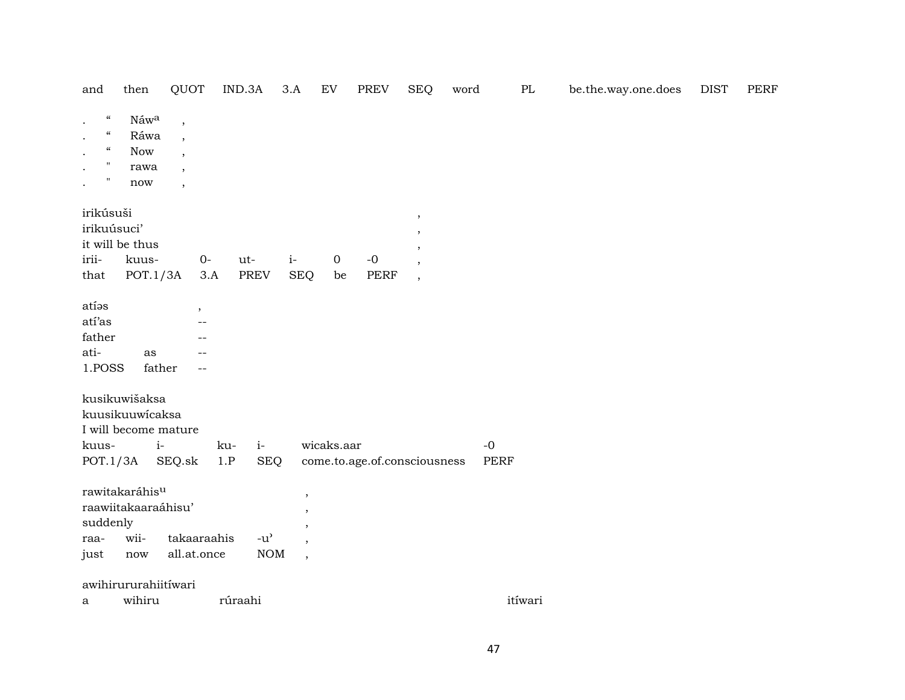| and | then | QUOT | IND.3A | 3.A | EV | PREV | SEQ | word | PL | be.the.way.one.does | DIST | PERF |
|---|---|---|---|---|---|---|---|---|---|---|---|---|

| . | " | Náwᵃ | , |
|---|---|---|---|
| . | " | Ráwa | , |
| . | " | Now | , |
| . | " | rawa | , |
| . | " | now | , |

| irikúsuši | | | | | | | , |
|---|---|---|---|---|---|---|---|
| irikuúsuci’ | | | | | | | , |
| it will be thus | | | | | | | , |
| irii- | kuus- | 0- | ut- | i- | 0 | -0 | , |
| that | POT.1/3A | 3.A | PREV | SEQ | be | PERF | , |

| atíəs | | , |
|---|---|---|
| atí’as | | -- |
| father | | -- |
| ati- | as | -- |
| 1.POSS | father | -- |

| kusikuwišaksa | | | | | |
|---|---|---|---|---|---|
| kuusikuuwícaksa | | | | | |
| I will become mature | | | | | |
| kuus- | i- | ku- | i- | wicaks.aar | -0 |
| POT.1/3A | SEQ.sk | 1.P | SEQ | come.to.age.of.consciousness | PERF |

| rawitakaráhisᵘ | | | | , |
|---|---|---|---|---|
| raawiitakaaraáhisu’ | | | | , |
| suddenly | | | | , |
| raa- | wii- | takaaraahis | -u’ | , |
| just | now | all.at.once | NOM | , |

| awihirururahiitíwari | | | |
|---|---|---|---|
| a | wihiru | rúraahi | itíwari |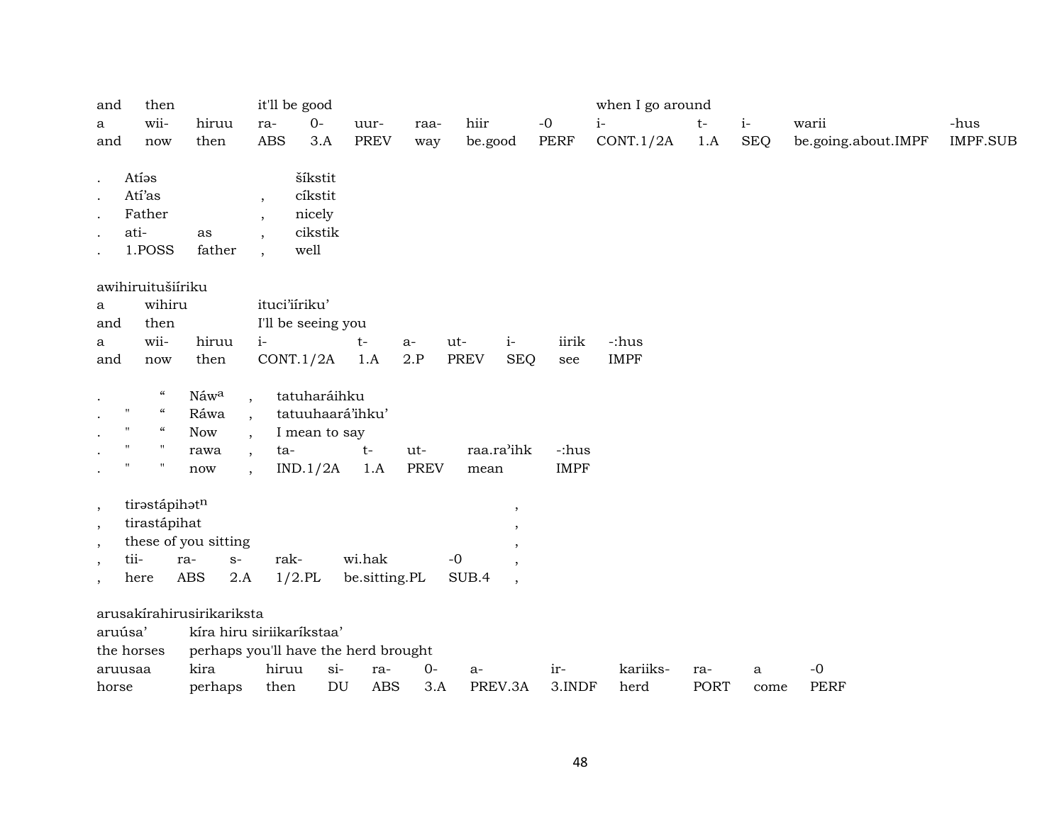| and | then | | it'll be good | | | | | | when I go around | | | | |
|---|---|---|---|---|---|---|---|---|---|---|---|---|---|
| a | wii- | hiruu | ra- | 0- | uur- | raa- | hiir | -0 | i- | t- | i- | warii | -hus |
| and | now | then | ABS | 3.A | PREV | way | be.good | PERF | CONT.1/2A | 1.A | SEQ | be.going.about.IMPF | IMPF.SUB |

| . | Atíəs | | | šíkstit |
|---|---|---|---|---|
| . | Atí'as | | , | cíkstit |
| . | Father | | , | nicely |
| . | ati- | as | , | cikstik |
| . | 1.POSS | father | , | well |

awihiruitušiíriku

| a | wihiru | | ituci'iíriku' | | | | | | |
|---|---|---|---|---|---|---|---|---|---|
| and | then | | I'll be seeing you | | | | | | |
| a | wii- | hiruu | i- | t- | a- | ut- | i- | iirik | -:hus |
| and | now | then | CONT.1/2A | 1.A | 2.P | PREV | SEQ | see | IMPF |

| . | | " | Náwa | , | tatuharáihku | | | | |
|---|---|---|---|---|---|---|---|---|---|
| . | " | " | Ráwa | , | tatuuhaará'ihku' | | | | |
| . | " | " | Now | , | I mean to say | | | | |
| . | " | " | rawa | , | ta- | t- | ut- | raa.ra'ihk | -:hus |
| . | " | " | now | , | IND.1/2A | 1.A | PREV | mean | IMPF |

| , | tirəstápihətn | | | | | | , |
|---|---|---|---|---|---|---|---|
| , | tirastápihat | | | | | | , |
| , | these of you sitting | | | | | | , |
| , | tii- | ra- | s- | rak- | wi.hak | -0 | , |
| , | here | ABS | 2.A | 1/2.PL | be.sitting.PL | SUB.4 | , |

arusakírahirusirikariksta

| aruúsa' | kíra hiru siriikaríkstaa' | | | | | | | | | |
|---|---|---|---|---|---|---|---|---|---|---|
| the horses | perhaps you'll have the herd brought | | | | | | | | | |
| aruusaa | kira | hiruu | si- | ra- | 0- | a- | ir- | kariiks- | ra- | a | -0 |
| horse | perhaps | then | DU | ABS | 3.A | PREV.3A | 3.INDF | herd | PORT | come | PERF |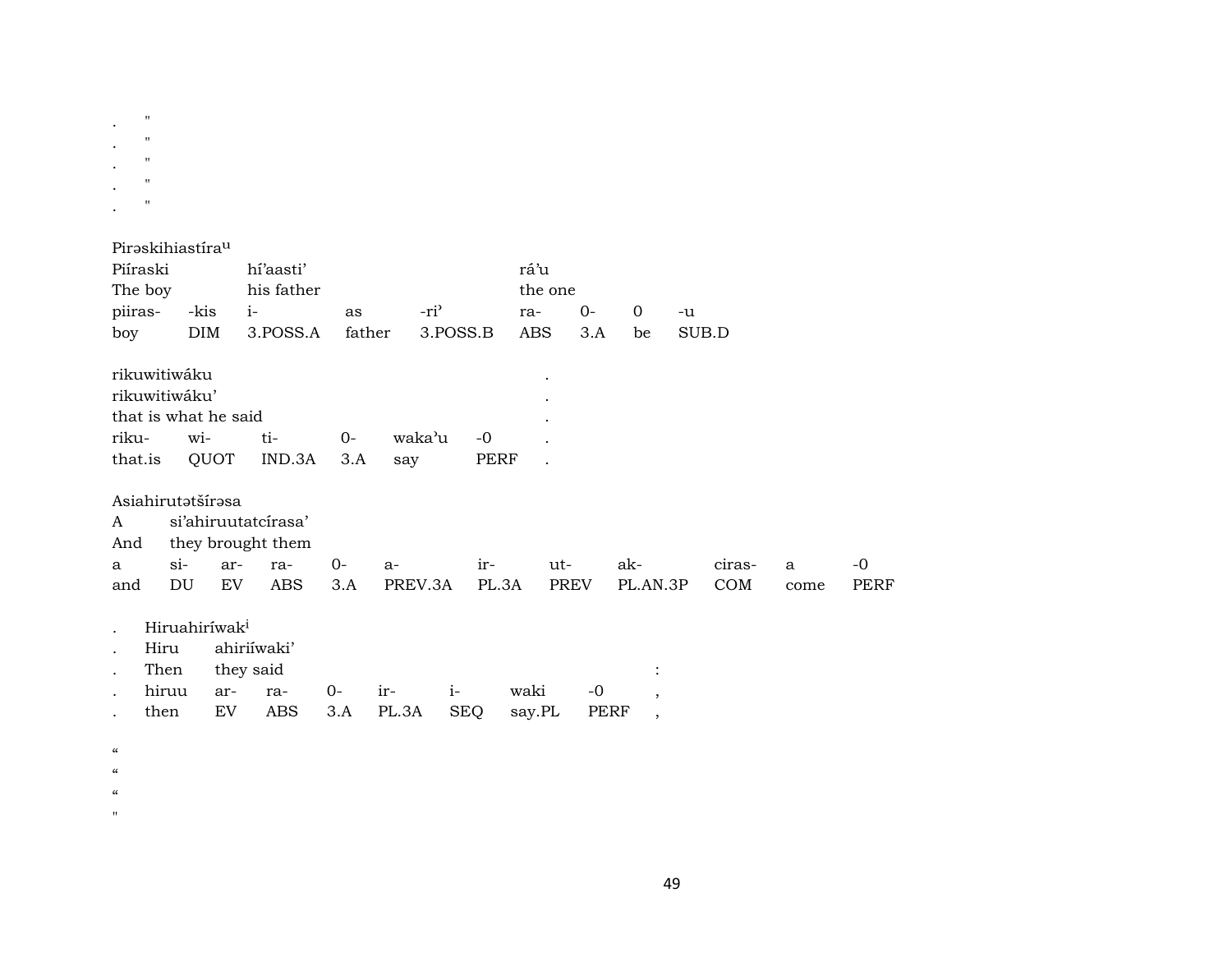.      "
.      "
.      "
.      "
.      "

Pirəskihiastírau

| Piíraski | | híʼaastiʼ | | | ráʼu | | | |
|---|---|---|---|---|---|---|---|---|
| The boy | | his father | | | the one | | | |
| piiras- | -kis | i- | as | -riʼ | ra- | 0- | 0 | -u |
| boy | DIM | 3.POSS.A | father | 3.POSS.B | ABS | 3.A | be | SUB.D |

| rikuwitiwáku | | | | | | . |
|---|---|---|---|---|---|---|
| rikuwitiwákuʼ | | | | | | . |
| that is what he said | | | | | | . |
| riku- | wi- | ti- | 0- | wakaʼu | -0 | . |
| that.is | QUOT | IND.3A | 3.A | say | PERF | . |

Asiahirutətšírəsa

| A | siʼahiruutatcírasaʼ | | | | | | | | | | |
|---|---|---|---|---|---|---|---|---|---|---|---|
| And | they brought them | | | | | | | | | | |
| a | si- | ar- | ra- | 0- | a- | ir- | ut- | ak- | ciras- | a | -0 |
| and | DU | EV | ABS | 3.A | PREV.3A | PL.3A | PREV | PL.AN.3P | COM | come | PERF |

| . | Hiruahiríwaki | | | | | | | |
|---|---|---|---|---|---|---|---|---|
| . | Hiru | ahiriíwakiʼ | | | | | | |
| . | Then | they said | | | | | | : |
| . | hiruu | ar- | ra- | 0- | ir- | i- | waki | -0 | , |
| . | then | EV | ABS | 3.A | PL.3A | SEQ | say.PL | PERF | , |

“
“
“
"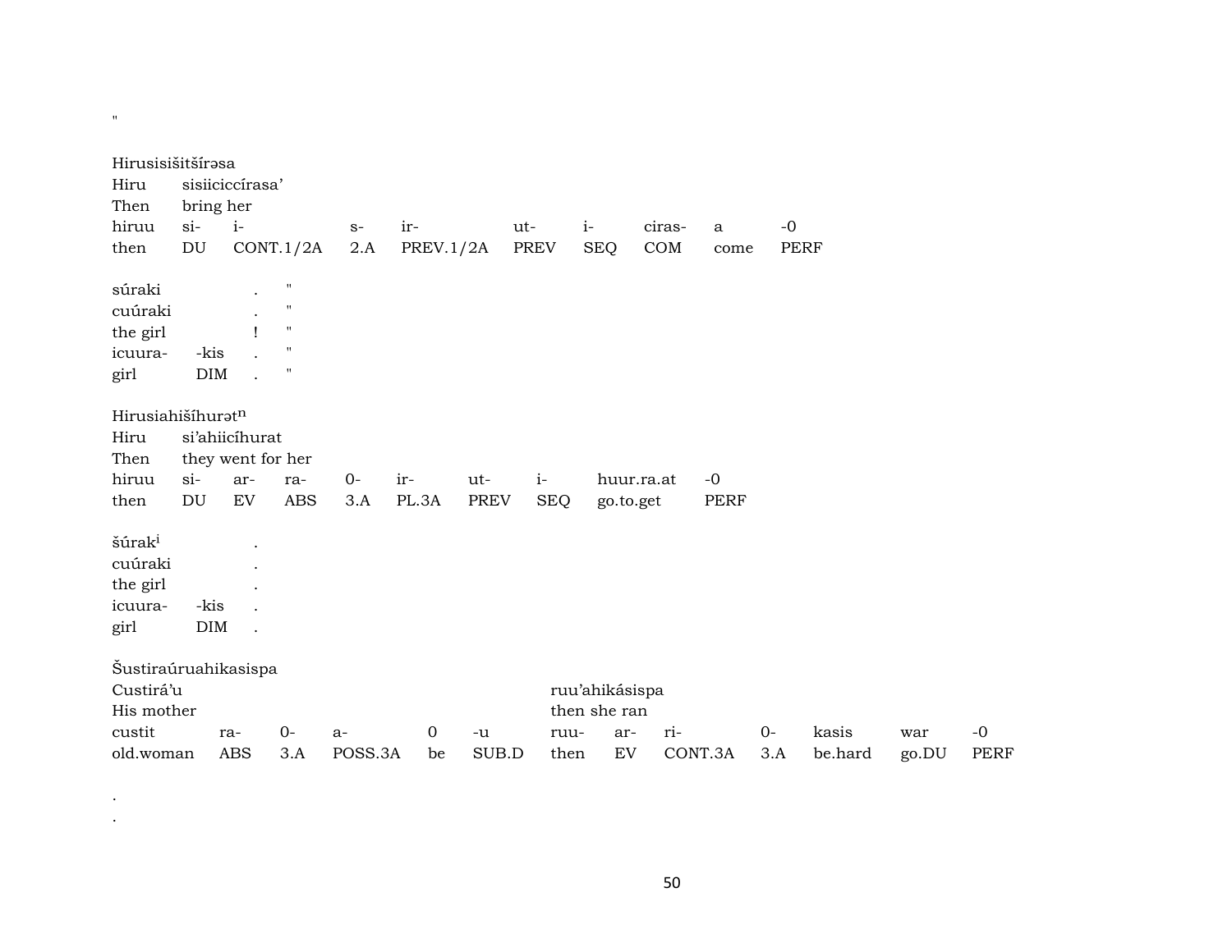"

Hirusisišitšírəsa

| Hiru | sisiiciccírasa’ | | | | | | | | |
|---|---|---|---|---|---|---|---|---|---|
| Then | bring her | | | | | | | | |
| hiruu | si- | i- | s- | ir- | ut- | i- | ciras- | a | -0 |
| then | DU | CONT.1/2A | 2.A | PREV.1/2A | PREV | SEQ | COM | come | PERF |

| súraki | | . | " |
|---|---|---|---|
| cuúraki | | . | " |
| the girl | | ! | " |
| icuura- | -kis | . | " |
| girl | DIM | . | " |

Hirusiahišíhurət$^{n}$

| Hiru | si’ahiicíhurat | | | | | | | |
|---|---|---|---|---|---|---|---|---|
| Then | they went for her | | | | | | | |
| hiruu | si- | ar- | ra- | 0- | ir- | ut- | i- | huur.ra.at | -0 |
| then | DU | EV | ABS | 3.A | PL.3A | PREV | SEQ | go.to.get | PERF |

| šúrak$^{i}$ | | . |
|---|---|---|
| cuúraki | | . |
| the girl | | . |
| icuura- | -kis | . |
| girl | DIM | . |

Šustiraúruahikasispa

| Custirá’u | | | | | | ruu’ahikásispa | | | | | | |
|---|---|---|---|---|---|---|---|---|---|---|---|---|
| His mother | | | | | | then she ran | | | | | | |
| custit | ra- | 0- | a- | 0 | -u | ruu- | ar- | ri- | 0- | kasis | war | -0 |
| old.woman | ABS | 3.A | POSS.3A | be | SUB.D | then | EV | CONT.3A | 3.A | be.hard | go.DU | PERF |

.
.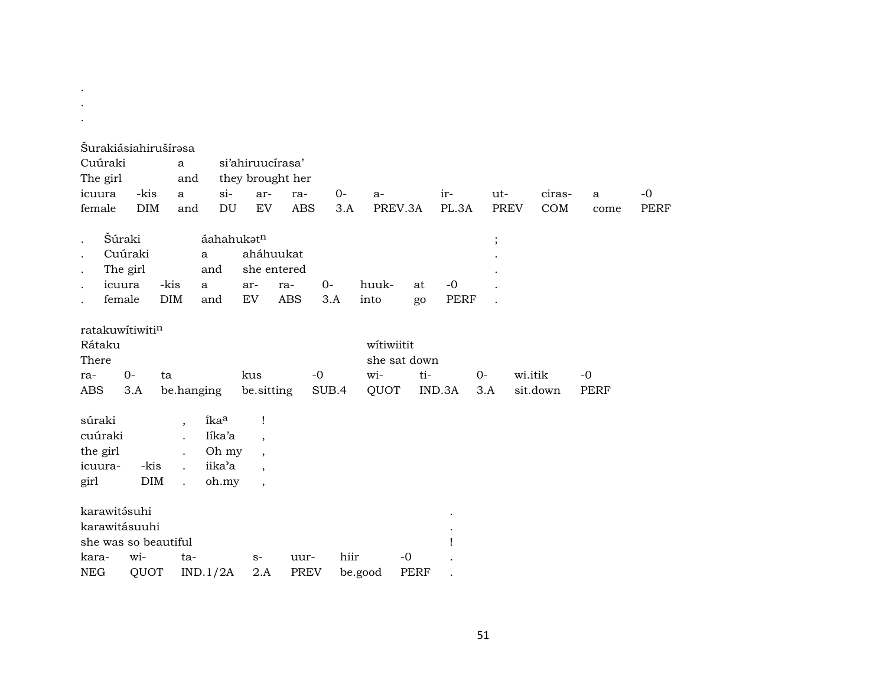.
.
.

Šurakiásiahirušírəsa

| Cuúraki | | a | si'ahiruucírasa' | | | | | | | | | |
|---|---|---|---|---|---|---|---|---|---|---|---|---|
| The girl | | and | they brought her | | | | | | | | | |
| icuura | -kis | a | si- | ar- | ra- | 0- | a- | ir- | ut- | ciras- | a | -0 |
| female | DIM | and | DU | EV | ABS | 3.A | PREV.3A | PL.3A | PREV | COM | come | PERF |

| . | Šúraki | | áahahukət$^{n}$ | | | | | | ; |
|---|---|---|---|---|---|---|---|---|---|
| . | Cuúraki | | a | aháhuukat | | | | | . |
| . | The girl | | and | she entered | | | | | . |
| . | icuura | -kis | a | ar- | ra- | 0- | huuk- | at | -0 | . |
| . | female | DIM | and | EV | ABS | 3.A | into | go | PERF | . |

ratakuwítiwiti$^{n}$

| Rátaku | | | | | wítiwiitit | | | | |
|---|---|---|---|---|---|---|---|---|---|
| There | | | | | she sat down | | | | |
| ra- | 0- | ta | kus | -0 | wi- | ti- | 0- | wi.itik | -0 |
| ABS | 3.A | be.hanging | be.sitting | SUB.4 | QUOT | IND.3A | 3.A | sit.down | PERF |

| súraki | | , | íka$^{a}$ | ! |
|---|---|---|---|---|
| cuúraki | | . | Iíka'a | , |
| the girl | | . | Oh my | , |
| icuura- | -kis | . | iika'a | , |
| girl | DIM | . | oh.my | , |

| karawitə́suhi | | | | | | | . |
|---|---|---|---|---|---|---|---|
| karawitásuuhi | | | | | | | . |
| she was so beautiful | | | | | | | ! |
| kara- | wi- | ta- | s- | uur- | hiir | -0 | . |
| NEG | QUOT | IND.1/2A | 2.A | PREV | be.good | PERF | . |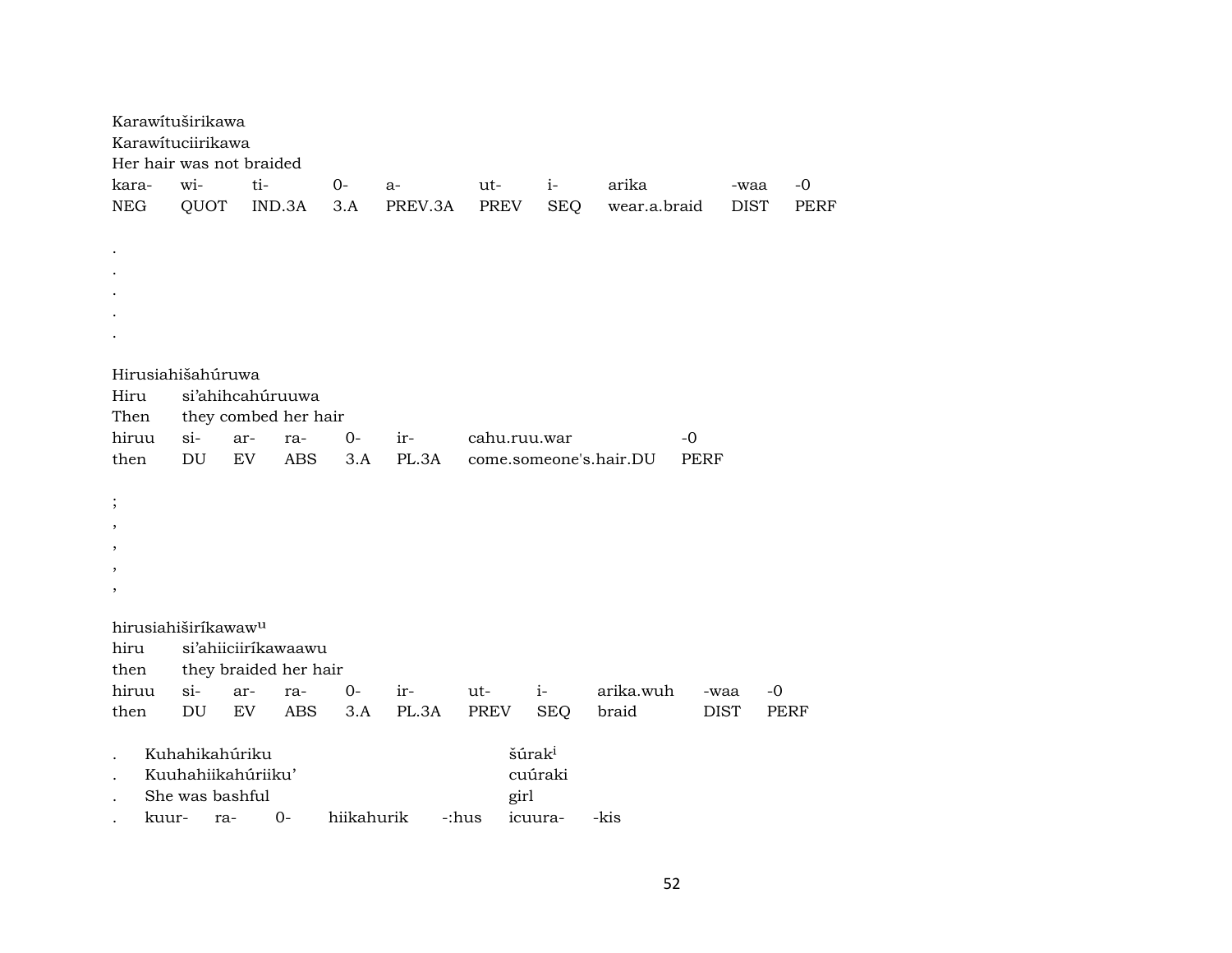Karawítuširikawa
Karawítuciirikawa
Her hair was not braided

| kara- | wi- | ti- | 0- | a- | ut- | i- | arika | -waa | -0 |
|---|---|---|---|---|---|---|---|---|---|
| NEG | QUOT | IND.3A | 3.A | PREV.3A | PREV | SEQ | wear.a.braid | DIST | PERF |

.
.
.
.
.

Hirusiahišahúruwa
Hiru si'ahihcahúruuwa
Then they combed her hair

| hiruu | si- | ar- | ra- | 0- | ir- | cahu.ruu.war | -0 |
|---|---|---|---|---|---|---|---|
| then | DU | EV | ABS | 3.A | PL.3A | come.someone's.hair.DU | PERF |

;
,
,
,
,

hirusiahiširíkawaw[u]
hiru si'ahiiciirikawaawu
then they braided her hair

| hiruu | si- | ar- | ra- | 0- | ir- | ut- | i- | arika.wuh | -waa | -0 |
|---|---|---|---|---|---|---|---|---|---|---|
| then | DU | EV | ABS | 3.A | PL.3A | PREV | SEQ | braid | DIST | PERF |

. Kuhahikahúriku šúrak[i]
. Kuuhahiikahúriiku' cuúraki
. She was bashful girl
. kuur- ra- 0- hiikahurik -:hus icuura- -kis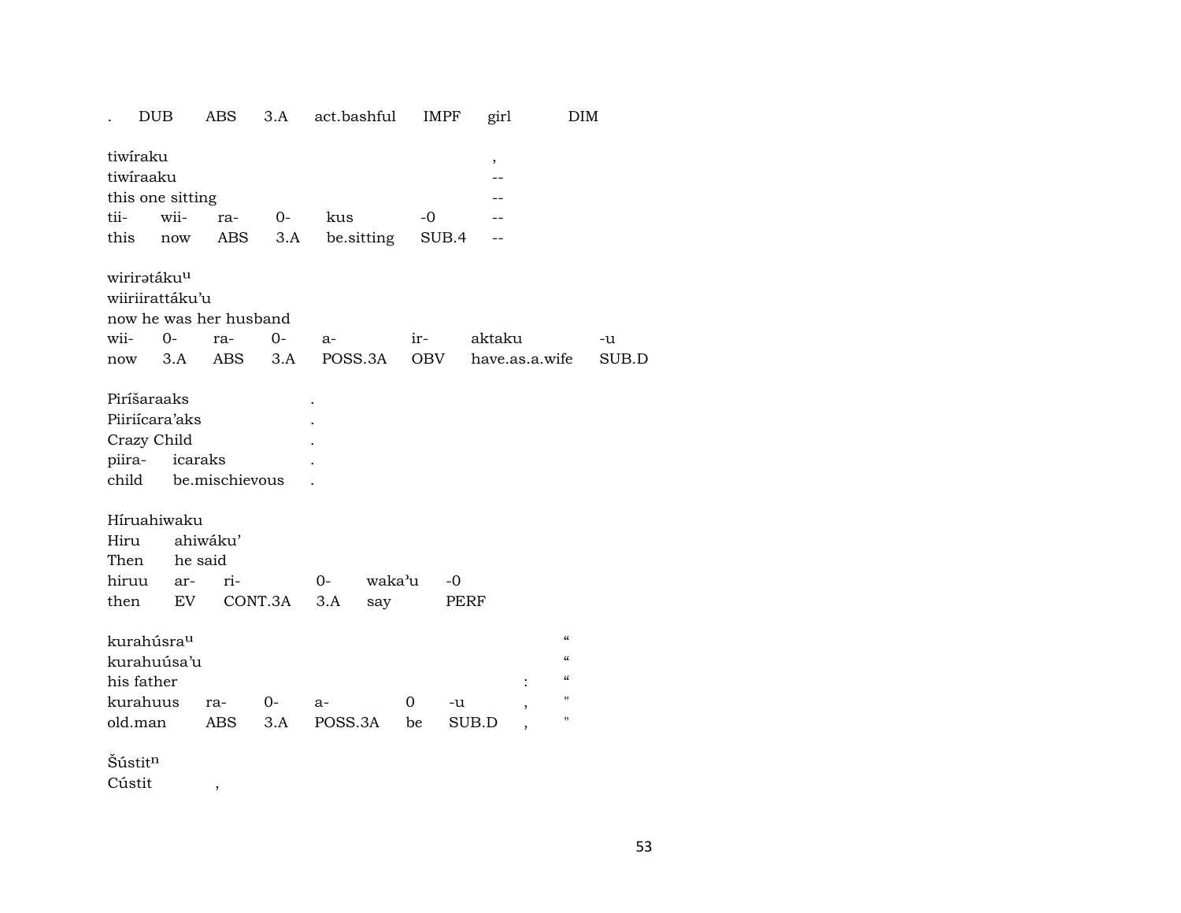. DUB ABS 3.A act.bashful IMPF girl DIM

tiwíraku ,
tiwíraaku --
this one sitting --
tii- wii- ra- 0- kus -0 --
this now ABS 3.A be.sitting SUB.4 --

wirirətáku^u
wiiriirattáku'u
now he was her husband
wii- 0- ra- 0- a- ir- aktaku -u
now 3.A ABS 3.A POSS.3A OBV have.as.a.wife SUB.D

Piríšaraaks .
Piiriícara'aks .
Crazy Child .
piira- icaraks .
child be.mischievous .

Híruahiwaku
Hiru ahiwáku'
Then he said
hiruu ar- ri- 0- waka'u -0
then EV CONT.3A 3.A say PERF

kurahúsra^u "
kurahuúsa'u "
his father : "
kurahuus ra- 0- a- 0 -u , "
old.man ABS 3.A POSS.3A be SUB.D , "

Šústit^n
Cústit ,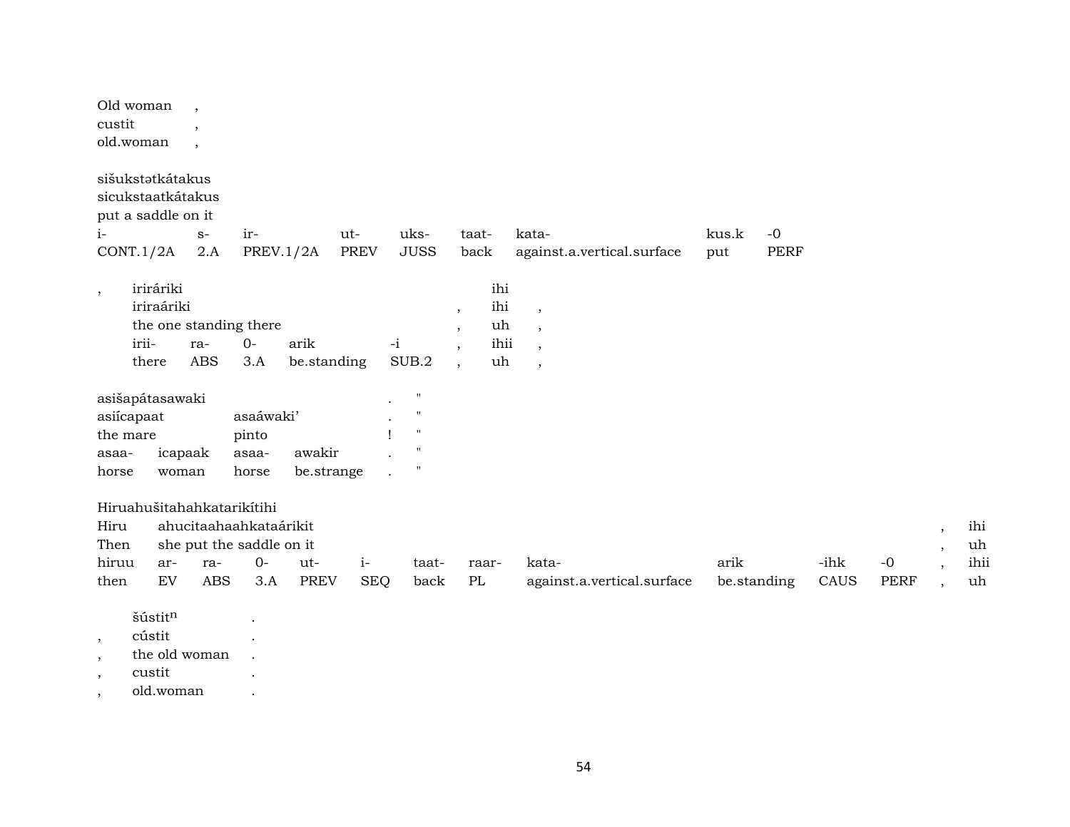Old woman ,
custit ,
old.woman ,

sišukstətkátakus
sicukstaatkátakus
put a saddle on it

| i- | s- | ir- | ut- | uks- | taat- | kata- | kus.k | -0 |
|---|---|---|---|---|---|---|---|---|
| CONT.1/2A | 2.A | PREV.1/2A | PREV | JUSS | back | against.a.vertical.surface | put | PERF |

| , | iriráriki | | | | | ihi | |
|---|---|---|---|---|---|---|---|
| | iriraáriki | | | | , | ihi | , |
| | the one standing there | | | | , | uh | , |
| | irii- | ra- | 0- | arik | -i , | ihii | , |
| | there | ABS | 3.A | be.standing | SUB.2 , | uh | , |

| asišapátasawaki | | | | . | " |
|---|---|---|---|---|---|
| asiícapaat | | asaáwaki’ | | . | " |
| the mare | | pinto | | ! | " |
| asaa- | icapaak | asaa- | awakir | . | " |
| horse | woman | horse | be.strange | . | " |

Hiruahušitahahkatarikítihi

| Hiru | ahucitaahaahkataárikit | | | | | | | | | | , | ihi |
|---|---|---|---|---|---|---|---|---|---|---|---|---|
| Then | she put the saddle on it | | | | | | | | | | , | uh |
| hiruu | ar- | ra- | 0- | ut- | i- | taat- | raar- | kata- | arik | -ihk | -0 , | ihii |
| then | EV | ABS | 3.A | PREV | SEQ | back | PL | against.a.vertical.surface | be.standing | CAUS | PERF , | uh |

| | šústit$^{n}$ | . |
|---|---|---|
| , | cústit | . |
| , | the old woman | . |
| , | custit | . |
| , | old.woman | . |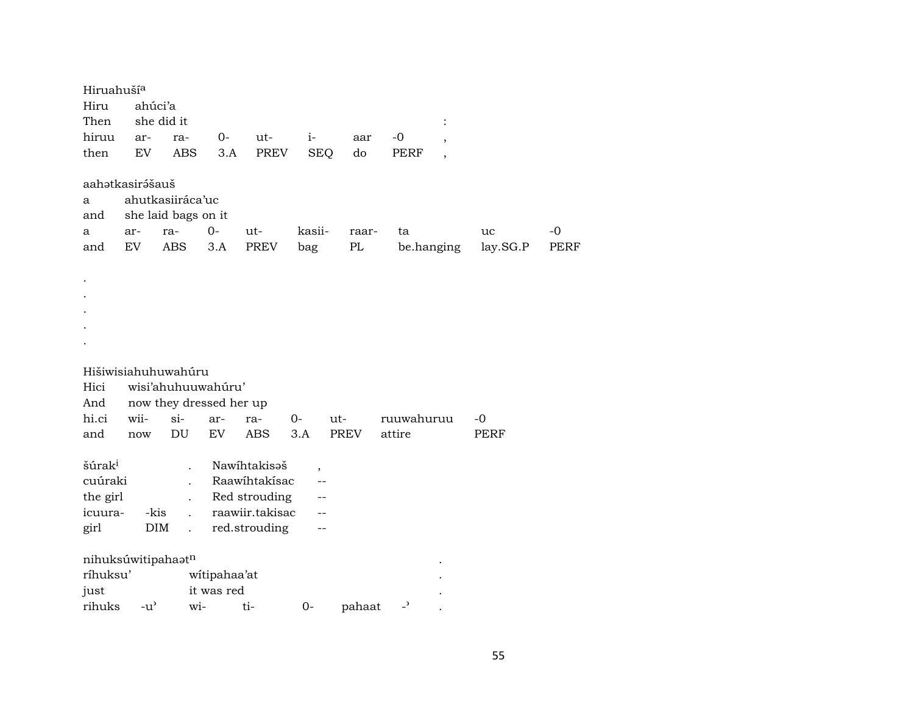Hiruahuší[a]

| Hiru | ahúci'a | | | | | | | |
|---|---|---|---|---|---|---|---|---|
| Then | she did it | | | | | | | : |
| hiruu | ar- | ra- | 0- | ut- | i- | aar | -0 | , |
| then | EV | ABS | 3.A | PREV | SEQ | do | PERF | , |

aahətkasirə́šauš

| a | ahutkasiiráca'uc | | | | | | | | |
|---|---|---|---|---|---|---|---|---|---|
| and | she laid bags on it | | | | | | | | |
| a | ar- | ra- | 0- | ut- | kasii- | raar- | ta | uc | -0 |
| and | EV | ABS | 3.A | PREV | bag | PL | be.hanging | lay.SG.P | PERF |

.
.
.
.
.

Hišiwisiahuhuwahúru

| Hici | wisi'ahuhuuwahúru' | | | | | | | |
|---|---|---|---|---|---|---|---|---|
| And | now they dressed her up | | | | | | | |
| hi.ci | wii- | si- | ar- | ra- | 0- | ut- | ruuwahuruu | -0 |
| and | now | DU | EV | ABS | 3.A | PREV | attire | PERF |

| šúrak[i] | | . | Nawíhtakisəš | , |
|---|---|---|---|---|
| cuúraki | | . | Raawíhtakísac | -- |
| the girl | | . | Red strouding | -- |
| icuura- | -kis | . | raawiir.takisac | -- |
| girl | DIM | . | red.strouding | -- |

nihuksúwitipahaət[n]

| ríhuksu' | | wítipahaa'at | | | | | . |
|---|---|---|---|---|---|---|---|
| just | | it was red | | | | | . |
| rihuks | -u' | wi- | ti- | 0- | pahaat | -' | . |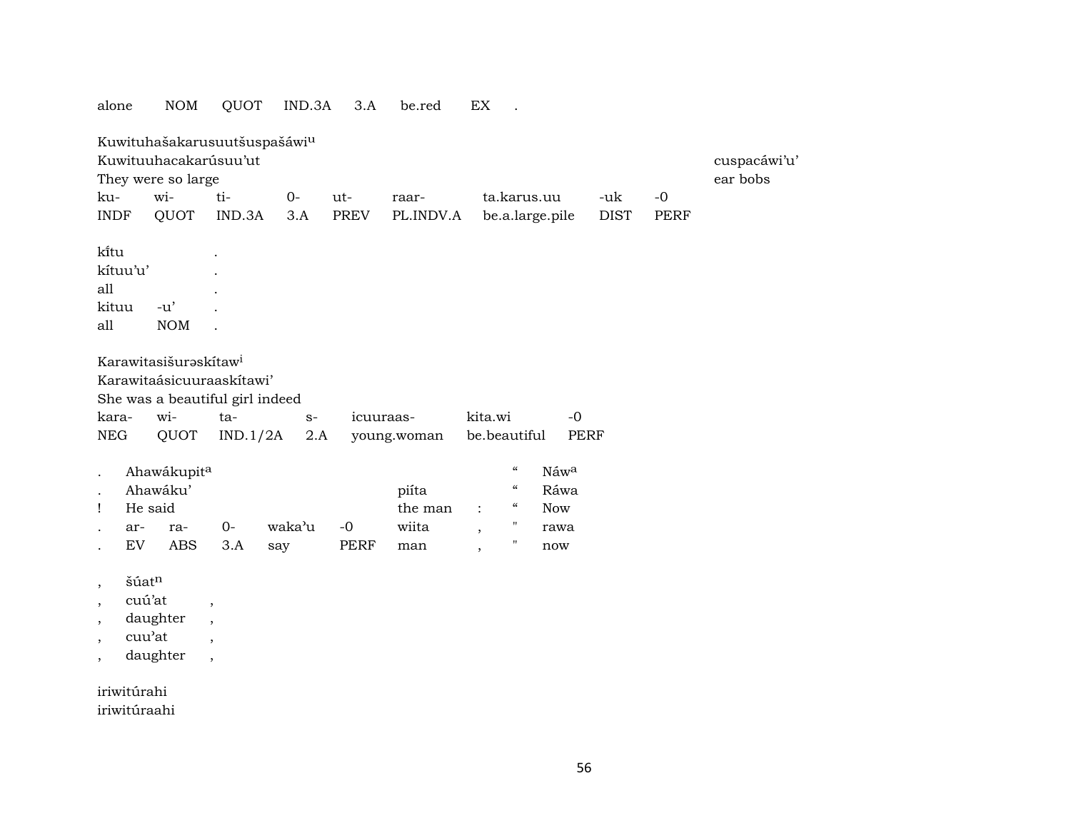alone NOM QUOT IND.3A 3.A be.red EX .

Kuwituhašakarusuutšuspašáwi[u]
Kuwituuhacakarúsuu'ut cuspacáwi'u'
They were so large ear bobs

| ku- | wi- | ti- | 0- | ut- | raar- | ta.karus.uu | -uk | -0 |
|---|---|---|---|---|---|---|---|---|
| INDF | QUOT | IND.3A | 3.A | PREV | PL.INDV.A | be.a.large.pile | DIST | PERF |

kĩtu .
kítuu'u' .
all .

| kituu | -u' | . |
|---|---|---|
| all | NOM | . |

Karawitasišurəskítaw[i]
Karawitaásicuuraaskítawi'
She was a beautiful girl indeed

| kara- | wi- | ta- | s- | icuuraas- | kita.wi | -0 |
|---|---|---|---|---|---|---|
| NEG | QUOT | IND.1/2A | 2.A | young.woman | be.beautiful | PERF |

. Ahawákupit[a] " Náw[a]
. Ahawáku' piíta " Ráwa
! He said the man : " Now

| . | ar- | ra- | 0- | waka'u | -0 | wiita | , | " | rawa |
|---|---|---|---|---|---|---|---|---|---|
| . | EV | ABS | 3.A | say | PERF | man | , | " | now |

, šúat[n]
, cuú'at ,
, daughter ,
, cuu'at ,
, daughter ,

iriwitúrahi
iriwitúraahi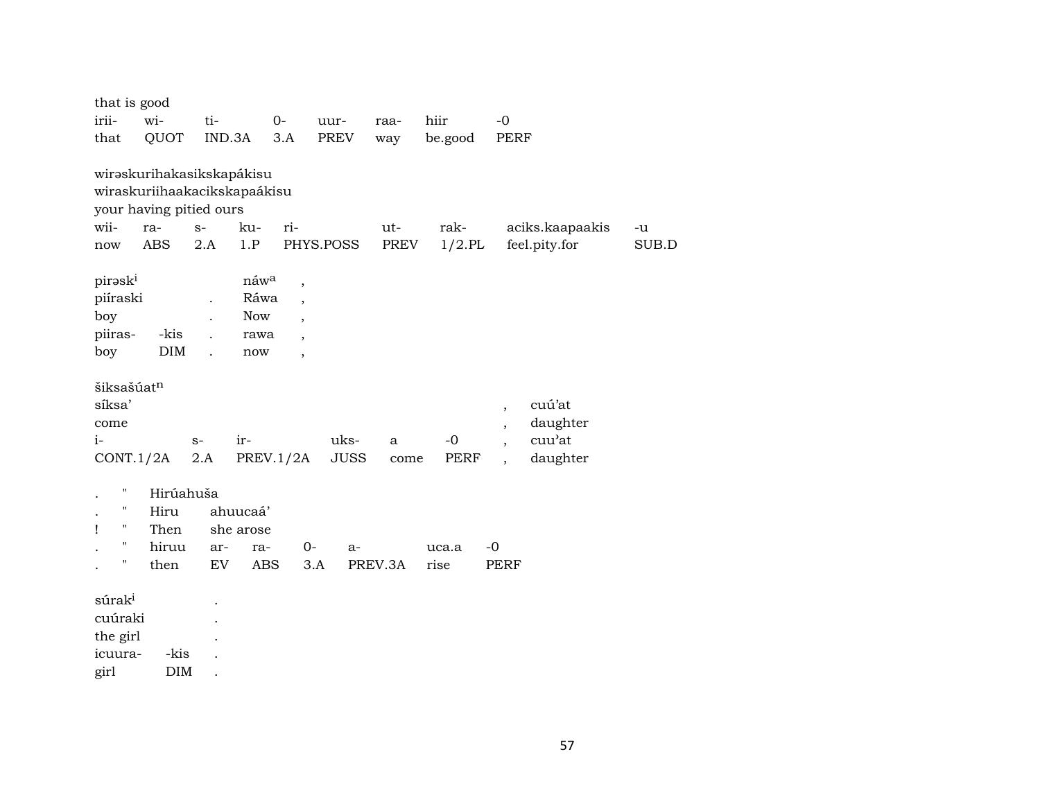that is good

| irii- | wi- | ti- | 0- | uur- | raa- | hiir | -0 |
|---|---|---|---|---|---|---|---|
| that | QUOT | IND.3A | 3.A | PREV | way | be.good | PERF |

wirəskurihakasikskapákisu
wiraskuriihaakacikskapaákisu
your having pitied ours

| wii- | ra- | s- | ku- | ri- | ut- | rak- | aciks.kaapaakis | -u |
|---|---|---|---|---|---|---|---|---|
| now | ABS | 2.A | 1.P | PHYS.POSS | PREV | 1/2.PL | feel.pity.for | SUB.D |

| pirəsk[i] | | | náw[a] | , |
|---|---|---|---|---|
| piíraski | | . | Ráwa | , |
| boy | | . | Now | , |
| piiras- | -kis | . | rawa | , |
| boy | DIM | . | now | , |

šiksašúat[n]

| síksa’ | | | | | | , | cuú’at |
|---|---|---|---|---|---|---|---|
| come | | | | | | , | daughter |
| i- | s- | ir- | uks- | a | -0 | , | cuu’at |
| CONT.1/2A | 2.A | PREV.1/2A | JUSS | come | PERF | , | daughter |

| . | " | Hirúahuša | | | | | |
|---|---|---|---|---|---|---|---|
| . | " | Hiru | ahuucaá’ | | | | |
| ! | " | Then | she arose | | | | |
| . | " | hiruu | ar- | ra- | 0- | a- | uca.a | -0 |
| . | " | then | EV | ABS | 3.A | PREV.3A | rise | PERF |

| súrak[i] | | . |
|---|---|---|
| cuúraki | | . |
| the girl | | . |
| icuura- | -kis | . |
| girl | DIM | . |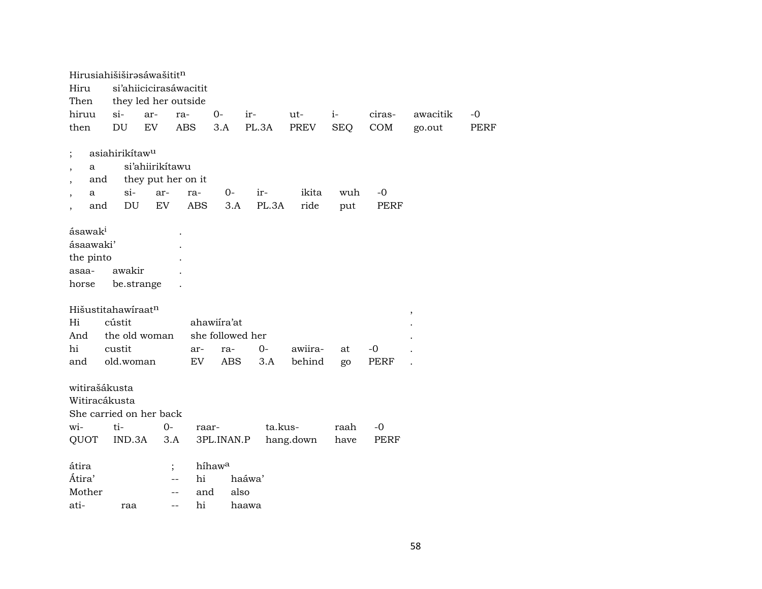Hirusiahišišir​əsáwašitit[n]

| Hiru | si'ahiicicirasáwacitit | | | | | | | | | |
|---|---|---|---|---|---|---|---|---|---|---|
| Then | they led her outside | | | | | | | | | |
| hiruu | si- | ar- | ra- | 0- | ir- | ut- | i- | ciras- | awacitik | -0 |
| then | DU | EV | ABS | 3.A | PL.3A | PREV | SEQ | COM | go.out | PERF |

; asiahirikítaw[u]

| , | a | si'ahiirikítawu | | | | | | |
|---|---|---|---|---|---|---|---|---|
| , | and | they put her on it | | | | | | |
| , | a | si- | ar- | ra- | 0- | ir- | ikita | wuh | -0 |
| , | and | DU | EV | ABS | 3.A | PL.3A | ride | put | PERF |

ásawak[i] .

| ásaawaki' | | . |
|---|---|---|
| the pinto | | . |
| asaa- | awakir | . |
| horse | be.strange | . |

Hišustitahawíraat[n] ,

| Hi | cústit | ahawiíra'at | | | | | | . |
|---|---|---|---|---|---|---|---|---|
| And | the old woman | she followed her | | | | | | . |
| hi | custit | ar- | ra- | 0- | awiira- | at | -0 | . |
| and | old.woman | EV | ABS | 3.A | behind | go | PERF | . |

witirašákusta

| Witiracákusta | | | | | | |
|---|---|---|---|---|---|---|
| She carried on her back | | | | | | |
| wi- | ti- | 0- | raar- | ta.kus- | raah | -0 |
| QUOT | IND.3A | 3.A | 3PL.INAN.P | hang.down | have | PERF |

átira ; híhaw[a]

| Átira' | | -- | hi | haáwa' |
|---|---|---|---|---|
| Mother | | -- | and | also |
| ati- | raa | -- | hi | haawa |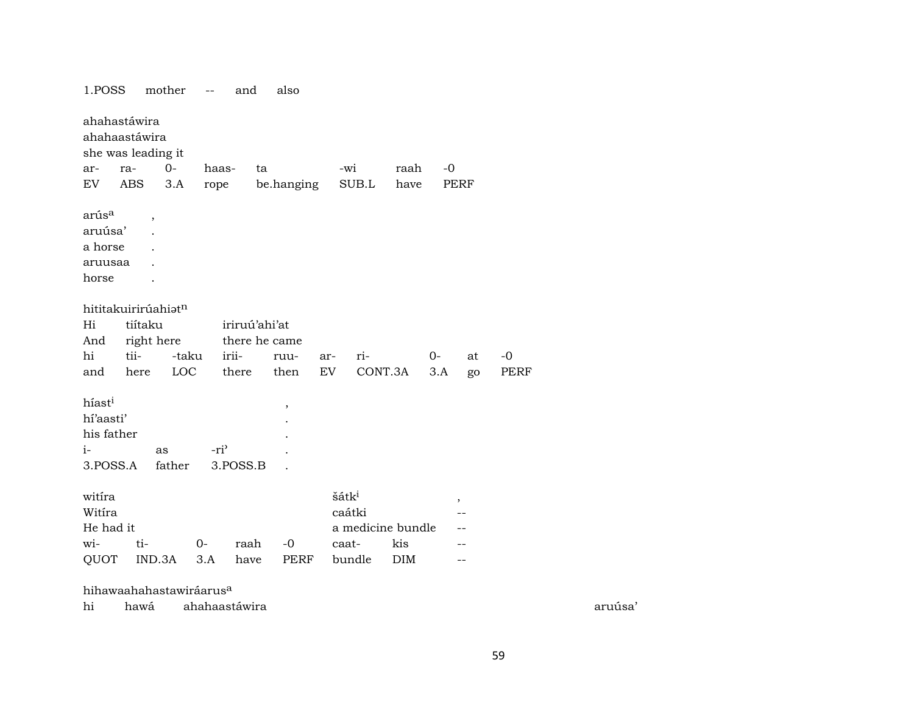1.POSS mother -- and also

ahahastáwira
ahahaastáwira
she was leading it

| ar- | ra- | 0- | haas- | ta | -wi | raah | -0 |
|---|---|---|---|---|---|---|---|
| EV | ABS | 3.A | rope | be.hanging | SUB.L | have | PERF |

arús[a] ,
aruúsa' .
a horse .
aruusaa .
horse .

hititakuirirúahiət[n]

| Hi | tiítaku | | iriruú'ahi'at | | | | | | |
|---|---|---|---|---|---|---|---|---|---|
| And | right here | | there he came | | | | | | |
| hi | tii- | -taku | irii- | ruu- | ar- | ri- | 0- | at | -0 |
| and | here | LOC | there | then | EV | CONT.3A | 3.A | go | PERF |

híast[i] ,
hí'aasti' .
his father .

| i- | as | -ri' | . |
|---|---|---|---|
| 3.POSS.A | father | 3.POSS.B | . |

| witíra | | | | | šátk[i] | | , |
|---|---|---|---|---|---|---|---|
| Witíra | | | | | caátki | | -- |
| He had it | | | | | a medicine bundle | | -- |
| wi- | ti- | 0- | raah | -0 | caat- | kis | -- |
| QUOT | IND.3A | 3.A | have | PERF | bundle | DIM | -- |

hihawaahahastawiráarus[a]
hi hawá ahahaastáwira aruúsa'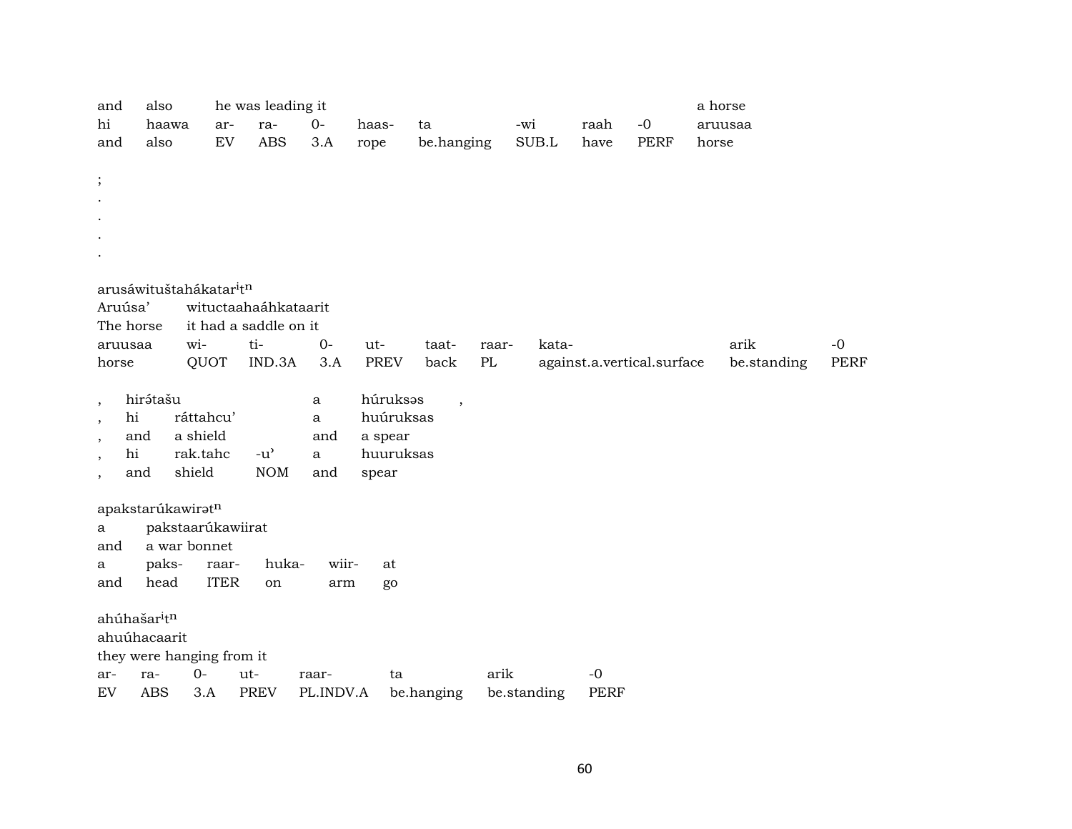| and | also | he was leading it | | | | | | | | a horse |
|---|---|---|---|---|---|---|---|---|---|---|
| hi | haawa | ar- | ra- | 0- | haas- | ta | -wi | raah | -0 | aruusaa |
| and | also | EV | ABS | 3.A | rope | be.hanging | SUB.L | have | PERF | horse |

;
.
.
.
.

arusáwituštahákatar$^{i}$t$^{n}$

| Aruúsa' | wituctaahaáhkataarit | | | | | | | | |
|---|---|---|---|---|---|---|---|---|---|
| The horse | it had a saddle on it | | | | | | | | |
| aruusaa | wi- | ti- | 0- | ut- | taat- | raar- | kata- | arik | -0 |
| horse | QUOT | IND.3A | 3.A | PREV | back | PL | against.a.vertical.surface | be.standing | PERF |

| , | hirə́tašu | | a | húruksəs | , |
|---|---|---|---|---|---|
| , | hi | ráttahcu' | a | huúruksas | |
| , | and | a shield | and | a spear | |
| , | hi | rak.tahc -u' | a | huuruksas | |
| , | and | shield NOM | and | spear | |

apakstarúkawirət$^{n}$

| a | pakstaarúkawiirat | | | | |
|---|---|---|---|---|---|
| and | a war bonnet | | | | |
| a | paks- | raar- | huka- | wiir- | at |
| and | head | ITER | on | arm | go |

ahúhašar$^{i}$t$^{n}$

ahuúhacaarit

they were hanging from it

| ar- | ra- | 0- | ut- | raar- | ta | arik | -0 |
|---|---|---|---|---|---|---|---|
| EV | ABS | 3.A | PREV | PL.INDV.A | be.hanging | be.standing | PERF |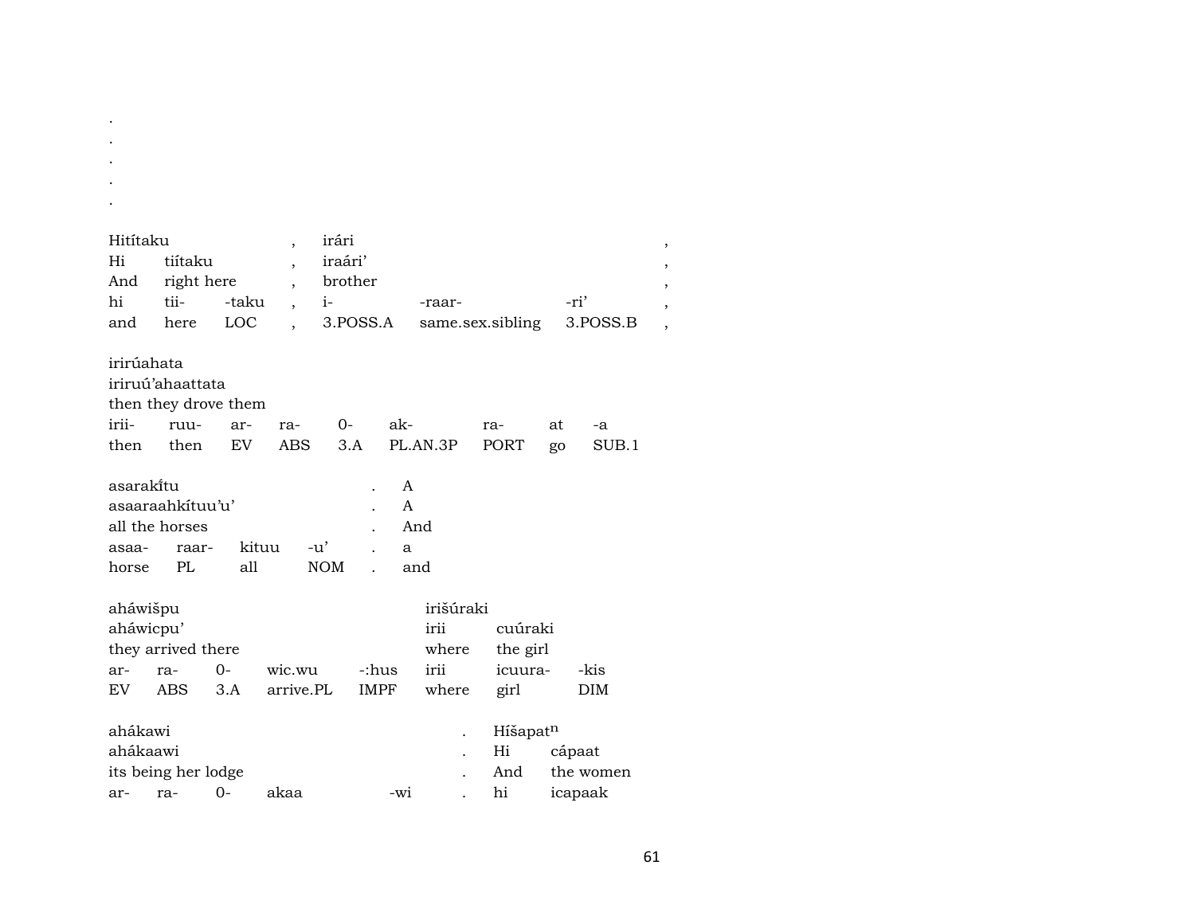.
.
.
.
.

| Hitítaku | | | , | irári | | | , |
|---|---|---|---|---|---|---|---|
| Hi | tiítaku | | , | iraári’ | | | , |
| And | right here | | , | brother | | | , |
| hi | tii- | -taku | , | i- | -raar- | -ri’ | , |
| and | here | LOC | , | 3.POSS.A | same.sex.sibling | 3.POSS.B | , |

| irirúahata | | | | | | | | |
|---|---|---|---|---|---|---|---|---|
| iriruú’ahaattata | | | | | | | | |
| then they drove them | | | | | | | | |
| irii- | ruu- | ar- | ra- | 0- | ak- | ra- | at | -a |
| then | then | EV | ABS | 3.A | PL.AN.3P | PORT | go | SUB.1 |

| asarakı̃tu | | | | . | A |
|---|---|---|---|---|---|
| asaaraahkítuu’u’ | | | | . | A |
| all the horses | | | | . | And |
| asaa- | raar- | kituu | -u’ | . | a |
| horse | PL | all | NOM | . | and |

| ah« áwišpu | | | | | irišúraki | | |
|---|---|---|---|---|---|---|---|
| ahá wicpu’ | | | | | irii | cuúraki | |
| they arrived there | | | | | where | the girl | |
| ar- | ra- | 0- | wic.wu | -:hus | irii | icuura- | -kis |
| EV | ABS | 3.A | arrive.PL | IMPF | where | girl | DIM |

| ahákawi | | | | | . | Híšapat$^{n}$ | |
|---|---|---|---|---|---|---|---|
| ahákaawi | | | | | . | Hi | cápaat |
| its being her lodge | | | | | . | And | the women |
| ar- | ra- | 0- | akaa | -wi | . | hi | icapaak |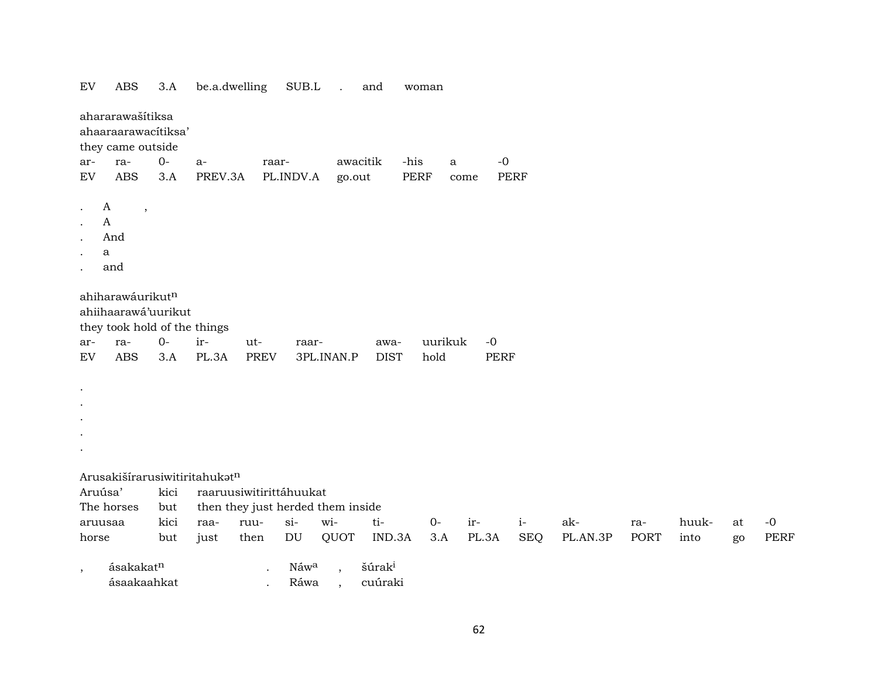| EV | ABS | 3.A | be.a.dwelling | SUB.L | . | and | woman |
|---|---|---|---|---|---|---|---|

ahararawašítiksa
ahaaraarawacítiksa’
they came outside

| ar- | ra- | 0- | a- | raar- | awacitik | -his | a | -0 |
|---|---|---|---|---|---|---|---|---|
| EV | ABS | 3.A | PREV.3A | PL.INDV.A | go.out | PERF | come | PERF |

. A ,
. A
. And
. a
. and

ahiharawáurikut$^{n}$
ahiihaarawá’uurikut
they took hold of the things

| ar- | ra- | 0- | ir- | ut- | raar- | awa- | uurikuk | -0 |
|---|---|---|---|---|---|---|---|---|
| EV | ABS | 3.A | PL.3A | PREV | 3PL.INAN.P | DIST | hold | PERF |

.
.
.
.
.

Arusakišírarusiwitiritahukət$^{n}$

| Aruúsa’ | kici | raaruusiwitirittáhuukat | | | | | | | | | | | | |
|---|---|---|---|---|---|---|---|---|---|---|---|---|---|---|
| The horses | but | then they just herded them inside | | | | | | | | | | | | |
| aruusaa | kici | raa- | ruu- | si- | wi- | ti- | 0- | ir- | i- | ak- | ra- | huuk- | at | -0 |
| horse | but | just | then | DU | QUOT | IND.3A | 3.A | PL.3A | SEQ | PL.AN.3P | PORT | into | go | PERF |

, ásakakat$^{n}$ . Náw$^{a}$ , šúrak$^{i}$
ásaakaahkat . Ráwa , cuúraki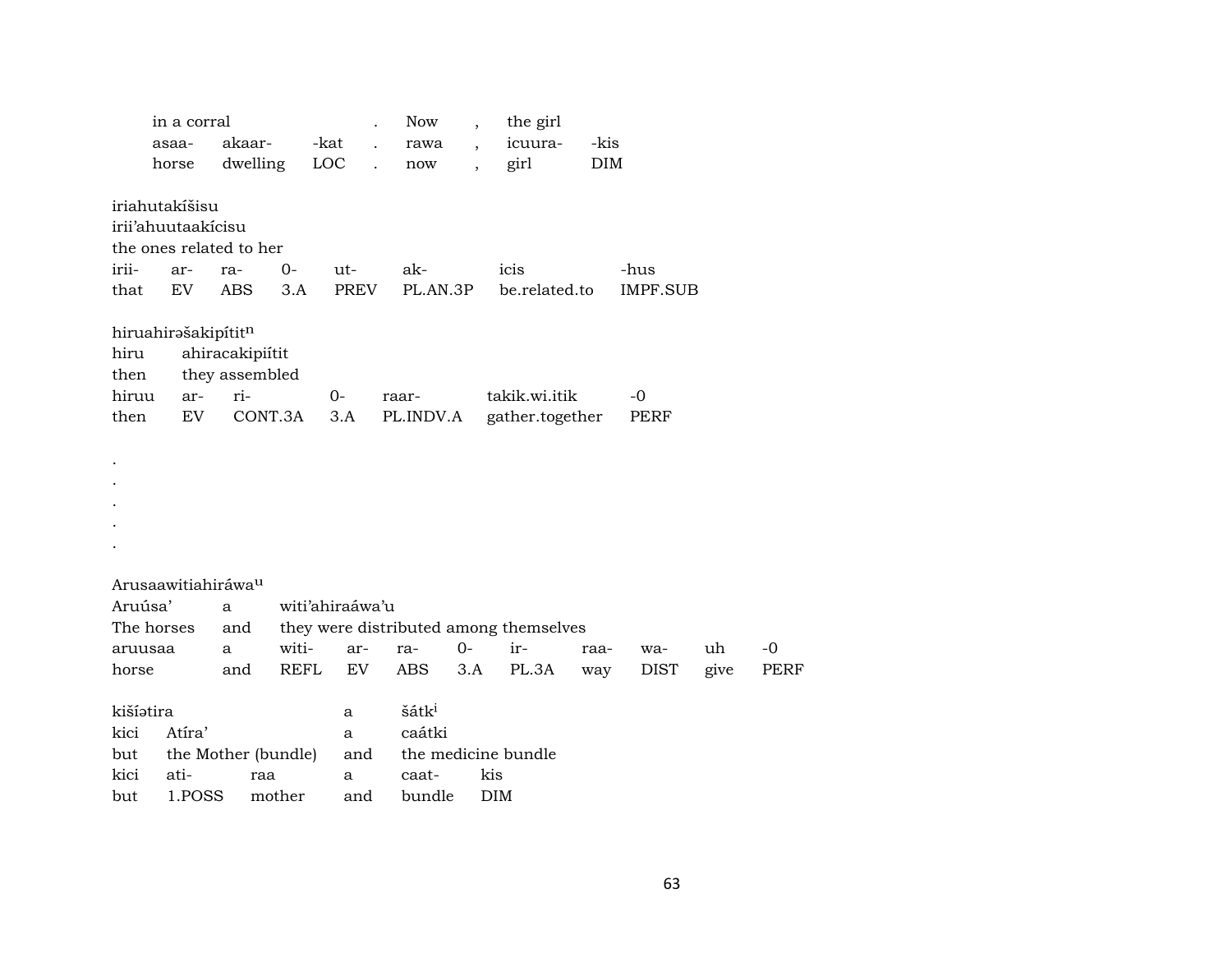| in a corral | | | . | Now | , | the girl | |
|---|---|---|---|---|---|---|---|
| asaa- | akaar- | -kat | . | rawa | , | icuura- | -kis |
| horse | dwelling | LOC | . | now | , | girl | DIM |

iriahutakíšisu
irii'ahuutaakícisu
the ones related to her

| irii- | ar- | ra- | 0- | ut- | ak- | icis | -hus |
|---|---|---|---|---|---|---|---|
| that | EV | ABS | 3.A | PREV | PL.AN.3P | be.related.to | IMPF.SUB |

hiruahirəšakipítit[n]

| hiru | ahiracakipiítit | | | | |
|---|---|---|---|---|---|
| then | they assembled | | | | |
| hiruu | ar- | ri- | 0- | raar- | takik.wi.itik | -0 |
| then | EV | CONT.3A | 3.A | PL.INDV.A | gather.together | PERF |

.
.
.
.
.

Arusaawitiahiráwa[u]

| Aruúsa' | a | witi'ahiraáwa'u | | | | | | | | |
|---|---|---|---|---|---|---|---|---|---|---|
| The horses | and | they were distributed among themselves | | | | | | | | |
| aruusaa | a | witi- | ar- | ra- | 0- | ir- | raa- | wa- | uh | -0 |
| horse | and | REFL | EV | ABS | 3.A | PL.3A | way | DIST | give | PERF |

kišíətira a šátk[i]

| kici | Atíra' | | a | caátki | |
|---|---|---|---|---|---|
| but | the Mother (bundle) | | and | the medicine bundle | |
| kici | ati- | raa | a | caat- | kis |
| but | 1.POSS | mother | and | bundle | DIM |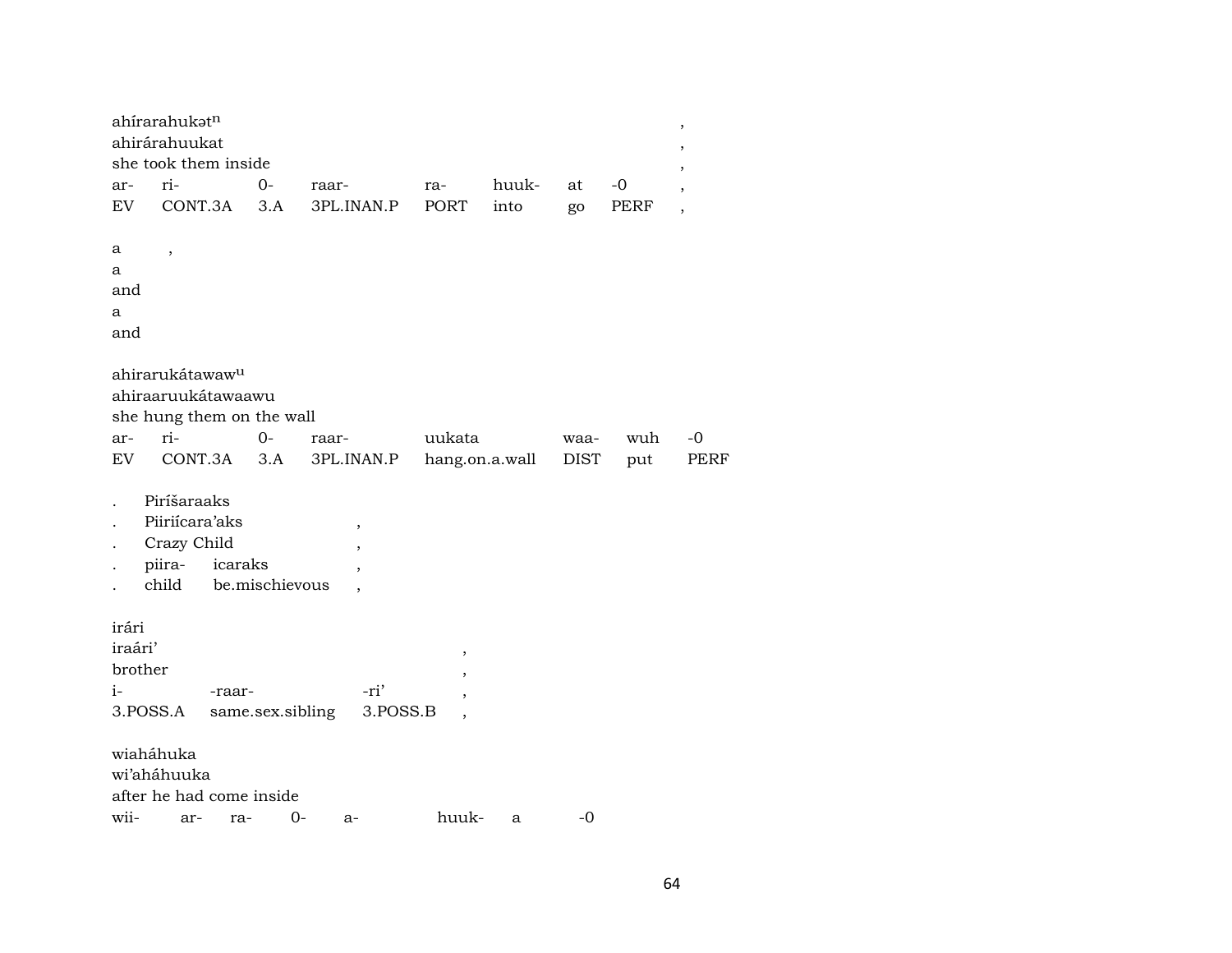ahírarahukət$^{n}$ ,
ahirárahuukat ,
she took them inside ,

| ar- | ri- | 0- | raar- | ra- | huuk- | at | -0 | , |
|---|---|---|---|---|---|---|---|---|
| EV | CONT.3A | 3.A | 3PL.INAN.P | PORT | into | go | PERF | , |

a ,
a
and
a
and

ahirarukátawaw$^{u}$
ahiraaruukátawaawu
she hung them on the wall

| ar- | ri- | 0- | raar- | uukata | waa- | wuh | -0 |
|---|---|---|---|---|---|---|---|
| EV | CONT.3A | 3.A | 3PL.INAN.P | hang.on.a.wall | DIST | put | PERF |

. Piríšaraaks
. Piiriícara'aks ,
. Crazy Child ,

| . | piira- | icaraks | , |
|---|---|---|---|
| . | child | be.mischievous | , |

irári
iraári' ,
brother ,

| i- | -raar- | -ri' | , |
|---|---|---|---|
| 3.POSS.A | same.sex.sibling | 3.POSS.B | , |

wiaháhuka
wi'aháhuuka
after he had come inside

| wii- | ar- | ra- | 0- | a- | huuk- | a | -0 |
|---|---|---|---|---|---|---|---|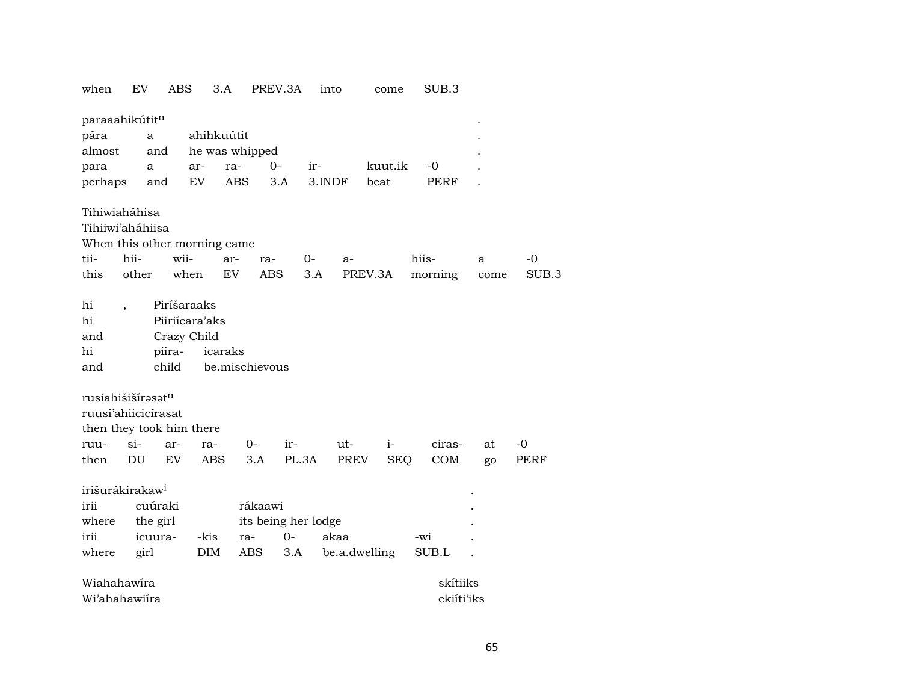when EV ABS 3.A PREV.3A into come SUB.3

paraaahikútit$^{n}$ .
pára a ahihkuútit .
almost and he was whipped .
para a ar- ra- 0- ir- kuut.ik -0 .
perhaps and EV ABS 3.A 3.INDF beat PERF .

Tihiwiaháhisa
Tihiiwi'aháhiisa
When this other morning came
tii- hii- wii- ar- ra- 0- a- hiis- a -0
this other when EV ABS 3.A PREV.3A morning come SUB.3

hi , Piríšaraaks
hi Piiriícara'aks
and Crazy Child
hi piira- icaraks
and child be.mischievous

rusiahišišírəsət$^{n}$
ruusi'ahiicicírasat
then they took him there
ruu- si- ar- ra- 0- ir- ut- i- ciras- at -0
then DU EV ABS 3.A PL.3A PREV SEQ COM go PERF

irišurákirakaw$^{i}$ .
irii cuúraki rákaawi .
where the girl its being her lodge .
irii icuura- -kis ra- 0- akaa -wi .
where girl DIM ABS 3.A be.a.dwelling SUB.L .

Wiahahawíra skítiiks
Wi'ahahawiíra ckiíti'iks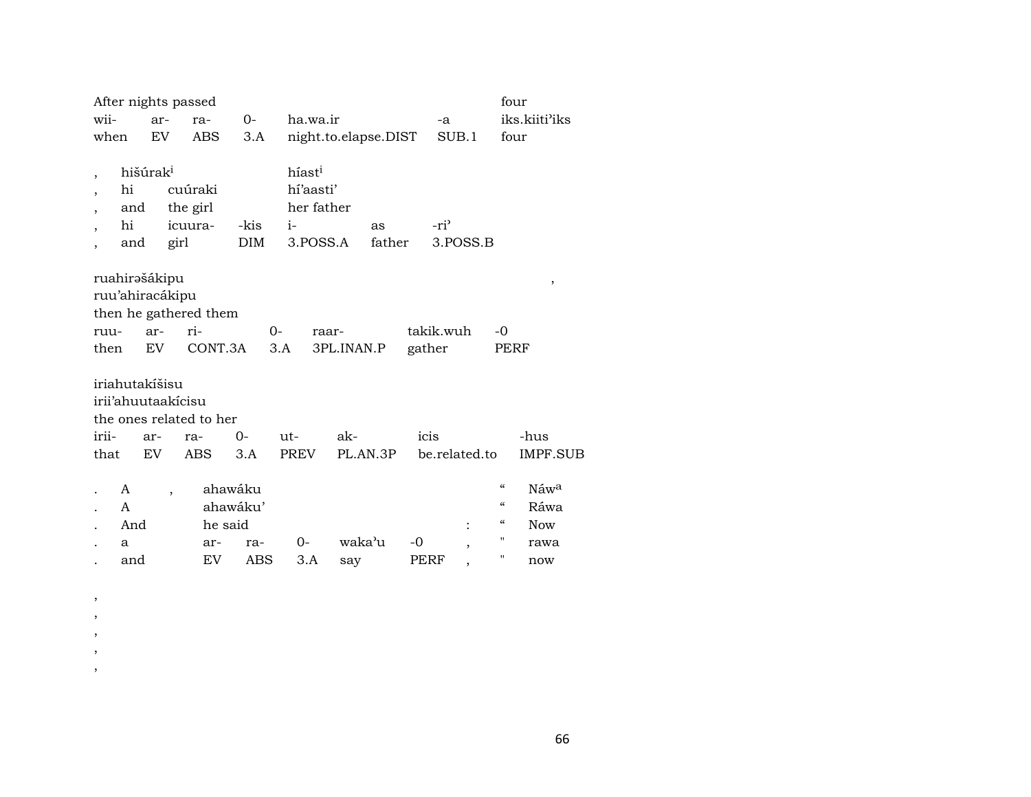| After nights passed | | | | | | four |
|---|---|---|---|---|---|---|
| wii- | ar- | ra- | 0- | ha.wa.ir | -a | iks.kiiti'iks |
| when | EV | ABS | 3.A | night.to.elapse.DIST | SUB.1 | four |

| , | hišúrak[i] | | híast[i] | | |
|---|---|---|---|---|---|
| , | hi | cuúraki | hí'aasti' | | |
| , | and | the girl | her father | | |
| , | hi | icuura- -kis | i- | as | -ri' |
| , | and | girl DIM | 3.POSS.A | father | 3.POSS.B |

ruahirəšákipu ,
ruu'ahiracákipu
then he gathered them

| ruu- | ar- | ri- | 0- | raar- | takik.wuh | -0 |
|---|---|---|---|---|---|---|
| then | EV | CONT.3A | 3.A | 3PL.INAN.P | gather | PERF |

iriahutakíšisu
irii'ahuutaakícisu
the ones related to her

| irii- | ar- | ra- | 0- | ut- | ak- | icis | -hus |
|---|---|---|---|---|---|---|---|
| that | EV | ABS | 3.A | PREV | PL.AN.3P | be.related.to | IMPF.SUB |

| . | A | , | ahawáku | | | | | " | Náw[a] |
|---|---|---|---|---|---|---|---|---|---|
| . | A | | ahawáku' | | | | | " | Ráwa |
| . | And | | he said | | | | : | " | Now |
| . | a | | ar- | ra- | 0- | waka'u -0 | , | " | rawa |
| . | and | | EV | ABS | 3.A | say PERF | , | " | now |

,
,
,
,
,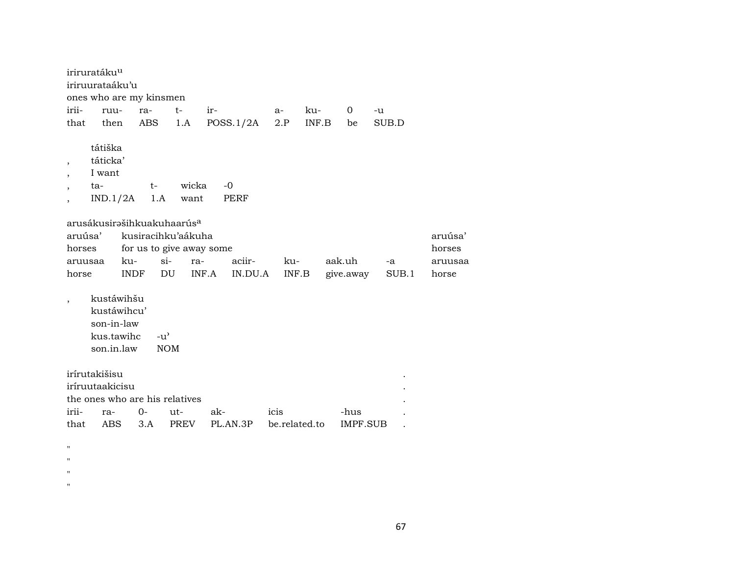iriruratáku^u
iriruurataáku'u
ones who are my kinsmen

| irii- | ruu- | ra- | t- | ir- | a- | ku- | 0 | -u |
|---|---|---|---|---|---|---|---|---|
| that | then | ABS | 1.A | POSS.1/2A | 2.P | INF.B | be | SUB.D |

| , | tátiška | | | |
|---|---|---|---|---|
| , | táticka' | | | |
| , | I want | | | |
| , | ta- | t- | wicka | -0 |
| , | IND.1/2A | 1.A | want | PERF |

arusákusirəšihkuakuhaarús^a

| aruúsa' | kusiracihku'aákuha | | | | | | | aruúsa' |
|---|---|---|---|---|---|---|---|---|
| horses | for us to give away some | | | | | | | horses |
| aruusaa | ku- | si- | ra- | aciir- | ku- | aak.uh | -a | aruusaa |
| horse | INDF | DU | INF.A | IN.DU.A | INF.B | give.away | SUB.1 | horse |

| , | kustáwihšu | |
|---|---|---|
| | kustáwihcu' | |
| | son-in-law | |
| | kus.tawihc | -u' |
| | son.in.law | NOM |

irírutakišisu .
iríruutaakicisu .
the ones who are his relatives .

| irii- | ra- | 0- | ut- | ak- | icis | -hus | . |
|---|---|---|---|---|---|---|---|
| that | ABS | 3.A | PREV | PL.AN.3P | be.related.to | IMPF.SUB | . |

"
"
"
"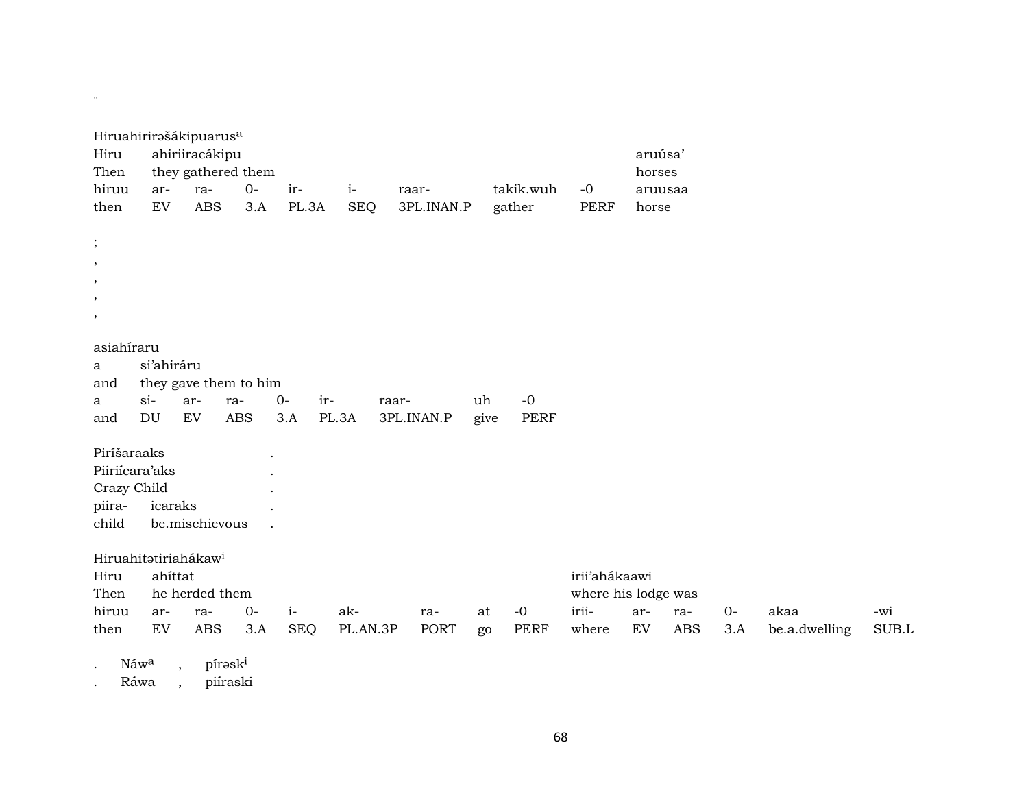"

Hiruahirirəšákipuarus[a]

| Hiru | ahiriiracákipu | | | | | | | | aruúsa’ |
|---|---|---|---|---|---|---|---|---|---|
| Then | they gathered them | | | | | | | | horses |
| hiruu | ar- | ra- | 0- | ir- | i- | raar- | takik.wuh | -0 | aruusaa |
| then | EV | ABS | 3.A | PL.3A | SEQ | 3PL.INAN.P | gather | PERF | horse |

;
,
,
,
,

asiahíraru

| a | si’ahiráru | | | | | | | |
|---|---|---|---|---|---|---|---|---|
| and | they gave them to him | | | | | | | |
| a | si- | ar- | ra- | 0- | ir- | raar- | uh | -0 |
| and | DU | EV | ABS | 3.A | PL.3A | 3PL.INAN.P | give | PERF |

| Piríšaraaks | | . |
|---|---|---|
| Piiriícara’aks | | . |
| Crazy Child | | . |
| piira- | icaraks | . |
| child | be.mischievous | . |

Hiruahitətiriahákaw[i]

| Hiru | ahíttat | | | | | | | | irii’ahákaawi | | | | | |
|---|---|---|---|---|---|---|---|---|---|---|---|---|---|---|
| Then | he herded them | | | | | | | | where his lodge was | | | | | |
| hiruu | ar- | ra- | 0- | i- | ak- | ra- | at | -0 | irii- | ar- | ra- | 0- | akaa | -wi |
| then | EV | ABS | 3.A | SEQ | PL.AN.3P | PORT | go | PERF | where | EV | ABS | 3.A | be.a.dwelling | SUB.L |

| . | Náw[a] | , | pírəsk[i] |
|---|---|---|---|
| . | Ráwa | , | piíraski |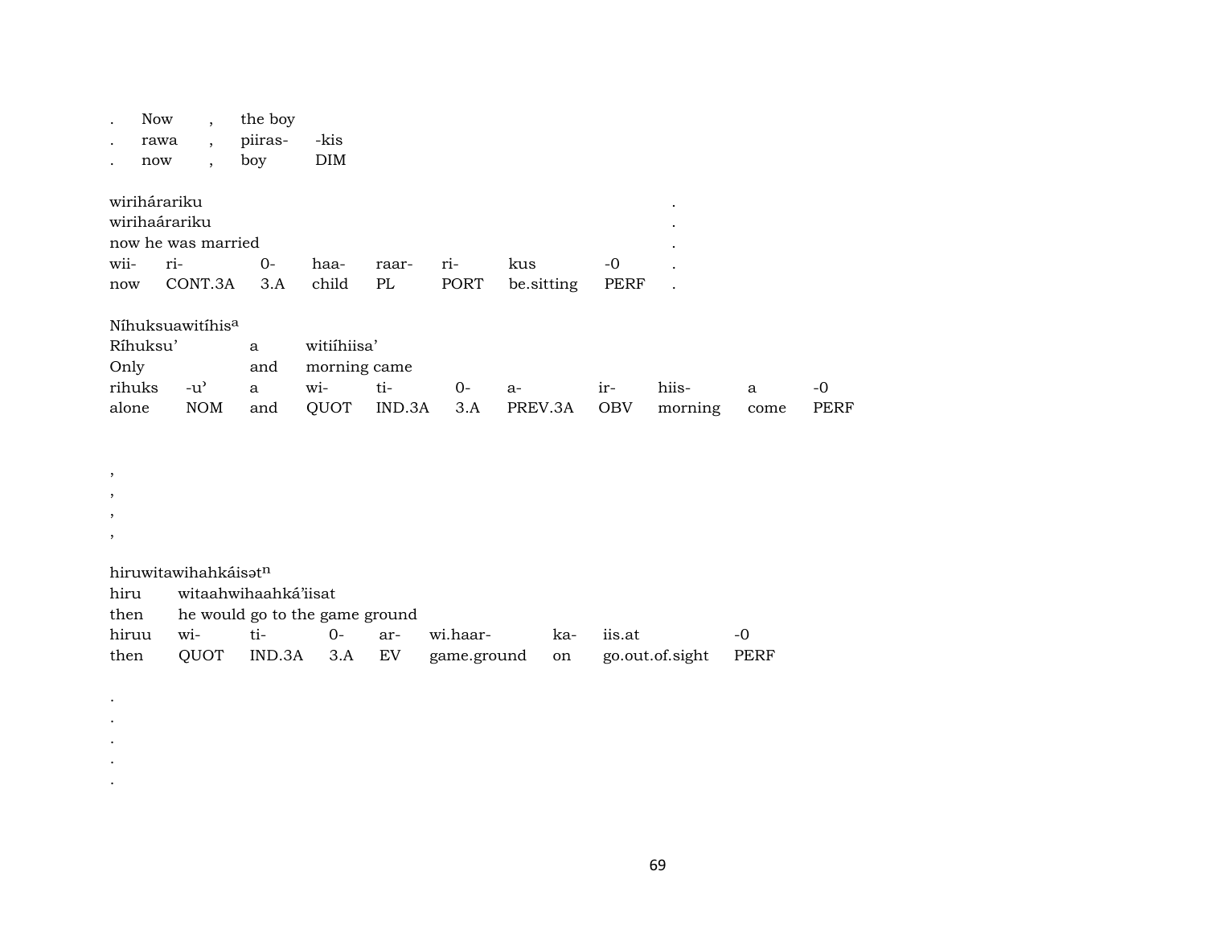| . | Now | , | the boy | |
|---|---|---|---|---|
| . | rawa | , | piiras- | -kis |
| . | now | , | boy | DIM |

wirihárariku
wirihaárariku
now he was married

| wii- | ri- | 0- | haa- | raar- | ri- | kus | -0 | . |
|---|---|---|---|---|---|---|---|---|
| now | CONT.3A | 3.A | child | PL | PORT | be.sitting | PERF | . |

Níhuksuawitíhis[a]

| Ríhuksu' | | a | witiíhiisa' | | | | | | | |
|---|---|---|---|---|---|---|---|---|---|---|
| Only | | and | morning came | | | | | | | |
| rihuks | -u' | a | wi- | ti- | 0- | a- | ir- | hiis- | a | -0 |
| alone | NOM | and | QUOT | IND.3A | 3.A | PREV.3A | OBV | morning | come | PERF |

,
,
,
,

hiruwitawihahkáisət[n]

| hiru | witaahwihaahká'iisat | | | | | | |
|---|---|---|---|---|---|---|---|
| then | he would go to the game ground | | | | | | |
| hiruu | wi- | ti- | 0- | ar- | wi.haar- | ka- | iis.at | -0 |
| then | QUOT | IND.3A | 3.A | EV | game.ground | on | go.out.of.sight | PERF |

.
.
.
.
.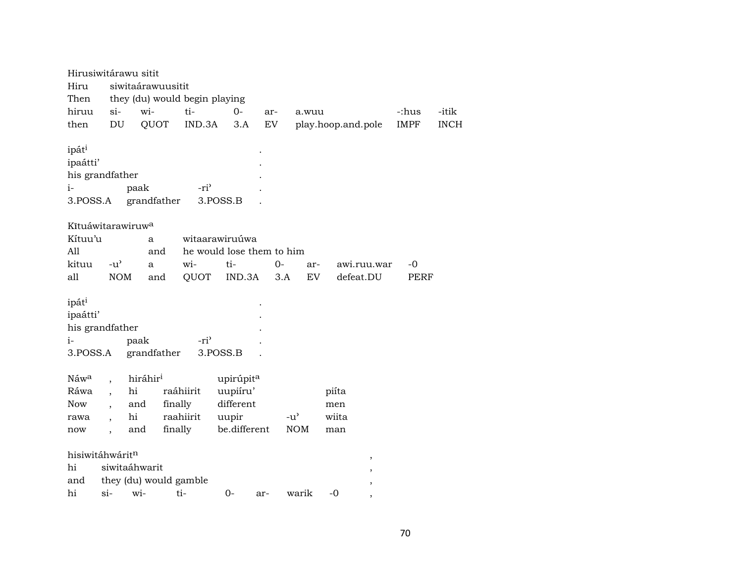Hirusiwitárawu sitit
Hiru siwitaárawuusitit
Then they (du) would begin playing

| hiruu | si- | wi- | ti- | 0- | ar- | a.wuu | -:hus | -itik |
|---|---|---|---|---|---|---|---|---|
| then | DU | QUOT | IND.3A | 3.A | EV | play.hoop.and.pole | IMPF | INCH |

ipát[i] .
ipaátti' .
his grandfather .

| i- | paak | -ri' | . |
|---|---|---|---|
| 3.POSS.A | grandfather | 3.POSS.B | . |

Kītuáwitarawiruw[a]
Kítuu'u a witaarawiruúwa
All and he would lose them to him

| kituu | -u' | a | wi- | ti- | 0- | ar- | awi.ruu.war | -0 |
|---|---|---|---|---|---|---|---|---|
| all | NOM | and | QUOT | IND.3A | 3.A | EV | defeat.DU | PERF |

ipát[i] .
ipaátti' .
his grandfather .

| i- | paak | -ri' | . |
|---|---|---|---|
| 3.POSS.A | grandfather | 3.POSS.B | . |

Náw[a] , hiráhir[i] upirúpit[a]
Ráwa , hi raáhiirit uupiíru' piíta
Now , and finally different men

| rawa | , | hi | raahiirit | uupir | -u' | wiita |
|---|---|---|---|---|---|---|
| now | , | and | finally | be.different | NOM | man |

hisiwitáhwárit[n] ,
hi siwitaáhwarit ,
and they (du) would gamble ,

| hi | si- | wi- | ti- | 0- | ar- | warik | -0 | , |
|---|---|---|---|---|---|---|---|---|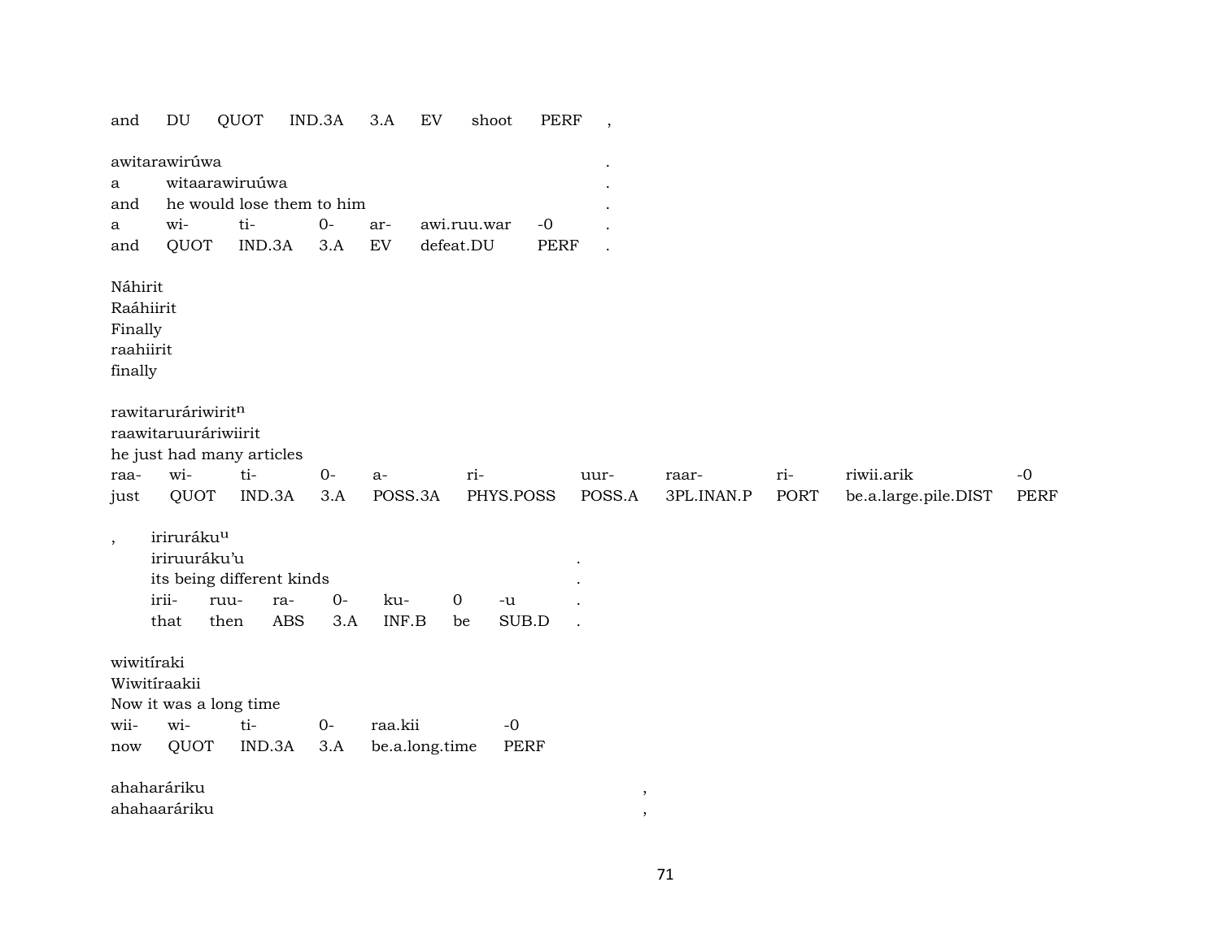| and | DU | QUOT | IND.3A | 3.A | EV | shoot | PERF | , |
|---|---|---|---|---|---|---|---|---|

awitarawirúwa .
a witaarawiruúwa .
and he would lose them to him .

| a | wi- | ti- | 0- | ar- | awi.ruu.war | -0 | . |
|---|---|---|---|---|---|---|---|
| and | QUOT | IND.3A | 3.A | EV | defeat.DU | PERF | . |

Náhirit
Raáhiirit
Finally
raahiirit
finally

rawitaruráriwirit$^{n}$
raawitaruuráriwiirit
he just had many articles

| raa- | wi- | ti- | 0- | a- | ri- | uur- | raar- | ri- | riwii.arik | -0 |
|---|---|---|---|---|---|---|---|---|---|---|
| just | QUOT | IND.3A | 3.A | POSS.3A | PHYS.POSS | POSS.A | 3PL.INAN.P | PORT | be.a.large.pile.DIST | PERF |

, irirurákú$^{u}$
iriruuráku'u .
its being different kinds .

| irii- | ruu- | ra- | 0- | ku- | 0 | -u | . |
|---|---|---|---|---|---|---|---|
| that | then | ABS | 3.A | INF.B | be | SUB.D | . |

wiwitíraki
Wiwitíraakii
Now it was a long time

| wii- | wi- | ti- | 0- | raa.kii | -0 |
|---|---|---|---|---|---|
| now | QUOT | IND.3A | 3.A | be.a.long.time | PERF |

ahaharáriku ,
ahahaaráriku ,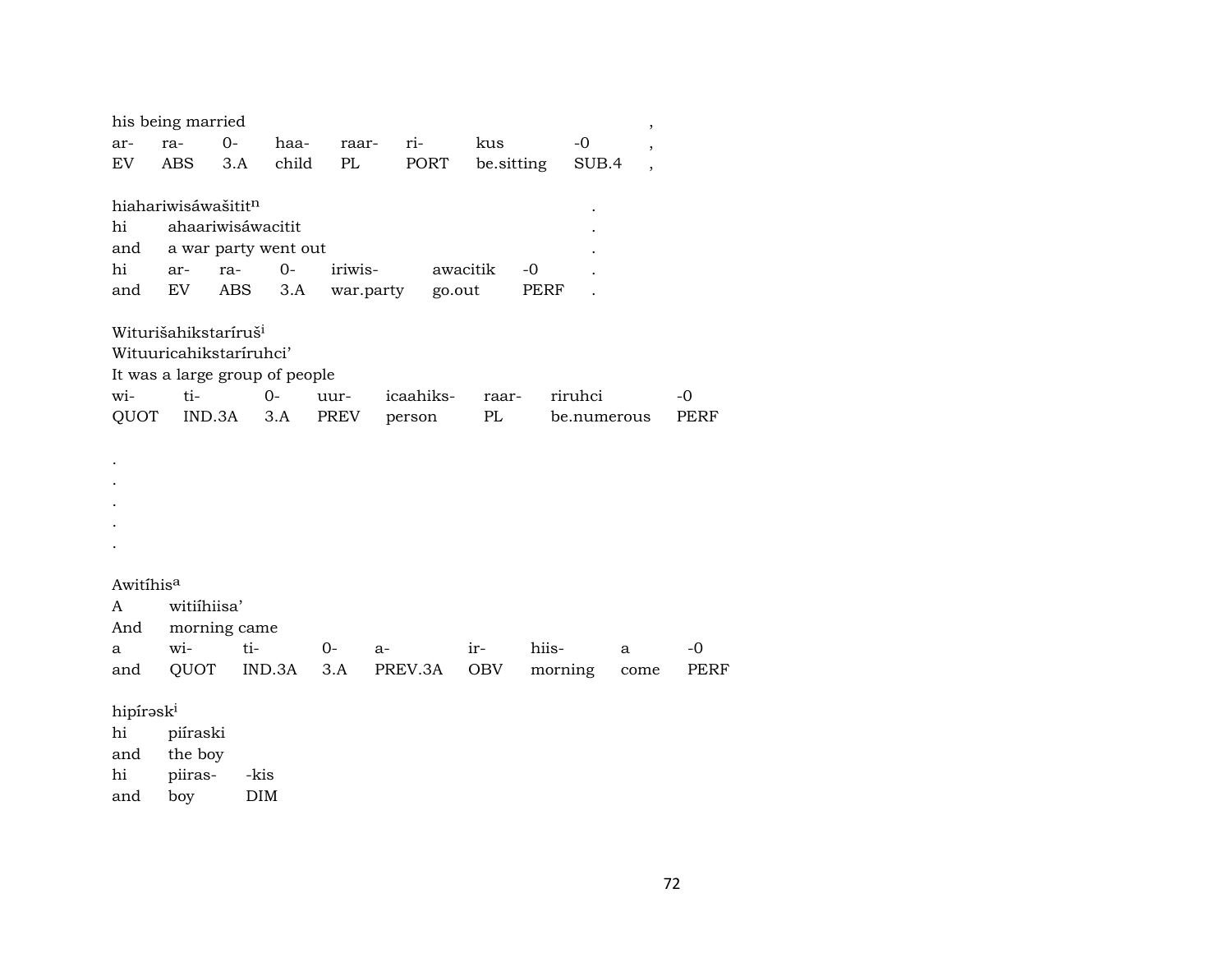his being married ,

| ar- | ra- | 0- | haa- | raar- | ri- | kus | -0 | , |
|---|---|---|---|---|---|---|---|---|
| EV | ABS | 3.A | child | PL | PORT | be.sitting | SUB.4 | , |

hiahariwisáwašitit[n] .
hi ahaariwisáwacitit .
and a war party went out .

| hi | ar- | ra- | 0- | iriwis- | awacitik | -0 | . |
|---|---|---|---|---|---|---|---|
| and | EV | ABS | 3.A | war.party | go.out | PERF | . |

Witurišahikstaríruš[i]
Wituuricahikstaríruhci'
It was a large group of people

| wi- | ti- | 0- | uur- | icaahiks- | raar- | riruhci | -0 |
|---|---|---|---|---|---|---|---|
| QUOT | IND.3A | 3.A | PREV | person | PL | be.numerous | PERF |

.
.
.
.
.

Awitíhis[a]
A witiíhiisa'
And morning came

| a | wi- | ti- | 0- | a- | ir- | hiis- | a | -0 |
|---|---|---|---|---|---|---|---|---|
| and | QUOT | IND.3A | 3.A | PREV.3A | OBV | morning | come | PERF |

hipírəsk[i]
hi piíraski
and the boy

| hi | piiras- | -kis |
|---|---|---|
| and | boy | DIM |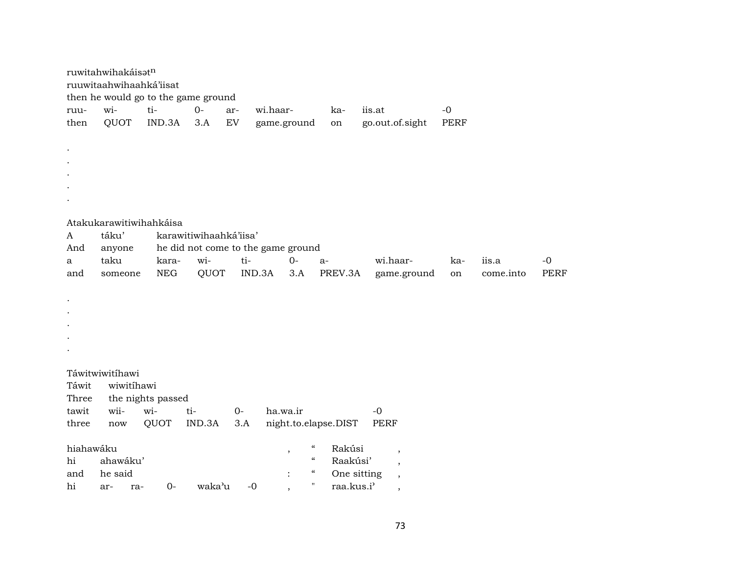ruwitahwihakáisət$^{n}$
ruuwitaahwihaahká'iisat
then he would go to the game ground

| ruu- | wi- | ti- | 0- | ar- | wi.haar- | ka- | iis.at | -0 |
|---|---|---|---|---|---|---|---|---|
| then | QUOT | IND.3A | 3.A | EV | game.ground | on | go.out.of.sight | PERF |

.
.
.
.
.

Atakukarawitiwihahkáisa

| A | táku' | karawitiwihaahká'iisa' | | | | | | | | |
|---|---|---|---|---|---|---|---|---|---|---|
| And | anyone | he did not come to the game ground | | | | | | | | |
| a | taku | kara- | wi- | ti- | 0- | a- | wi.haar- | ka- | iis.a | -0 |
| and | someone | NEG | QUOT | IND.3A | 3.A | PREV.3A | game.ground | on | come.into | PERF |

.
.
.
.
.

Táwitwiwitíhawi

| Táwit | wiwitíhawi | | | | | |
|---|---|---|---|---|---|---|
| Three | the nights passed | | | | | |
| tawit | wii- | wi- | ti- | 0- | ha.wa.ir | -0 |
| three | now | QUOT | IND.3A | 3.A | night.to.elapse.DIST | PERF |

| hiahawáku | | | | | | , | " | Rakúsi | , |
|---|---|---|---|---|---|---|---|---|---|
| hi | ahawáku' | | | | | | " | Raakúsi' | , |
| and | he said | | | | | : | " | One sitting | , |
| hi | ar- | ra- | 0- | waka'u | -0 | , | " | raa.kus.i' | , |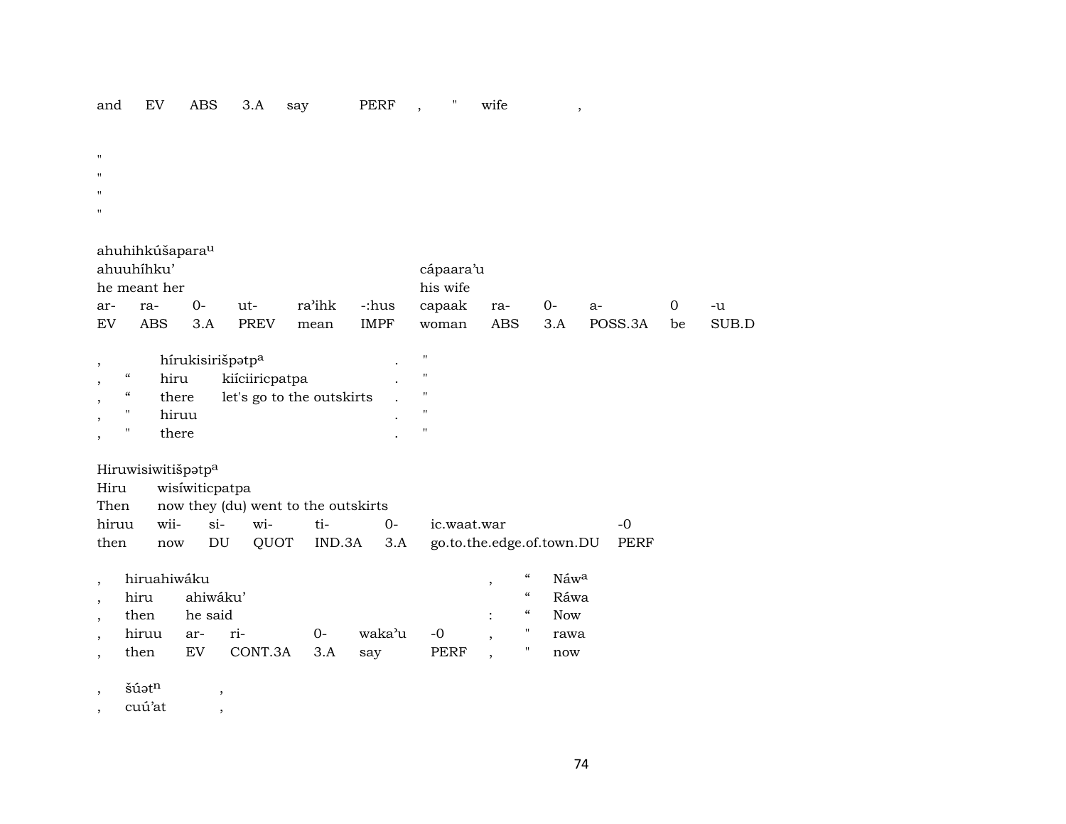| and | EV | ABS | 3.A | say | PERF | , | " | wife | , |
|---|---|---|---|---|---|---|---|---|---|

"
"
"
"

| ahuhihkúšapara[u] | | | | | | | | | | | |
|---|---|---|---|---|---|---|---|---|---|---|---|
| ahuuhíhku’ | | | | | | cápaara’u | | | | | |
| he meant her | | | | | | his wife | | | | | |
| ar- | ra- | 0- | ut- | ra’ihk | -:hus | capaak | ra- | 0- | a- | 0 | -u |
| EV | ABS | 3.A | PREV | mean | IMPF | woman | ABS | 3.A | POSS.3A | be | SUB.D |

| , | | hírukisirišpətp[a] | | . | " |
|---|---|---|---|---|---|
| , | “ | hiru | kiíciiricpatpa | . | " |
| , | “ | there | let's go to the outskirts | . | " |
| , | " | hiruu | | . | " |
| , | " | there | | . | " |

| Hiruwisiwitišpətp[a] | | | | | | | |
|---|---|---|---|---|---|---|---|
| Hiru | wisíwiticpatpa | | | | | | |
| Then | now they (du) went to the outskirts | | | | | | |
| hiruu | wii- | si- | wi- | ti- | 0- | ic.waat.war | -0 |
| then | now | DU | QUOT | IND.3A | 3.A | go.to.the.edge.of.town.DU | PERF |

| , | hiruahiwáku | | | | | , | “ | Náw[a] |
|---|---|---|---|---|---|---|---|---|
| , | hiru | ahiwáku’ | | | | | “ | Ráwa |
| , | then | he said | | | | : | “ | Now |
| , | hiruu | ar- | ri- | 0- | waka’u | -0 | , | " | rawa |
| , | then | EV | CONT.3A | 3.A | say | PERF | , | " | now |

| , | šúət[n] | , |
|---|---|---|
| , | cuú’at | , |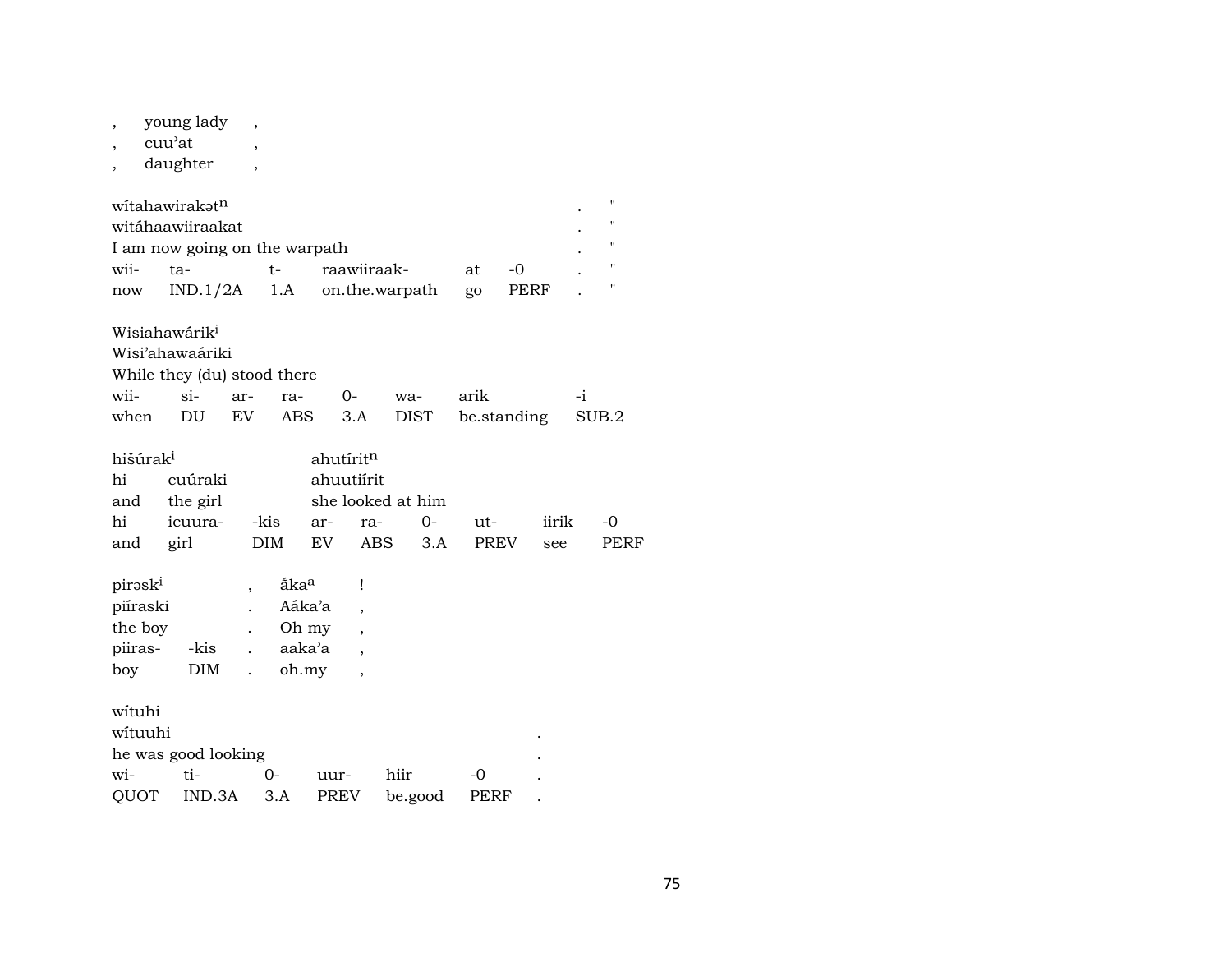| , | young lady | , |
|---|---|---|
| , | cuu'at | , |
| , | daughter | , |

wítahawirakətn .  "
witáhaawiiraakat .  "
I am now going on the warpath .  "

| wii- | ta- | t- | raawiiraak- | at | -0 | . | " |
|---|---|---|---|---|---|---|---|
| now | IND.1/2A | 1.A | on.the.warpath | go | PERF | . | " |

Wisiahawárik[i]
Wisi'ahawaáriki
While they (du) stood there

| wii- | si- | ar- | ra- | 0- | wa- | arik | -i |
|---|---|---|---|---|---|---|---|
| when | DU | EV | ABS | 3.A | DIST | be.standing | SUB.2 |

hišúrak[i] ahutíritn
hi cuúraki ahuutiírit
and the girl she looked at him

| hi | icuura- | -kis | ar- | ra- | 0- | ut- | iirik | -0 |
|---|---|---|---|---|---|---|---|---|
| and | girl | DIM | EV | ABS | 3.A | PREV | see | PERF |

| pirəsk[i] | | , | ā́ka[a] | ! |
|---|---|---|---|---|
| piíraski | | . | Aáka'a | , |
| the boy | | . | Oh my | , |
| piiras- | -kis | . | aaka'a | , |
| boy | DIM | . | oh.my | , |

wítuhi
wítuuhi .
he was good looking .

| wi- | ti- | 0- | uur- | hiir | -0 | . |
|---|---|---|---|---|---|---|
| QUOT | IND.3A | 3.A | PREV | be.good | PERF | . |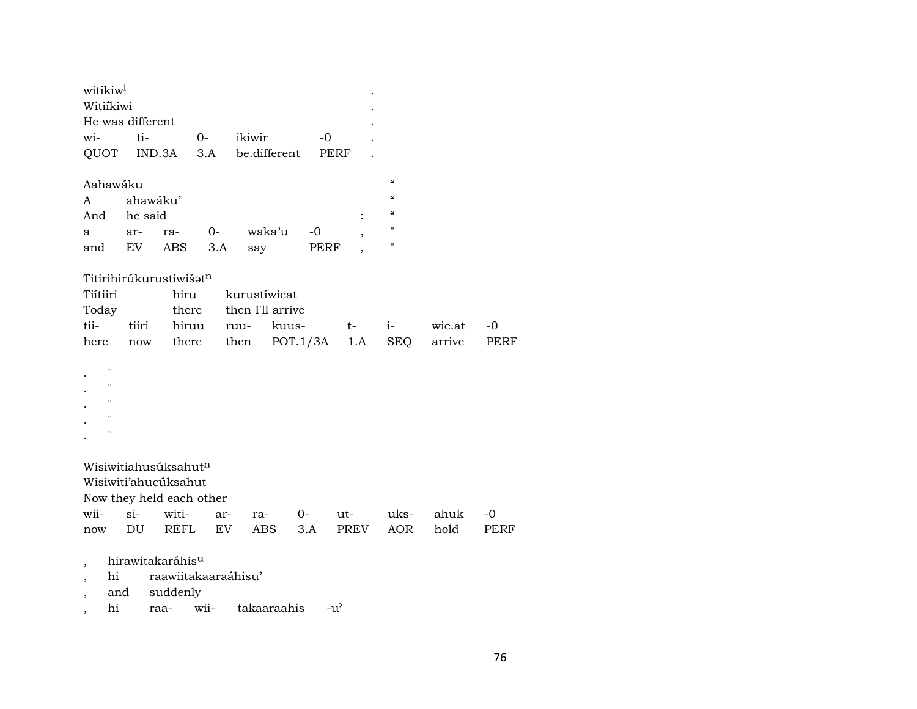witíkiw[i] .
Witiíkiwi .
He was different .

| wi- | ti- | 0- | ikiwir | -0 | . |
|---|---|---|---|---|---|
| QUOT | IND.3A | 3.A | be.different | PERF | . |

Aahawáku “
A ahawáku’ “
And he said : “

| a | ar- | ra- | 0- | waka’u | -0 | , | " |
|---|---|---|---|---|---|---|---|
| and | EV | ABS | 3.A | say | PERF | , | " |

Titirihirúkurustiwišət[n]
Tiítiiri hiru kurustíwicat
Today there then I'll arrive

| tii- | tiiri | hiruu | ruu- | kuus- | t- | i- | wic.at | -0 |
|---|---|---|---|---|---|---|---|---|
| here | now | there | then | POT.1/3A | 1.A | SEQ | arrive | PERF |

. "
. "
. "
. "
. "

Wisiwitiahusúksahut[n]
Wisiwiti’ahucúksahut
Now they held each other

| wii- | si- | witi- | ar- | ra- | 0- | ut- | uks- | ahuk | -0 |
|---|---|---|---|---|---|---|---|---|---|
| now | DU | REFL | EV | ABS | 3.A | PREV | AOR | hold | PERF |

, hirawitakaráhis[u]
, hi raawiitakaaraáhisu’
, and suddenly
, hi raa- wii- takaaraahis -u’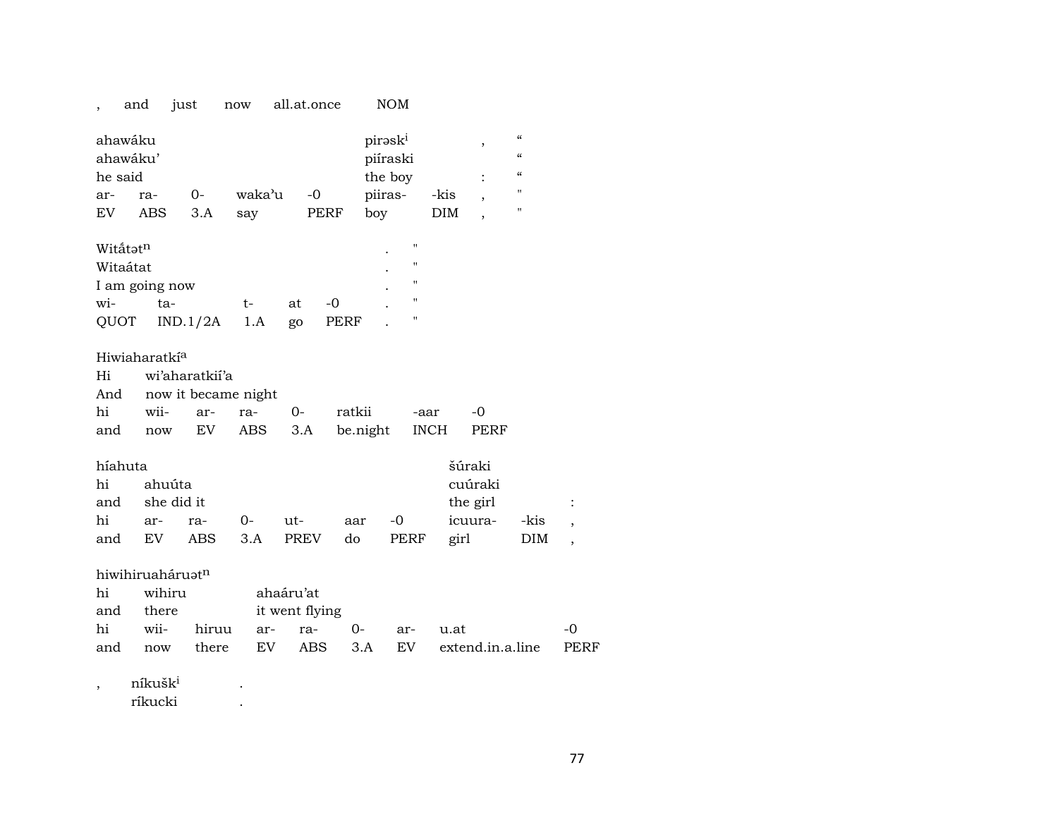| , | and | just | now | all.at.once | NOM |
|---|---|---|---|---|---|

| ahawáku | | | | | piraskⁱ | | , | " |
|---|---|---|---|---|---|---|---|---|
| ahawáku' | | | | | piíraski | | | " |
| he said | | | | | the boy | | : | " |
| ar- | ra- | 0- | waka'u | -0 | piiras- | -kis | , | " |
| EV | ABS | 3.A | say | PERF | boy | DIM | , | " |

| Witắtətn | | | | | . | " |
|---|---|---|---|---|---|---|
| Witaátat | | | | | . | " |
| I am going now | | | | | . | " |
| wi- | ta- | t- | at | -0 | . | " |
| QUOT | IND.1/2A | 1.A | go | PERF | . | " |

| Hiwiaharatkíᵃ | | | | | | | |
|---|---|---|---|---|---|---|---|
| Hi | wi'aharatkií'a | | | | | | |
| And | now it became night | | | | | | |
| hi | wii- | ar- | ra- | 0- | ratkii | -aar | -0 |
| and | now | EV | ABS | 3.A | be.night | INCH | PERF |

| híahuta | | | | | | | | šúraki | | |
|---|---|---|---|---|---|---|---|---|---|---|
| hi | ahuúta | | | | | | | cuúraki | | |
| and | she did it | | | | | | | the girl | | : |
| hi | ar- | ra- | 0- | ut- | aar | -0 | | icuura- | -kis | , |
| and | EV | ABS | 3.A | PREV | do | PERF | | girl | DIM | , |

| hiwihiruahárʊətn | | | | | | | | |
|---|---|---|---|---|---|---|---|---|
| hi | wihiru | | ahaáru'at | | | | | |
| and | there | | it went flying | | | | | |
| hi | wii- | hiruu | ar- | ra- | 0- | ar- | u.at | -0 |
| and | now | there | EV | ABS | 3.A | EV | extend.in.a.line | PERF |

| , | níkuškⁱ | . |
|---|---|---|
| | ríkucki | . |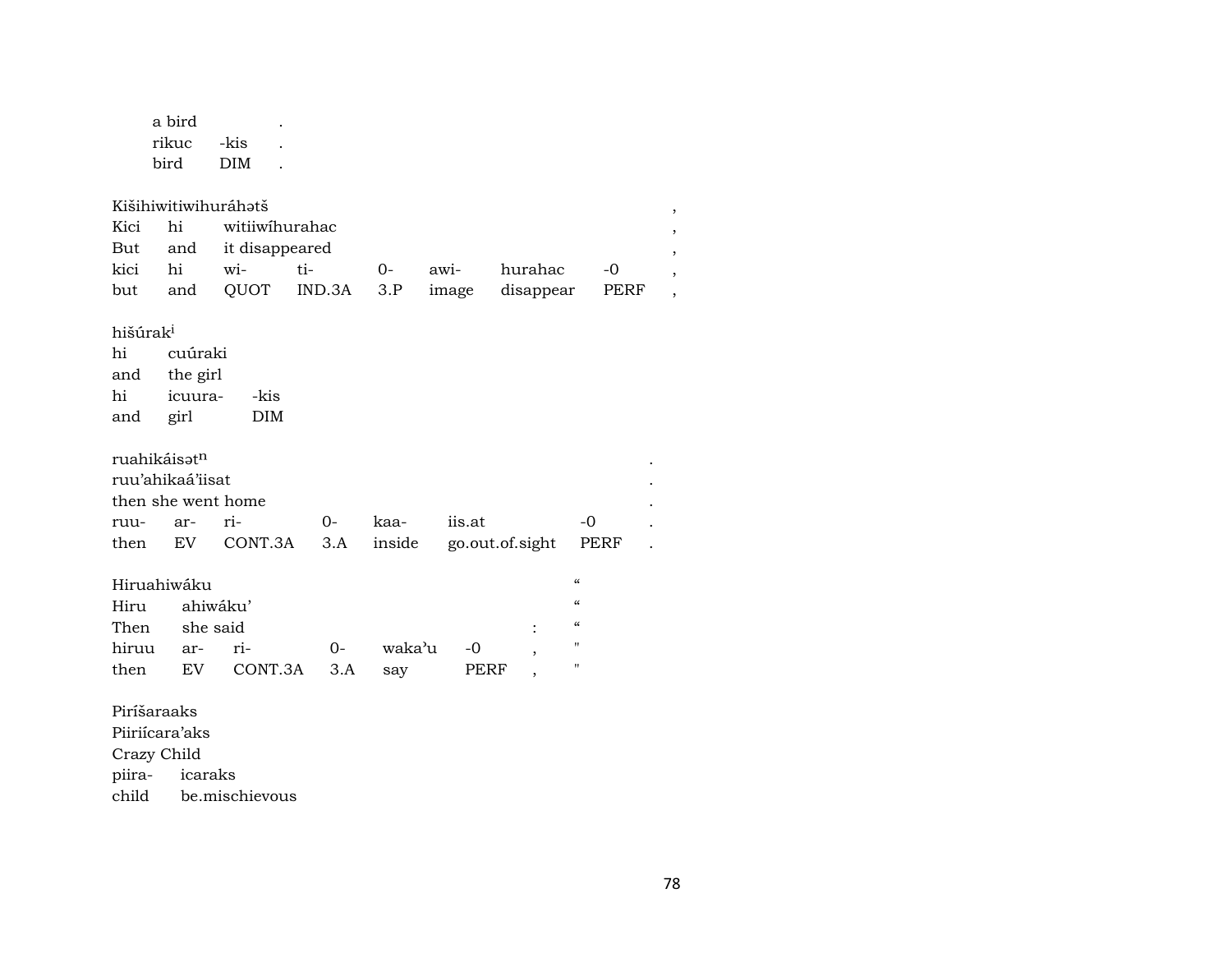| a bird | | . |
|---|---|---|
| rikuc | -kis | . |
| bird | DIM | . |

| Kišihiwitiwihuráhətš | | | | | | | , |
|---|---|---|---|---|---|---|---|
| Kici | hi | witiiwíhurahac | | | | | , |
| But | and | it disappeared | | | | | , |
| kici | hi | wi- | ti- | 0- | awi- | hurahac | -0 | , |
| but | and | QUOT | IND.3A | 3.P | image | disappear | PERF | , |

| hišúrak[i] | | |
|---|---|---|
| hi | cuúraki | |
| and | the girl | |
| hi | icuura- | -kis |
| and | girl | DIM |

| ruahikáisət[n] | | | | | | | . |
|---|---|---|---|---|---|---|---|
| ruu'ahikaá'iisat | | | | | | | . |
| then she went home | | | | | | | . |
| ruu- | ar- | ri- | 0- | kaa- | iis.at | -0 | . |
| then | EV | CONT.3A | 3.A | inside | go.out.of.sight | PERF | . |

| Hiruahiwáku | | | | | | | " |
|---|---|---|---|---|---|---|---|
| Hiru | ahiwáku' | | | | | | " |
| Then | she said | | | | | : | " |
| hiruu | ar- | ri- | 0- | waka'u | -0 | , | " |
| then | EV | CONT.3A | 3.A | say | PERF | , | " |

| Piríšaraaks | |
|---|---|
| Piiriícara'aks | |
| Crazy Child | |
| piira- | icaraks |
| child | be.mischievous |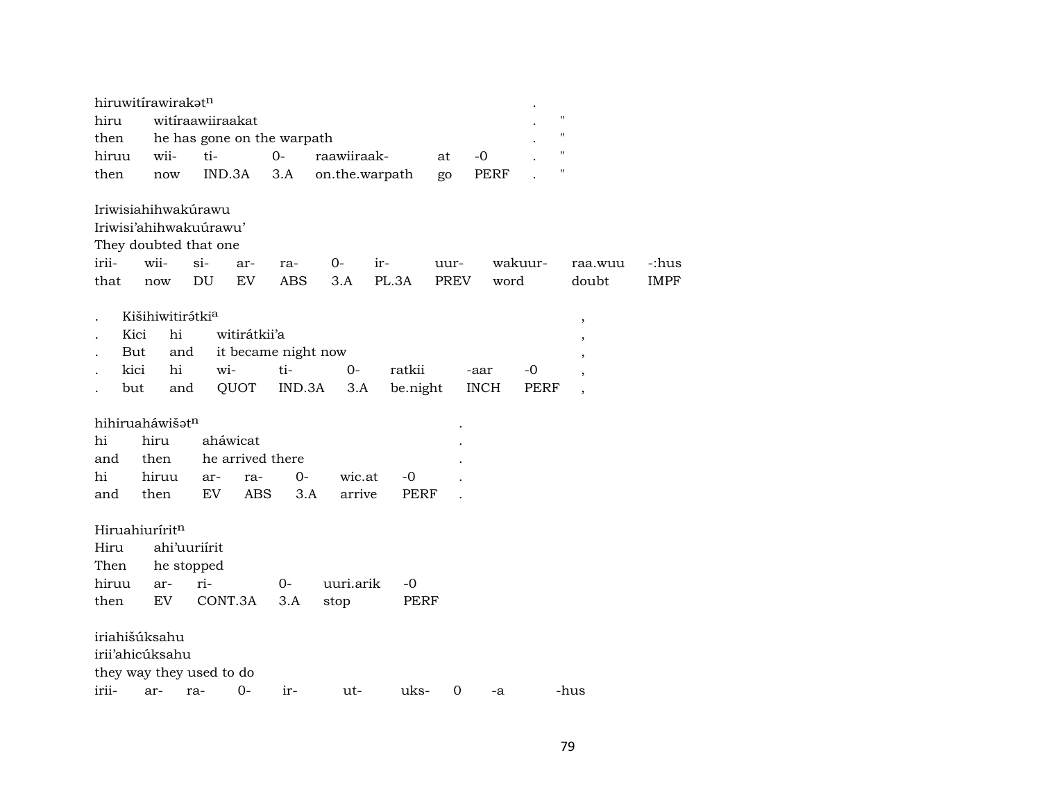hiruwitírawirakət$^{n}$ .

| hiru | witíraawiiraakat | | | | | | . | " |
|---|---|---|---|---|---|---|---|---|
| then | he has gone on the warpath | | | | | | . | " |
| hiruu | wii- | ti- | 0- | raawiiraak- | at | -0 | . | " |
| then | now | IND.3A | 3.A | on.the.warpath | go | PERF | . | " |

Iriwisiahihwakúrawu

Iriwisi'ahihwakuúrawu'

They doubted that one

| irii- | wii- | si- | ar- | ra- | 0- | ir- | uur- | wakuur- | raa.wuu | -:hus |
|---|---|---|---|---|---|---|---|---|---|---|
| that | now | DU | EV | ABS | 3.A | PL.3A | PREV | word | doubt | IMPF |

. Kišihiwitirə́tki$^{a}$ ,

| . | Kici | hi | witirátkii'a | | | | | , |
|---|---|---|---|---|---|---|---|---|
| . | But | and | it became night now | | | | | , |
| . | kici | hi | wi- | ti- | 0- | ratkii | -aar | -0 , |
| . | but | and | QUOT | IND.3A | 3.A | be.night | INCH | PERF , |

hihiruahə́wišət$^{n}$ .

| hi | hiru | aháwicat | | | | . |
|---|---|---|---|---|---|---|
| and | then | he arrived there | | | | . |
| hi | hiruu | ar- | ra- | 0- | wic.at | -0 . |
| and | then | EV | ABS | 3.A | arrive | PERF . |

Hiruahiuríirit$^{n}$

| Hiru | ahi'uuriírit | | | | |
|---|---|---|---|---|---|
| Then | he stopped | | | | |
| hiruu | ar- | ri- | 0- | uuri.arik | -0 |
| then | EV | CONT.3A | 3.A | stop | PERF |

iriahišúksahu

irii'ahicúksahu

they way they used to do

| irii- | ar- | ra- | 0- | ir- | ut- | uks- | 0 | -a | -hus |
|---|---|---|---|---|---|---|---|---|---|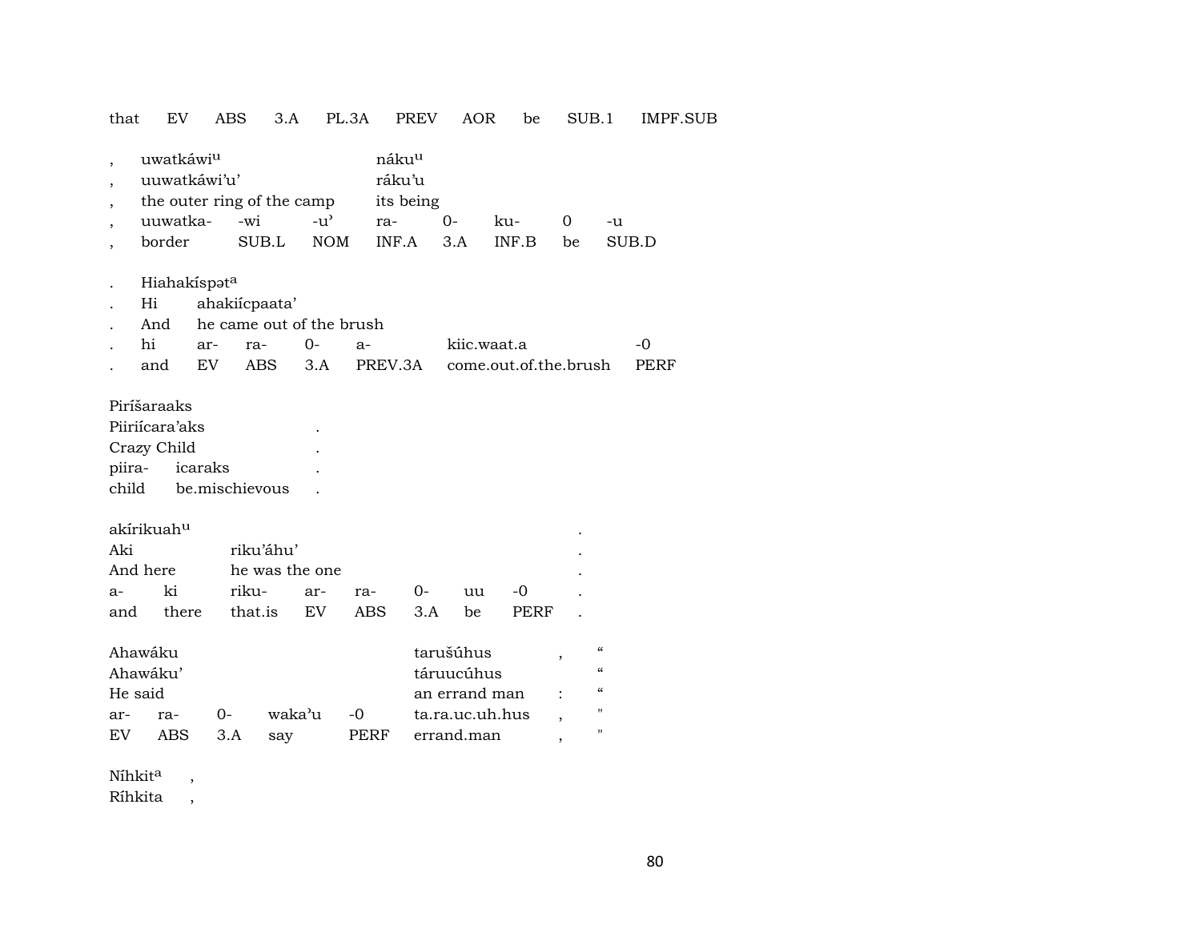that EV ABS 3.A PL.3A PREV AOR be SUB.1 IMPF.SUB

| | | | | | | | | |
|---|---|---|---|---|---|---|---|---|
| , | uwatkáwi[u] | | | náku[u] | | | | |
| , | uuwatkáwi'u' | | | ráku'u | | | | |
| , | the outer ring of the camp | | | its being | | | | |
| , | uuwatka- | -wi | -u' | ra- | 0- | ku- | 0 | -u |
| , | border | SUB.L | NOM | INF.A | 3.A | INF.B | be | SUB.D |

| | | | | | | | |
|---|---|---|---|---|---|---|---|
| . | Hiahakíspət[a] | | | | | | |
| . | Hi | ahakiícpaata' | | | | | |
| . | And | he came out of the brush | | | | | |
| . | hi | ar- | ra- | 0- | a- | kiic.waat.a | -0 |
| . | and | EV | ABS | 3.A | PREV.3A | come.out.of.the.brush | PERF |

| | | |
|---|---|---|
| Pirísaraaks | | |
| Piiriícara'aks | | . |
| Crazy Child | | . |
| piira- | icaraks | . |
| child | be.mischievous | . |

| | | | | | | | | |
|---|---|---|---|---|---|---|---|---|
| akírikuah[u] | | | | | | | | . |
| Aki | | riku'áhu' | | | | | | . |
| And here | | he was the one | | | | | | . |
| a- | ki | riku- | ar- | ra- | 0- | uu | -0 | . |
| and | there | that.is | EV | ABS | 3.A | be | PERF | . |

| | | | | | | | |
|---|---|---|---|---|---|---|---|
| Ahawáku | | | | | tarušúhus | , | " |
| Ahawáku' | | | | | táruucúhus | | " |
| He said | | | | | an errand man | : | " |
| ar- | ra- | 0- | waka'u | -0 | ta.ra.uc.uh.hus | , | " |
| EV | ABS | 3.A | say | PERF | errand.man | , | " |

Níhkit[a] ,
Ríhkita ,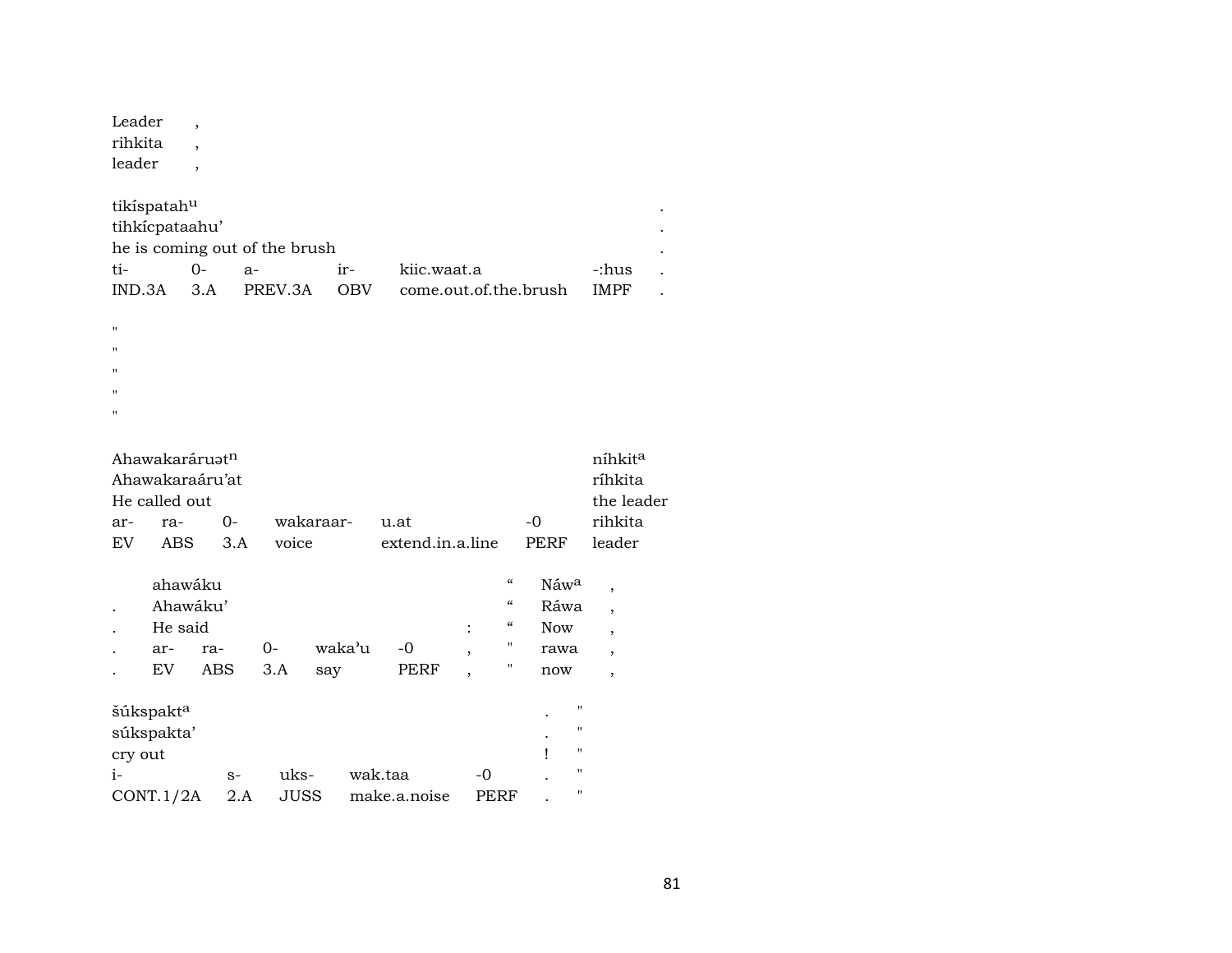Leader ,
rihkita ,
leader ,

| tikíspatah^u | | | | | | |
|---|---|---|---|---|---|---|
| tihkícpataahu' | | | | | | . |
| he is coming out of the brush | | | | | | . |
| ti- | 0- | a- | ir- | kiic.waat.a | -:hus | . |
| IND.3A | 3.A | PREV.3A | OBV | come.out.of.the.brush | IMPF | . |

"
"
"
"
"

| Ahawakaráruət^n | | | | | | níhkit^a |
|---|---|---|---|---|---|---|
| Ahawakaraáru'at | | | | | | ríhkita |
| He called out | | | | | | the leader |
| ar- | ra- | 0- | wakaraar- | u.at | -0 | rihkita |
| EV | ABS | 3.A | voice | extend.in.a.line | PERF | leader |

| | ahawáku | | | | | | “ | Náw^a | , |
|---|---|---|---|---|---|---|---|---|---|
| . | Ahawáku' | | | | | | “ | Ráwa | , |
| . | He said | | | | | : | “ | Now | , |
| . | ar- | ra- | 0- | waka'u | -0 | , | " | rawa | , |
| . | EV | ABS | 3.A | say | PERF | , | " | now | , |

| šúkspakt^a | | | | | . | " |
|---|---|---|---|---|---|---|
| súkspakta' | | | | | . | " |
| cry out | | | | | ! | " |
| i- | s- | uks- | wak.taa | -0 | . | " |
| CONT.1/2A | 2.A | JUSS | make.a.noise | PERF | . | " |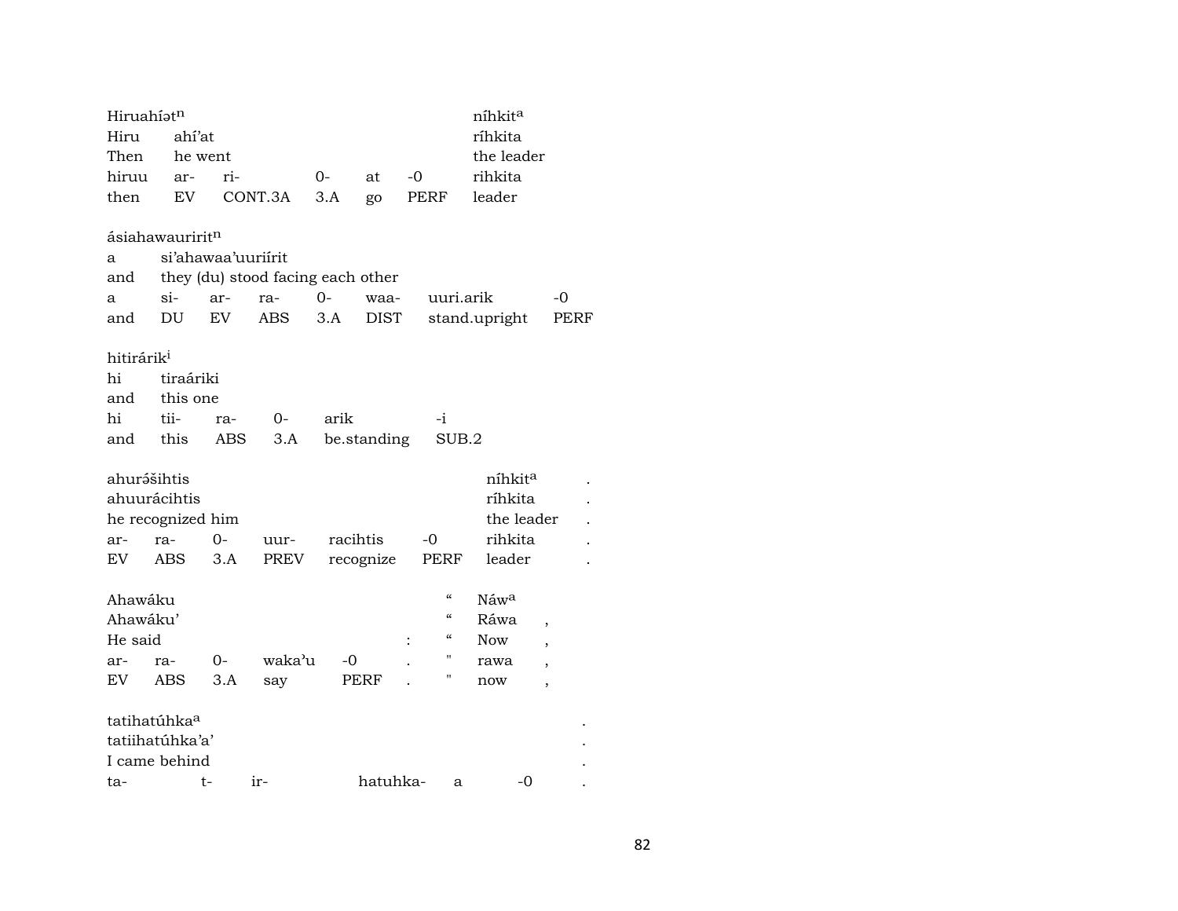| Hiruahíətⁿ | | | | | | níhkitᵃ |
|---|---|---|---|---|---|---|
| Hiru | ahí'at | | | | | ríhkita |
| Then | he went | | | | | the leader |
| hiruu | ar- | ri- | 0- | at | -0 | rihkita |
| then | EV | CONT.3A | 3.A | go | PERF | leader |

| ásiahawauriritⁿ | | | | | | | |
|---|---|---|---|---|---|---|---|
| a | si'ahawaa'uuriírit | | | | | | |
| and | they (du) stood facing each other | | | | | | |
| a | si- | ar- | ra- | 0- | waa- | uuri.arik | -0 |
| and | DU | EV | ABS | 3.A | DIST | stand.upright | PERF |

| hitirárikⁱ | | | | | |
|---|---|---|---|---|---|
| hi | tiraáriki | | | | |
| and | this one | | | | |
| hi | tii- | ra- | 0- | arik | -i |
| and | this | ABS | 3.A | be.standing | SUB.2 |

| ahurə́šihtis | | | | | | níhkitᵃ | . |
|---|---|---|---|---|---|---|---|
| ahuurácihtis | | | | | | ríhkita | . |
| he recognized him | | | | | | the leader | . |
| ar- | ra- | 0- | uur- | racihtis | -0 | rihkita | . |
| EV | ABS | 3.A | PREV | recognize | PERF | leader | . |

| Ahawáku | | | | | | " | Náwᵃ | |
|---|---|---|---|---|---|---|---|---|
| Ahawáku' | | | | | | " | Ráwa | , |
| He said | | | | | : | " | Now | , |
| ar- | ra- | 0- | waka'u | -0 | . | " | rawa | , |
| EV | ABS | 3.A | say | PERF | . | " | now | , |

| tatihatúhkaᵃ | | | | | | . |
|---|---|---|---|---|---|---|
| tatiihatúhka'a' | | | | | | . |
| I came behind | | | | | | . |
| ta- | t- | ir- | hatuhka- | a | -0 | . |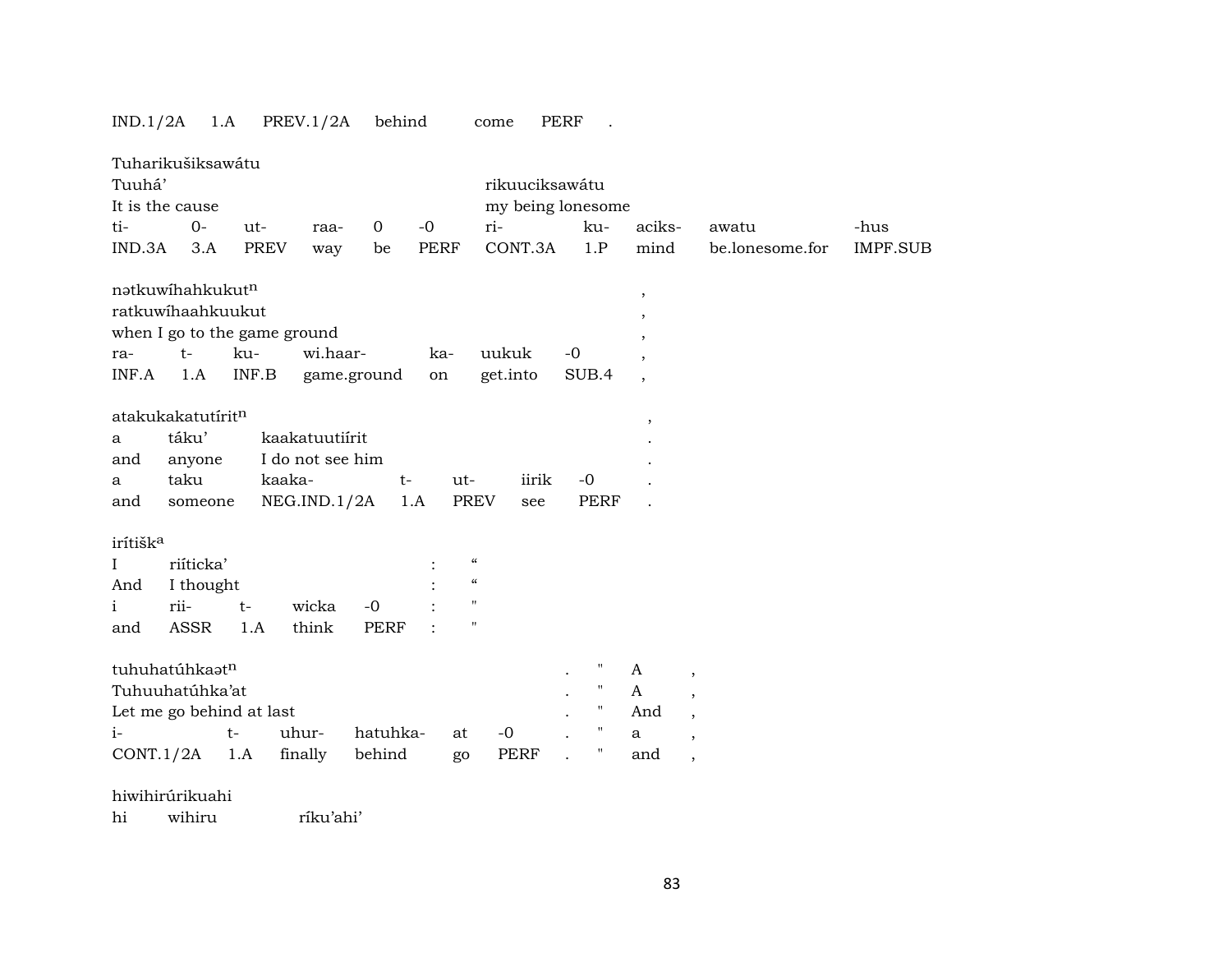| IND.1/2A | 1.A | PREV.1/2A | behind | come | PERF | . |
|---|---|---|---|---|---|---|

Tuharikušiksawátu

| Tuuhá' | | | | | | rikuuciksawátu | | | | |
|---|---|---|---|---|---|---|---|---|---|---|
| It is the cause | | | | | | my being lonesome | | | | |
| ti- | 0- | ut- | raa- | 0 | -0 | ri- | ku- | aciks- | awatu | -hus |
| IND.3A | 3.A | PREV | way | be | PERF | CONT.3A | 1.P | mind | be.lonesome.for | IMPF.SUB |

nətkuwíhahkukut[n] ,

| ratkuwíhaahkuukut | | | | | | | , |
|---|---|---|---|---|---|---|---|
| when I go to the game ground | | | | | | | , |
| ra- | t- | ku- | wi.haar- | ka- | uukuk | -0 | , |
| INF.A | 1.A | INF.B | game.ground | on | get.into | SUB.4 | , |

atakukakatutírit[n] ,

| a | táku' | kaakatuutiírit | | | | | . |
|---|---|---|---|---|---|---|---|
| and | anyone | I do not see him | | | | | . |
| a | taku | kaaka- | t- | ut- | iirik | -0 | . |
| and | someone | NEG.IND.1/2A | 1.A | PREV | see | PERF | . |

irítišk[a]

| I | riíticka' | | | | : | " |
|---|---|---|---|---|---|---|
| And | I thought | | | | : | " |
| i | rii- | t- | wicka | -0 | : | " |
| and | ASSR | 1.A | think | PERF | : | " |

tuhuhatúhkaət[n] . " A ,

| Tuhuuhatúhka'at | | | | | | . | " | A | , |
|---|---|---|---|---|---|---|---|---|---|
| Let me go behind at last | | | | | | . | " | And | , |
| i- | t- | uhur- | hatuhka- | at | -0 | . | " | a | , |
| CONT.1/2A | 1.A | finally | behind | go | PERF | . | " | and | , |

hiwihirúrikuahi

hi wihiru ríku'ahi'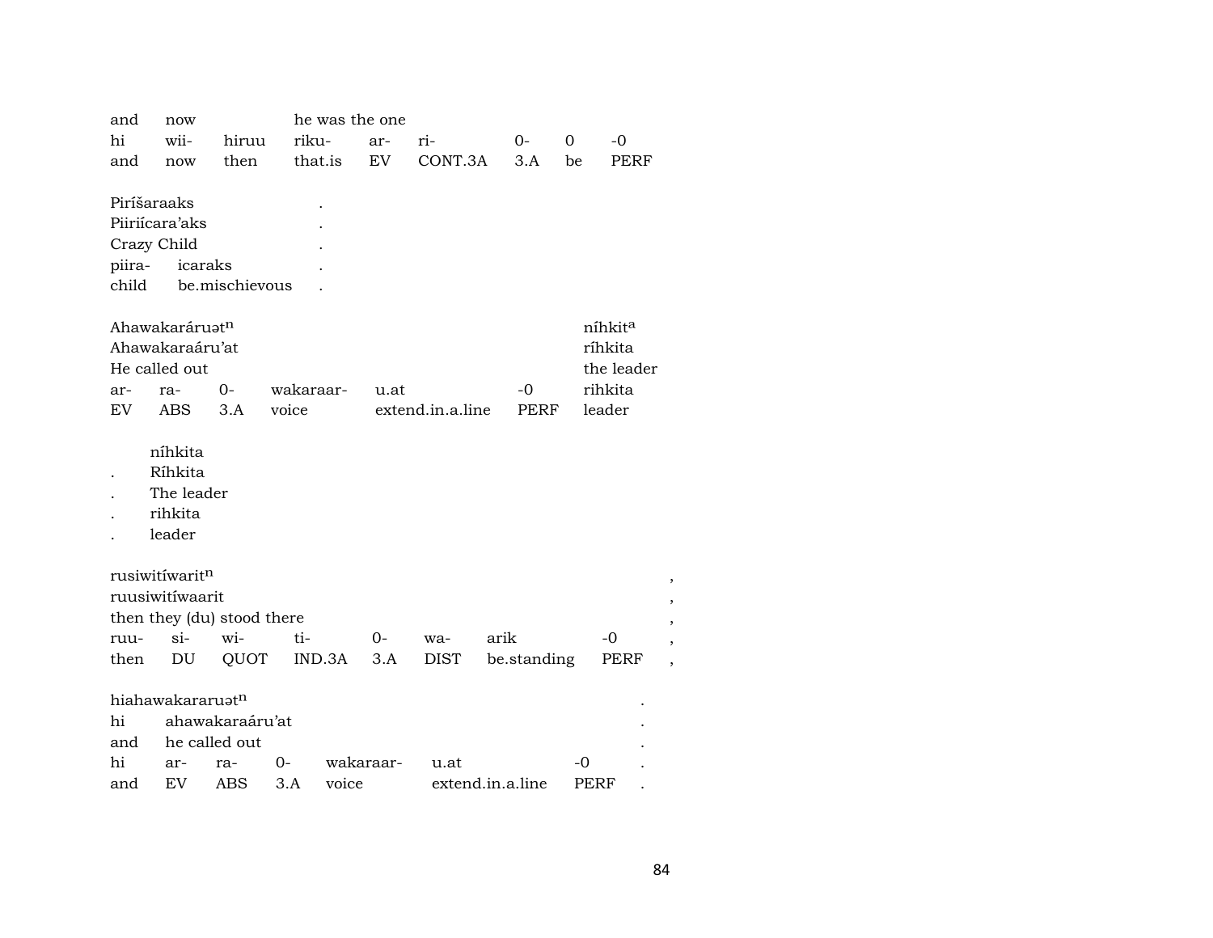and now he was the one
hi wii- hiruu riku- ar- ri- 0- 0 -0
and now then that.is EV CONT.3A 3.A be PERF

Piríšaraaks .
Piiriícara'aks .
Crazy Child .
piira- icaraks .
child be.mischievous .

Ahawakaráruət[n] níhkit[a]
Ahawakaraáru'at ríhkita
He called out the leader
ar- ra- 0- wakaraar- u.at -0 rihkita
EV ABS 3.A voice extend.in.a.line PERF leader

níhkita
. Ríhkita
. The leader
. rihkita
. leader

rusiwitíwarit[n] ,
ruusiwitíwaarit ,
then they (du) stood there ,
ruu- si- wi- ti- 0- wa- arik -0 ,
then DU QUOT IND.3A 3.A DIST be.standing PERF ,

hiahawakararuət[n] .
hi ahawakaraáru'at .
and he called out .
hi ar- ra- 0- wakaraar- u.at -0 .
and EV ABS 3.A voice extend.in.a.line PERF .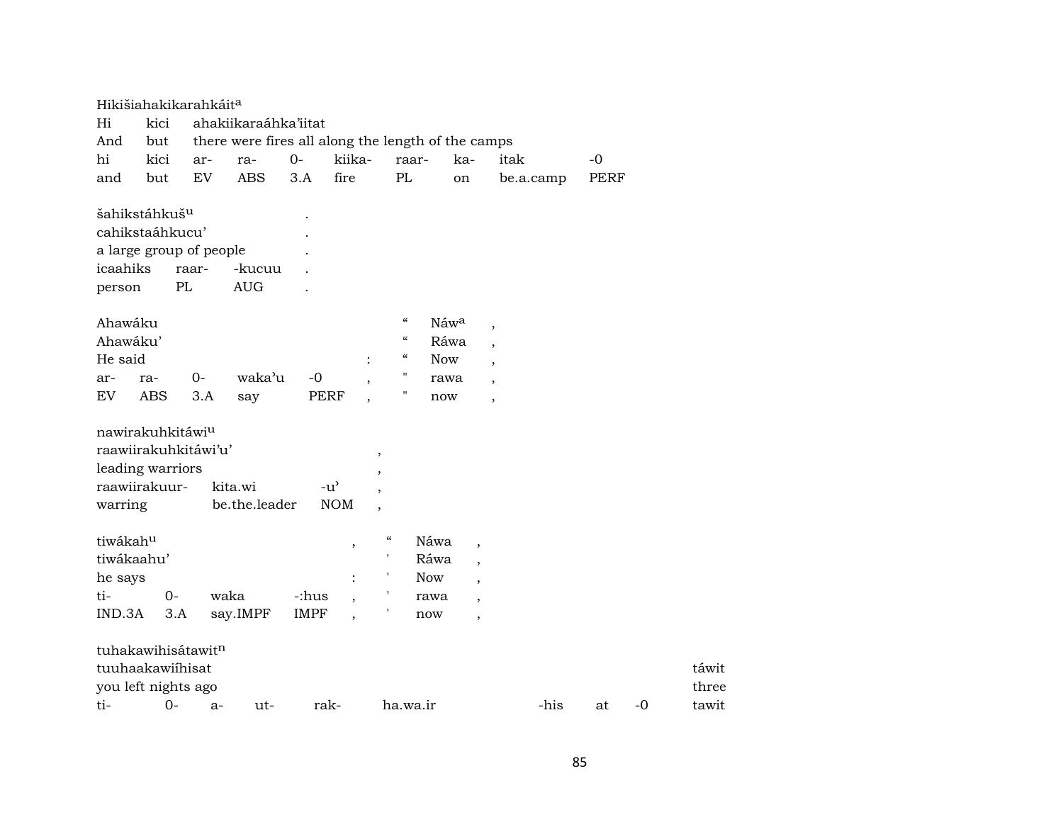Hikišiahakikarahkáit[a]

| Hi | kici | ahakiikaraáhka'iitat | | | | | | | |
|---|---|---|---|---|---|---|---|---|---|
| And | but | there were fires all along the length of the camps | | | | | | | |
| hi | kici | ar- | ra- | 0- | kiika- | raar- | ka- | itak | -0 |
| and | but | EV | ABS | 3.A | fire | PL | on | be.a.camp | PERF |

šahikstáhkuš[u] .

| cahikstaáhkucu' | | | . |
|---|---|---|---|
| a large group of people | | | . |
| icaahiks | raar- | -kucuu | . |
| person | PL | AUG | . |

Ahawáku " Náw[a] ,

| Ahawáku' | | | | | | " | Ráwa | , |
|---|---|---|---|---|---|---|---|---|
| He said | | | | | : | " | Now | , |
| ar- | ra- | 0- | waka'u | -0 | , | " | rawa | , |
| EV | ABS | 3.A | say | PERF | , | " | now | , |

nawirakuhkitáwi[u]

| raawiirakuhkitáwi'u' | | | , |
|---|---|---|---|
| leading warriors | | | , |
| raawiirakuur- | kita.wi | -u' | , |
| warring | be.the.leader | NOM | , |

tiwákah[u] , " Náwa ,

| tiwákaahu' | | | | | ' | Ráwa | , |
|---|---|---|---|---|---|---|---|
| he says | | | | : | ' | Now | , |
| ti- | 0- | waka | -:hus | , | ' | rawa | , |
| IND.3A | 3.A | say.IMPF | IMPF | , | ' | now | , |

tuhakawihisátawit[n]

| tuuhaakawiíhisat | | | | | | | | | táwit |
|---|---|---|---|---|---|---|---|---|---|
| you left nights ago | | | | | | | | | three |
| ti- | 0- | a- | ut- | rak- | ha.wa.ir | -his | at | -0 | tawit |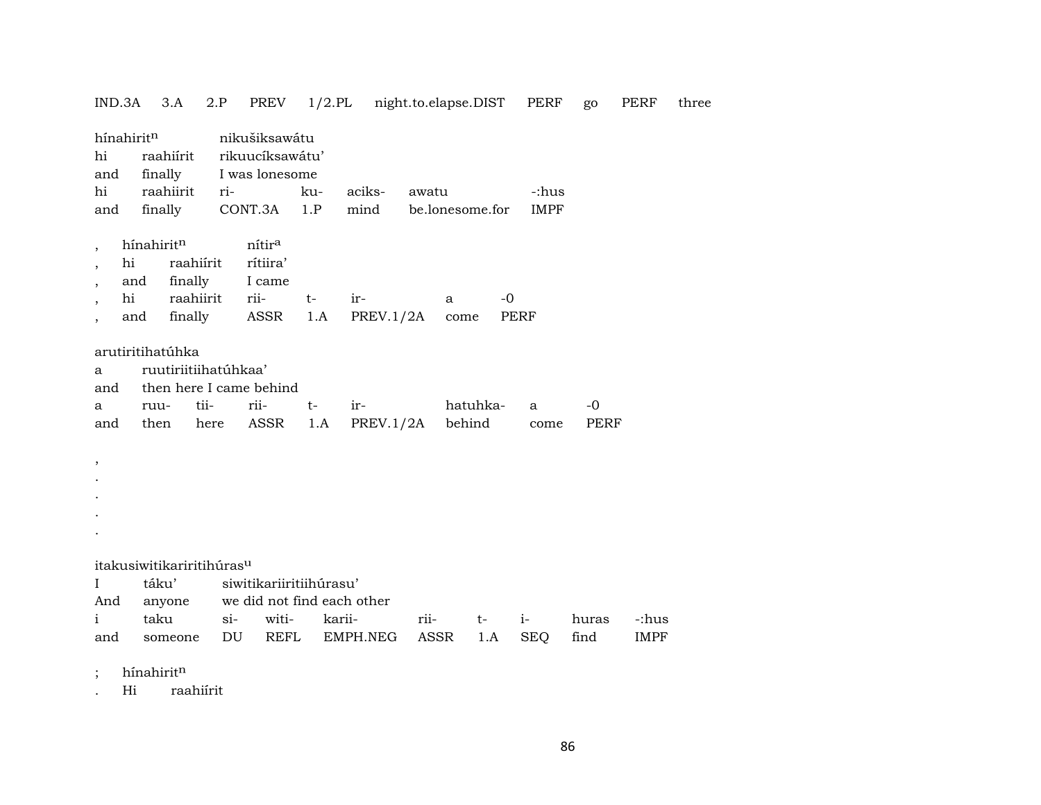IND.3A 3.A 2.P PREV 1/2.PL night.to.elapse.DIST PERF go PERF three

hínahirit$^{n}$ nikušiksawátu
hi raahiírit rikuucíksawátu'
and finally I was lonesome
hi raahiirit ri- ku- aciks- awatu -:hus
and finally CONT.3A 1.P mind be.lonesome.for IMPF

, hínahirit$^{n}$ nítir$^{a}$
, hi raahiírit rítiira'
, and finally I came
, hi raahiirit rii- t- ir- a -0
, and finally ASSR 1.A PREV.1/2A come PERF

arutiritihatúhka
a ruutiriitiihatúhkaa'
and then here I came behind
a ruu- tii- rii- t- ir- hatuhka- a -0
and then here ASSR 1.A PREV.1/2A behind come PERF

,
.
.
.
.

itakusiwitikariritihúras$^{u}$
I táku' siwitikariiritiihúrasu'
And anyone we did not find each other
i taku si- witi- karii- rii- t- i- huras -:hus
and someone DU REFL EMPH.NEG ASSR 1.A SEQ find IMPF

; hínahirit$^{n}$
. Hi raahiírit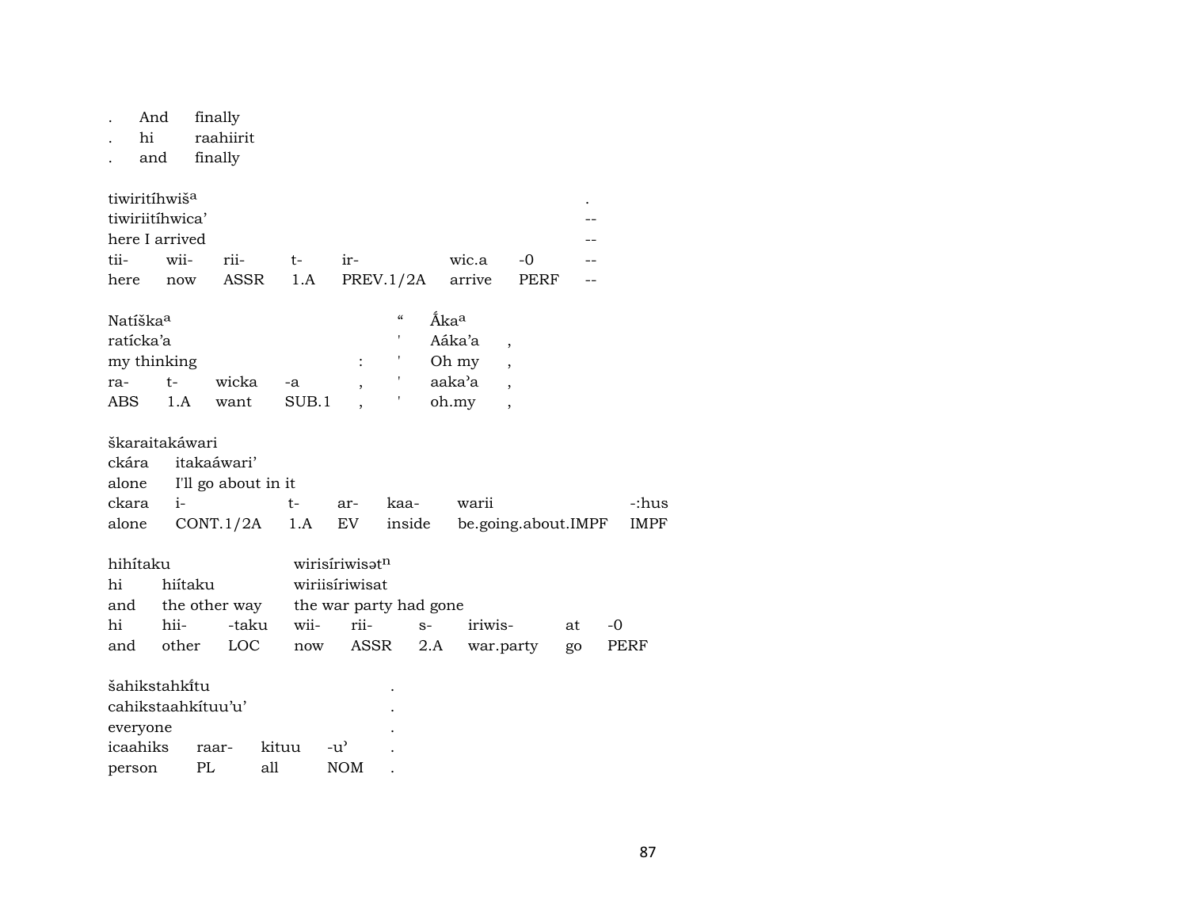| . | And | finally |
|---|---|---|
| . | hi | raahiirit |
| . | and | finally |

| tiwiritíhwiš[a] | | | | | | | . |
|---|---|---|---|---|---|---|---|
| tiwiriitíhwica’ | | | | | | | -- |
| here I arrived | | | | | | | -- |
| tii- | wii- | rii- | t- | ir- | wic.a | -0 | -- |
| here | now | ASSR | 1.A | PREV.1/2A | arrive | PERF | -- |

| Natíška[a] | | | | | “ | Ákạ[a] | |
|---|---|---|---|---|---|---|---|
| ratícka’a | | | | | ' | Aáka’a | , |
| my thinking | | | | : | ' | Oh my | , |
| ra- | t- | wicka | -a | , | ' | aaka’a | , |
| ABS | 1.A | want | SUB.1 | , | ' | oh.my | , |

| škaraitakáwari | | | | | | |
|---|---|---|---|---|---|---|
| ckára | itakaáwari’ | | | | | |
| alone | I'll go about in it | | | | | |
| ckara | i- | t- | ar- | kaa- | warii | -:hus |
| alone | CONT.1/2A | 1.A | EV | inside | be.going.about.IMPF | IMPF |

| hihítaku | | | wirisíriwisət[n] | | | | | |
|---|---|---|---|---|---|---|---|---|
| hi | hiítaku | | wiriisíriwisat | | | | | |
| and | the other way | | the war party had gone | | | | | |
| hi | hii- | -taku | wii- | rii- | s- | iriwis- | at | -0 |
| and | other | LOC | now | ASSR | 2.A | war.party | go | PERF |

| šahikstahkítu | | | | . |
|---|---|---|---|---|
| cahikstaahkítuu’u’ | | | | . |
| everyone | | | | . |
| icaahiks | raar- | kituu | -u’ | . |
| person | PL | all | NOM | . |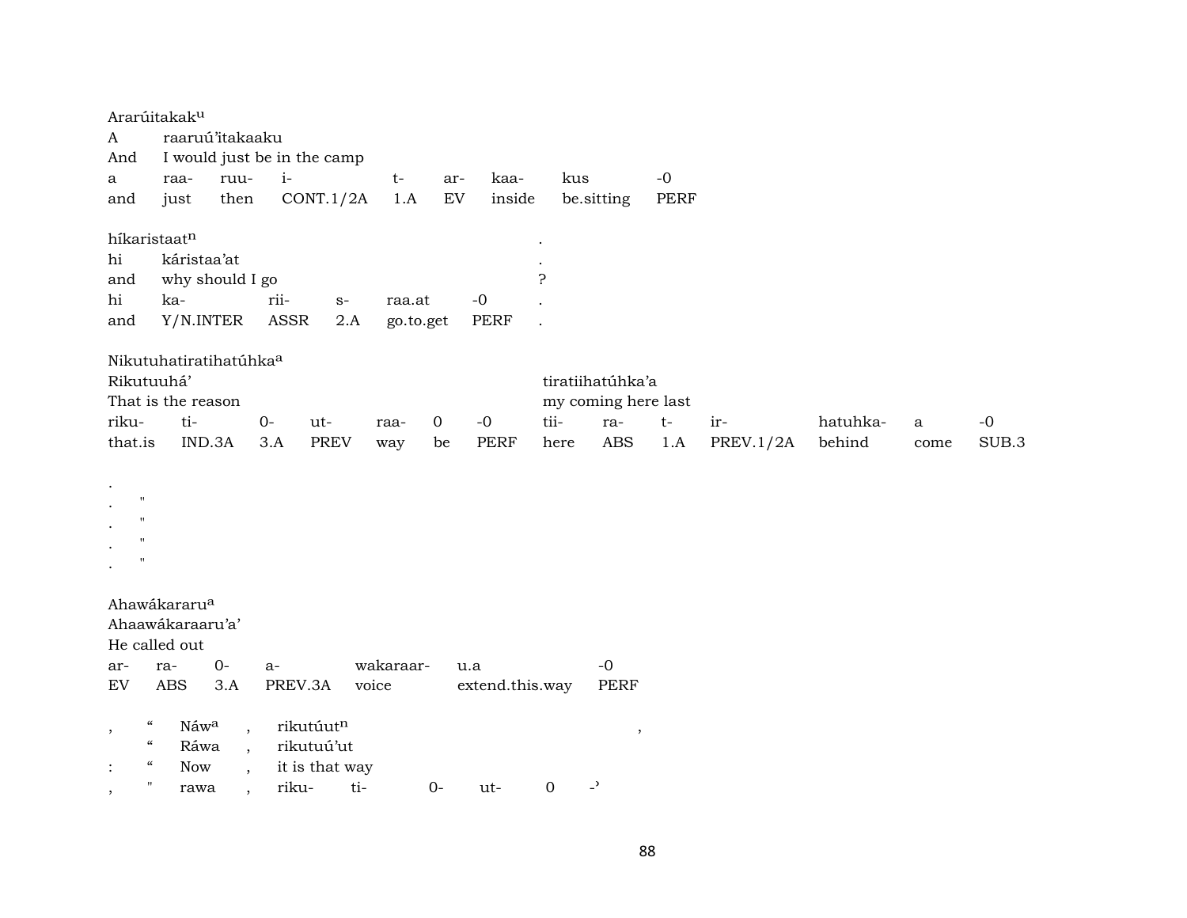Ararúitakak^u
A raaruú'itakaaku
And I would just be in the camp

| a | raa- | ruu- | i- | t- | ar- | kaa- | kus | -0 |
|---|---|---|---|---|---|---|---|---|
| and | just | then | CONT.1/2A | 1.A | EV | inside | be.sitting | PERF |

híkaristaat^n .
hi káristaa'at .
and why should I go ?

| hi | ka- | rii- | s- | raa.at | -0 | . |
|---|---|---|---|---|---|---|
| and | Y/N.INTER | ASSR | 2.A | go.to.get | PERF | . |

Nikutuhatiratihatúhka^a
Rikutuuhá' tiratiihatúhka'a
That is the reason my coming here last

| riku- | ti- | 0- | ut- | raa- | 0 | -0 | tii- | ra- | t- | ir- | hatuhka- | a | -0 |
|---|---|---|---|---|---|---|---|---|---|---|---|---|---|
| that.is | IND.3A | 3.A | PREV | way | be | PERF | here | ABS | 1.A | PREV.1/2A | behind | come | SUB.3 |

.
. "
. "
. "
. "

Ahawákararu^a
Ahaawákaraaru'a'
He called out

| ar- | ra- | 0- | a- | wakaraar- | u.a | -0 |
|---|---|---|---|---|---|---|
| EV | ABS | 3.A | PREV.3A | voice | extend.this.way | PERF |

| , | " | Náw^a | , | rikutúut^n | | | | , |
|---|---|---|---|---|---|---|---|---|
| | " | Ráwa | , | rikutuú'ut | | | | |
| : | " | Now | , | it is that way | | | | |
| , | " | rawa | , | riku- | ti- | 0- | ut- | 0 -' |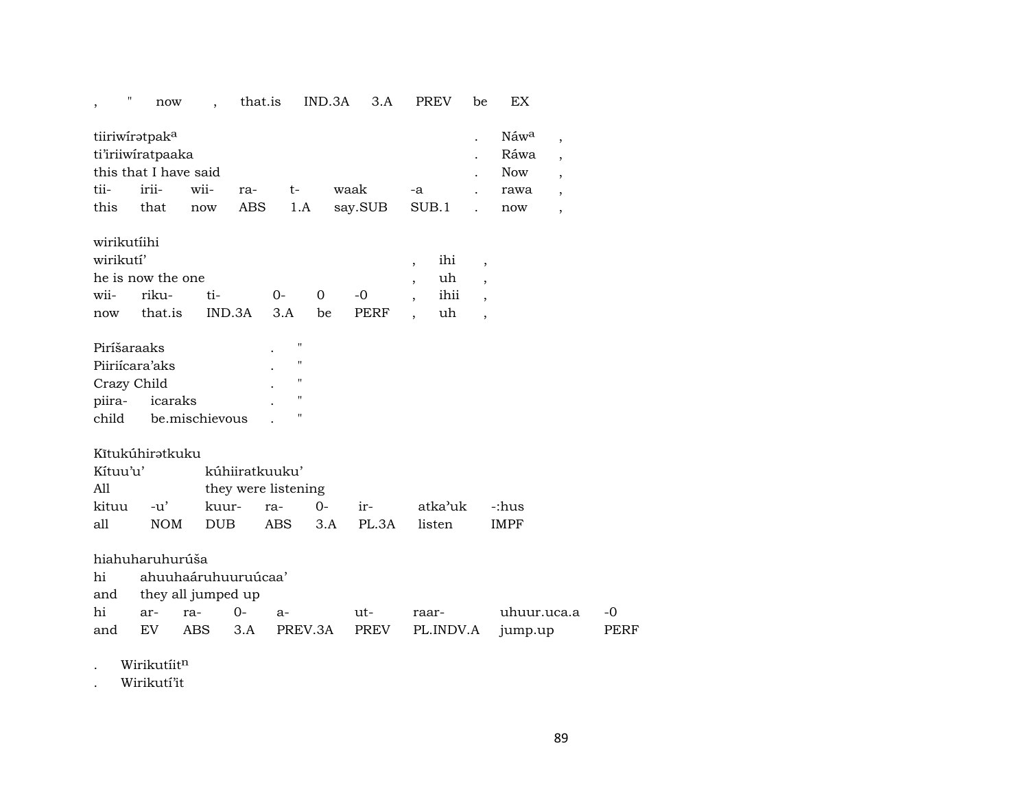| , | " | now | , | that.is | IND.3A | 3.A | PREV | be | EX |
|---|---|---|---|---|---|---|---|---|---|

| tiiriwírətpak[a] | | | | | | | . | Náw[a] | , |
|---|---|---|---|---|---|---|---|---|---|
| ti'iriiwíratpaaka | | | | | | | . | Ráwa | , |
| this that I have said | | | | | | | . | Now | , |
| tii- | irii- | wii- | ra- | t- | waak | -a | . | rawa | , |
| this | that | now | ABS | 1.A | say.SUB | SUB.1 | . | now | , |

| wirikutíihi | | | | | | | | |
|---|---|---|---|---|---|---|---|---|
| wirikutí' | | | | | | , | ihi | , |
| he is now the one | | | | | | , | uh | , |
| wii- | riku- | ti- | 0- | 0 | -0 | , | ihii | , |
| now | that.is | IND.3A | 3.A | be | PERF | , | uh | , |

| Piríšaraaks | | . | " |
|---|---|---|---|
| Piiriícara'aks | | . | " |
| Crazy Child | | . | " |
| piira- | icaraks | . | " |
| child | be.mischievous | . | " |

| Kĩtukúhirətkuku | | | | | | | |
|---|---|---|---|---|---|---|---|
| Kítuu'u' | | kúhiiratkuuku' | | | | | |
| All | | they were listening | | | | | |
| kituu | -u' | kuur- | ra- | 0- | ir- | atka'uk | -:hus |
| all | NOM | DUB | ABS | 3.A | PL.3A | listen | IMPF |

| hiahuharuhurúša | | | | | | | | |
|---|---|---|---|---|---|---|---|---|
| hi | ahuuhaáruhuuruúcaa' | | | | | | | |
| and | they all jumped up | | | | | | | |
| hi | ar- | ra- | 0- | a- | ut- | raar- | uhuur.uca.a | -0 |
| and | EV | ABS | 3.A | PREV.3A | PREV | PL.INDV.A | jump.up | PERF |

| . | Wirikutíit[n] |
|---|---|
| . | Wirikutí'it |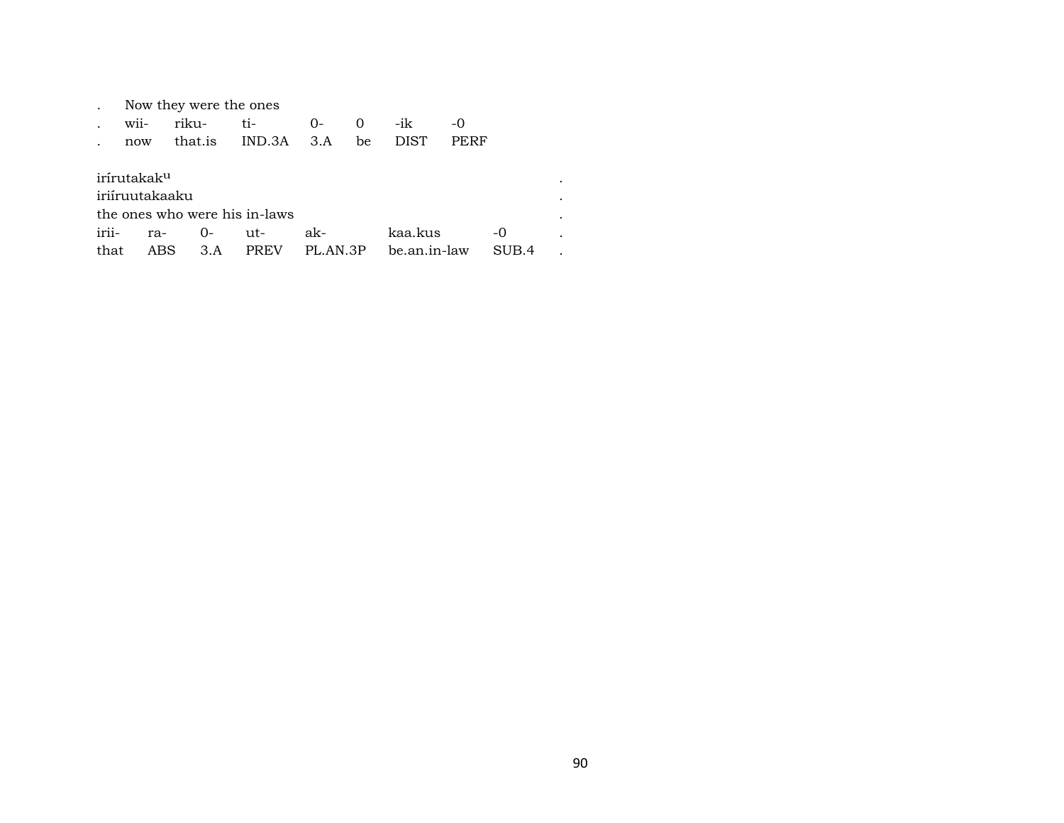. Now they were the ones

| | | | | | | | |
|---|---|---|---|---|---|---|---|
| . | wii- | riku- | ti- | 0- | 0 | -ik | -0 |
| . | now | that.is | IND.3A | 3.A | be | DIST | PERF |

irírutakak^u .

iriíruutakaaku .

the ones who were his in-laws .

| | | | | | | | |
|---|---|---|---|---|---|---|---|
| irii- | ra- | 0- | ut- | ak- | kaa.kus | -0 | . |
| that | ABS | 3.A | PREV | PL.AN.3P | be.an.in-law | SUB.4 | . |